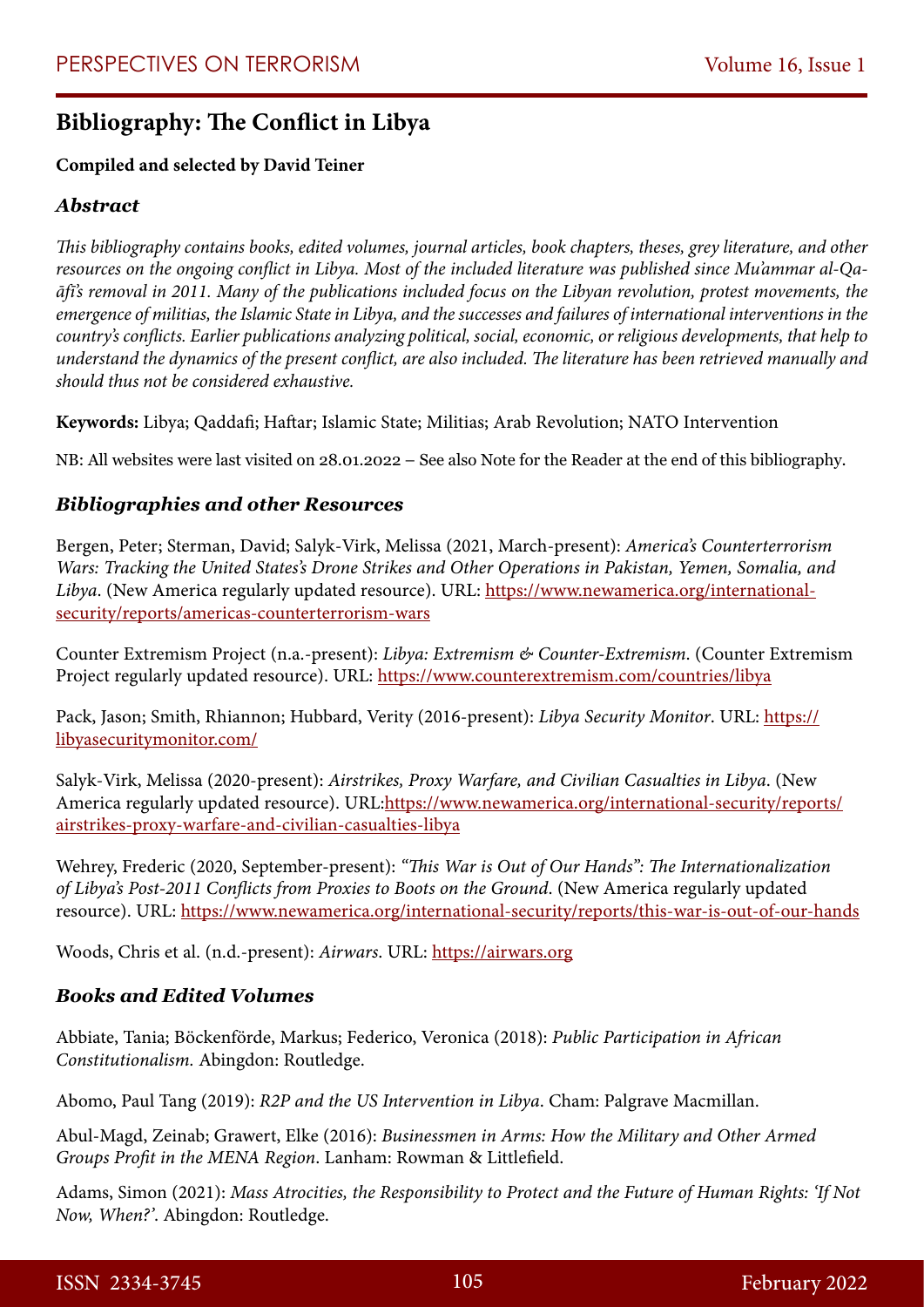# Bibliography: The Conflict in Libya

**Compiled and selected by David Teiner**

### *Abstract*

*This bibliography contains books, edited volumes, journal articles, book chapters, theses, grey literature, and other resources on the ongoing conflict in Libya. Most of the included literature was published since Mu'ammar al-Qaḏāfī's removal in 2011. Many of the publications included focus on the Libyan revolution, protest movements, the emergence of militias, the Islamic State in Libya, and the successes and failures of international interventions in the country's conflicts. Earlier publications analyzing political, social, economic, or religious developments, that help to understand the dynamics of the present conflict, are also included. The literature has been retrieved manually and should thus not be considered exhaustive.*

**Keywords:** Libya; Qaddafi; Haftar; Islamic State; Militias; Arab Revolution; NATO Intervention

NB: All websites were last visited on 28.01.2022 – See also Note for the Reader at the end of this bibliography.

### *Bibliographies and other Resources*

Bergen, Peter; Sterman, David; Salyk-Virk, Melissa (2021, March-present): *America's Counterterrorism Wars: Tracking the United States's Drone Strikes and Other Operations in Pakistan, Yemen, Somalia, and Libya*. (New America regularly updated resource). URL: https://www.newamerica.org/international-security/reports/americas-counterterrorism-wars

Counter Extremism Project (n.a.-present): *Libya: Extremism & Counter-Extremism*. (Counter Extremism Project regularly updated resource). URL: https://www.counterextremism.com/countries/libya

Pack, Jason; Smith, Rhiannon; Hubbard, Verity (2016-present): *Libya Security Monitor*. URL: https://libyasecuritymonitor.com/

Salyk-Virk, Melissa (2020-present): *Airstrikes, Proxy Warfare, and Civilian Casualties in Libya*. (New America regularly updated resource). URL:https://www.newamerica.org/international-security/reports/airstrikes-proxy-warfare-and-civilian-casualties-libya

Wehrey, Frederic (2020, September-present): *"This War is Out of Our Hands": The Internationalization of Libya's Post-2011 Conflicts from Proxies to Boots on the Ground*. (New America regularly updated resource). URL: https://www.newamerica.org/international-security/reports/this-war-is-out-of-our-hands

Woods, Chris et al. (n.d.-present): *Airwars*. URL: https://airwars.org

### *Books and Edited Volumes*

Abbiate, Tania; Böckenförde, Markus; Federico, Veronica (2018): *Public Participation in African Constitutionalism*. Abingdon: Routledge.

Abomo, Paul Tang (2019): *R2P and the US Intervention in Libya*. Cham: Palgrave Macmillan.

Abul-Magd, Zeinab; Grawert, Elke (2016): *Businessmen in Arms: How the Military and Other Armed Groups Profit in the MENA Region*. Lanham: Rowman & Littlefield.

Adams, Simon (2021): *Mass Atrocities, the Responsibility to Protect and the Future of Human Rights: 'If Not Now, When?'*. Abingdon: Routledge.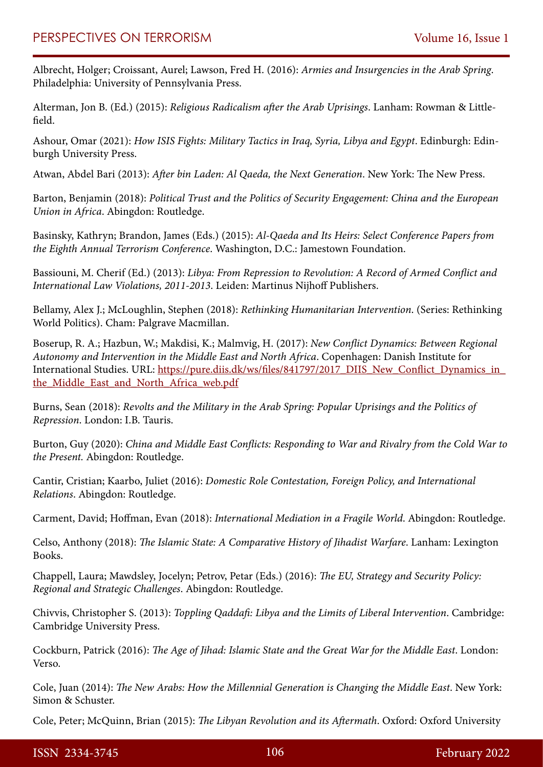Albrecht, Holger; Croissant, Aurel; Lawson, Fred H. (2016): *Armies and Insurgencies in the Arab Spring*. Philadelphia: University of Pennsylvania Press.

Alterman, Jon B. (Ed.) (2015): *Religious Radicalism after the Arab Uprisings*. Lanham: Rowman & Littlefield.

Ashour, Omar (2021): *How ISIS Fights: Military Tactics in Iraq, Syria, Libya and Egypt*. Edinburgh: Edinburgh University Press.

Atwan, Abdel Bari (2013): *After bin Laden: Al Qaeda, the Next Generation*. New York: The New Press.

Barton, Benjamin (2018): *Political Trust and the Politics of Security Engagement: China and the European Union in Africa*. Abingdon: Routledge.

Basinsky, Kathryn; Brandon, James (Eds.) (2015): *Al-Qaeda and Its Heirs: Select Conference Papers from the Eighth Annual Terrorism Conference*. Washington, D.C.: Jamestown Foundation.

Bassiouni, M. Cherif (Ed.) (2013): *Libya: From Repression to Revolution: A Record of Armed Conflict and International Law Violations, 2011-2013*. Leiden: Martinus Nijhoff Publishers.

Bellamy, Alex J.; McLoughlin, Stephen (2018): *Rethinking Humanitarian Intervention*. (Series: Rethinking World Politics). Cham: Palgrave Macmillan.

Boserup, R. A.; Hazbun, W.; Makdisi, K.; Malmvig, H. (2017): *New Conflict Dynamics: Between Regional Autonomy and Intervention in the Middle East and North Africa*. Copenhagen: Danish Institute for International Studies. URL: [https://pure.diis.dk/ws/files/841797/2017_DIIS_New_Conflict_Dynamics_in_the_Middle_East_and_North_Africa_web.pdf](https://pure.diis.dk/ws/files/841797/2017_DIIS_New_Conflict_Dynamics_in_the_Middle_East_and_North_Africa_web.pdf)

Burns, Sean (2018): *Revolts and the Military in the Arab Spring: Popular Uprisings and the Politics of Repression*. London: I.B. Tauris.

Burton, Guy (2020): *China and Middle East Conflicts: Responding to War and Rivalry from the Cold War to the Present.* Abingdon: Routledge.

Cantir, Cristian; Kaarbo, Juliet (2016): *Domestic Role Contestation, Foreign Policy, and International Relations*. Abingdon: Routledge.

Carment, David; Hoffman, Evan (2018): *International Mediation in a Fragile World*. Abingdon: Routledge.

Celso, Anthony (2018): *The Islamic State: A Comparative History of Jihadist Warfare*. Lanham: Lexington Books.

Chappell, Laura; Mawdsley, Jocelyn; Petrov, Petar (Eds.) (2016): *The EU, Strategy and Security Policy: Regional and Strategic Challenges*. Abingdon: Routledge.

Chivvis, Christopher S. (2013): *Toppling Qaddafi: Libya and the Limits of Liberal Intervention*. Cambridge: Cambridge University Press.

Cockburn, Patrick (2016): *The Age of Jihad: Islamic State and the Great War for the Middle East*. London: Verso.

Cole, Juan (2014): *The New Arabs: How the Millennial Generation is Changing the Middle East*. New York: Simon & Schuster.

Cole, Peter; McQuinn, Brian (2015): *The Libyan Revolution and its Aftermath*. Oxford: Oxford University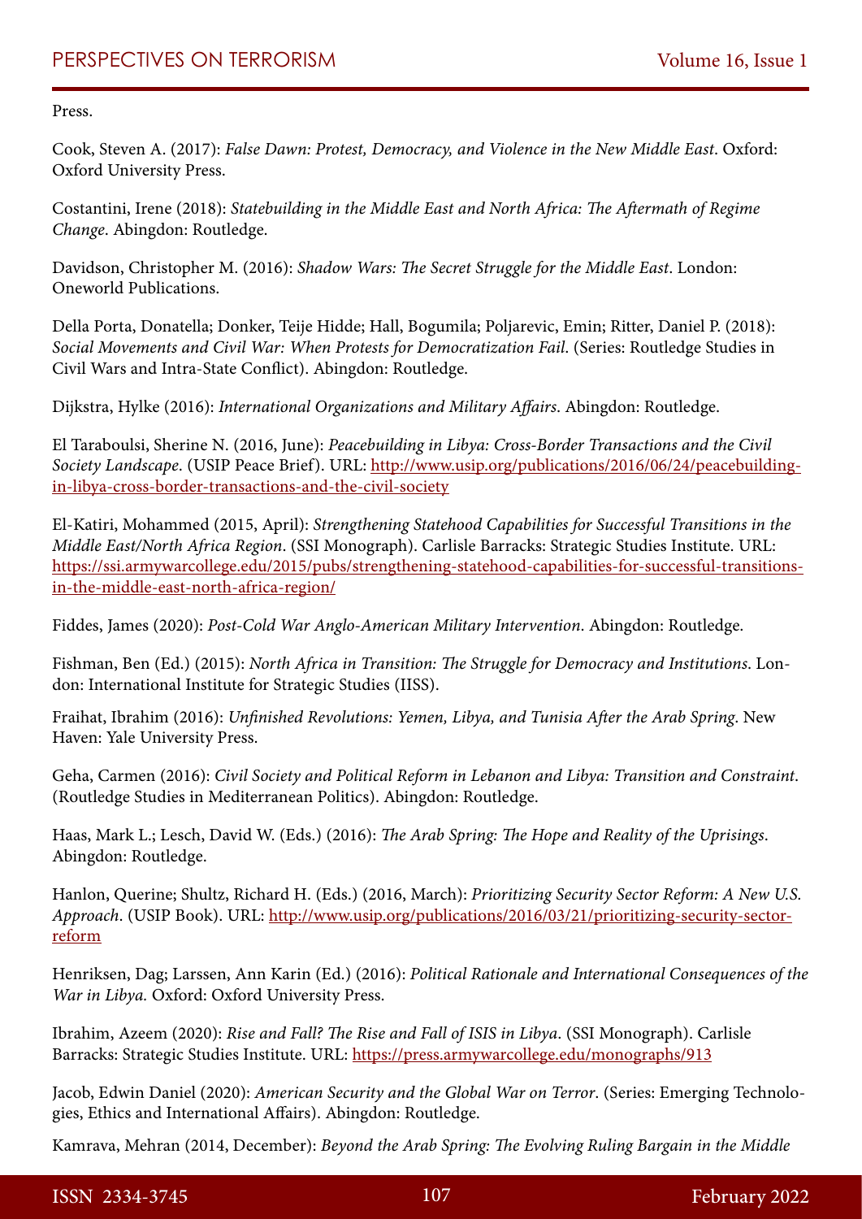Press.

Cook, Steven A. (2017): *False Dawn: Protest, Democracy, and Violence in the New Middle East*. Oxford: Oxford University Press.

Costantini, Irene (2018): *Statebuilding in the Middle East and North Africa: The Aftermath of Regime Change*. Abingdon: Routledge.

Davidson, Christopher M. (2016): *Shadow Wars: The Secret Struggle for the Middle East*. London: Oneworld Publications.

Della Porta, Donatella; Donker, Teije Hidde; Hall, Bogumila; Poljarevic, Emin; Ritter, Daniel P. (2018): *Social Movements and Civil War: When Protests for Democratization Fail*. (Series: Routledge Studies in Civil Wars and Intra-State Conflict). Abingdon: Routledge.

Dijkstra, Hylke (2016): *International Organizations and Military Affairs*. Abingdon: Routledge.

El Taraboulsi, Sherine N. (2016, June): *Peacebuilding in Libya: Cross-Border Transactions and the Civil Society Landscape*. (USIP Peace Brief). URL: http://www.usip.org/publications/2016/06/24/peacebuilding-in-libya-cross-border-transactions-and-the-civil-society

El-Katiri, Mohammed (2015, April): *Strengthening Statehood Capabilities for Successful Transitions in the Middle East/North Africa Region*. (SSI Monograph). Carlisle Barracks: Strategic Studies Institute. URL: https://ssi.armywarcollege.edu/2015/pubs/strengthening-statehood-capabilities-for-successful-transitions-in-the-middle-east-north-africa-region/

Fiddes, James (2020): *Post-Cold War Anglo-American Military Intervention*. Abingdon: Routledge.

Fishman, Ben (Ed.) (2015): *North Africa in Transition: The Struggle for Democracy and Institutions*. London: International Institute for Strategic Studies (IISS).

Fraihat, Ibrahim (2016): *Unfinished Revolutions: Yemen, Libya, and Tunisia After the Arab Spring*. New Haven: Yale University Press.

Geha, Carmen (2016): *Civil Society and Political Reform in Lebanon and Libya: Transition and Constraint*. (Routledge Studies in Mediterranean Politics). Abingdon: Routledge.

Haas, Mark L.; Lesch, David W. (Eds.) (2016): *The Arab Spring: The Hope and Reality of the Uprisings*. Abingdon: Routledge.

Hanlon, Querine; Shultz, Richard H. (Eds.) (2016, March): *Prioritizing Security Sector Reform: A New U.S. Approach*. (USIP Book). URL: http://www.usip.org/publications/2016/03/21/prioritizing-security-sector-reform

Henriksen, Dag; Larssen, Ann Karin (Ed.) (2016): *Political Rationale and International Consequences of the War in Libya.* Oxford: Oxford University Press.

Ibrahim, Azeem (2020): *Rise and Fall? The Rise and Fall of ISIS in Libya*. (SSI Monograph). Carlisle Barracks: Strategic Studies Institute. URL: https://press.armywarcollege.edu/monographs/913

Jacob, Edwin Daniel (2020): *American Security and the Global War on Terror*. (Series: Emerging Technologies, Ethics and International Affairs). Abingdon: Routledge.

Kamrava, Mehran (2014, December): *Beyond the Arab Spring: The Evolving Ruling Bargain in the Middle*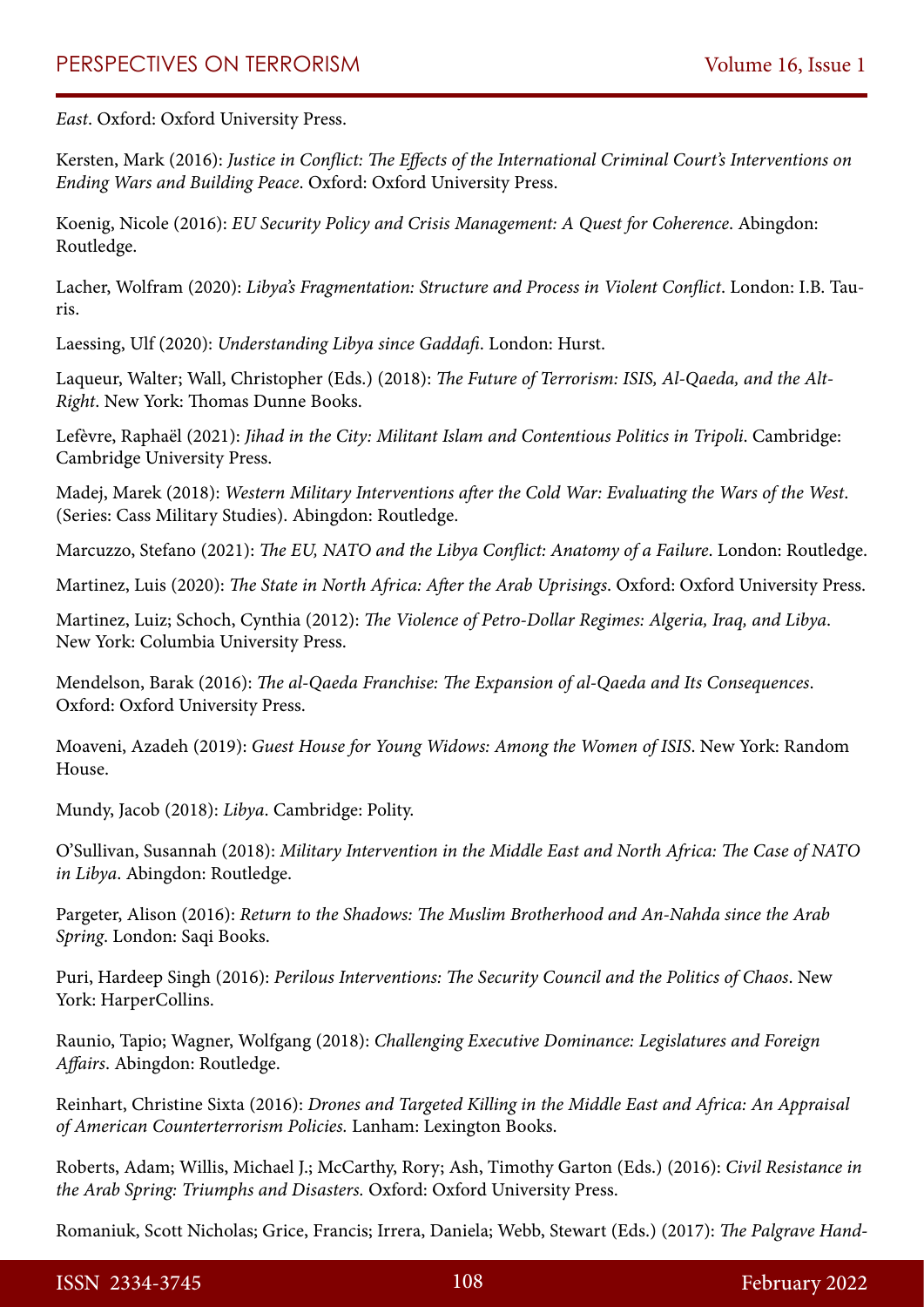*East*. Oxford: Oxford University Press.

Kersten, Mark (2016): *Justice in Conflict: The Effects of the International Criminal Court's Interventions on Ending Wars and Building Peace*. Oxford: Oxford University Press.

Koenig, Nicole (2016): *EU Security Policy and Crisis Management: A Quest for Coherence*. Abingdon: Routledge.

Lacher, Wolfram (2020): *Libya's Fragmentation: Structure and Process in Violent Conflict*. London: I.B. Tauris.

Laessing, Ulf (2020): *Understanding Libya since Gaddafi*. London: Hurst.

Laqueur, Walter; Wall, Christopher (Eds.) (2018): *The Future of Terrorism: ISIS, Al-Qaeda, and the Alt-Right*. New York: Thomas Dunne Books.

Lefèvre, Raphaël (2021): *Jihad in the City: Militant Islam and Contentious Politics in Tripoli*. Cambridge: Cambridge University Press.

Madej, Marek (2018): *Western Military Interventions after the Cold War: Evaluating the Wars of the West*. (Series: Cass Military Studies). Abingdon: Routledge.

Marcuzzo, Stefano (2021): *The EU, NATO and the Libya Conflict: Anatomy of a Failure*. London: Routledge.

Martinez, Luis (2020): *The State in North Africa: After the Arab Uprisings*. Oxford: Oxford University Press.

Martinez, Luiz; Schoch, Cynthia (2012): *The Violence of Petro-Dollar Regimes: Algeria, Iraq, and Libya*. New York: Columbia University Press.

Mendelson, Barak (2016): *The al-Qaeda Franchise: The Expansion of al-Qaeda and Its Consequences*. Oxford: Oxford University Press.

Moaveni, Azadeh (2019): *Guest House for Young Widows: Among the Women of ISIS*. New York: Random House.

Mundy, Jacob (2018): *Libya*. Cambridge: Polity.

O'Sullivan, Susannah (2018): *Military Intervention in the Middle East and North Africa: The Case of NATO in Libya*. Abingdon: Routledge.

Pargeter, Alison (2016): *Return to the Shadows: The Muslim Brotherhood and An-Nahda since the Arab Spring*. London: Saqi Books.

Puri, Hardeep Singh (2016): *Perilous Interventions: The Security Council and the Politics of Chaos*. New York: HarperCollins.

Raunio, Tapio; Wagner, Wolfgang (2018): *Challenging Executive Dominance: Legislatures and Foreign Affairs*. Abingdon: Routledge.

Reinhart, Christine Sixta (2016): *Drones and Targeted Killing in the Middle East and Africa: An Appraisal of American Counterterrorism Policies.* Lanham: Lexington Books.

Roberts, Adam; Willis, Michael J.; McCarthy, Rory; Ash, Timothy Garton (Eds.) (2016): *Civil Resistance in the Arab Spring: Triumphs and Disasters.* Oxford: Oxford University Press.

Romaniuk, Scott Nicholas; Grice, Francis; Irrera, Daniela; Webb, Stewart (Eds.) (2017): *The Palgrave Hand-*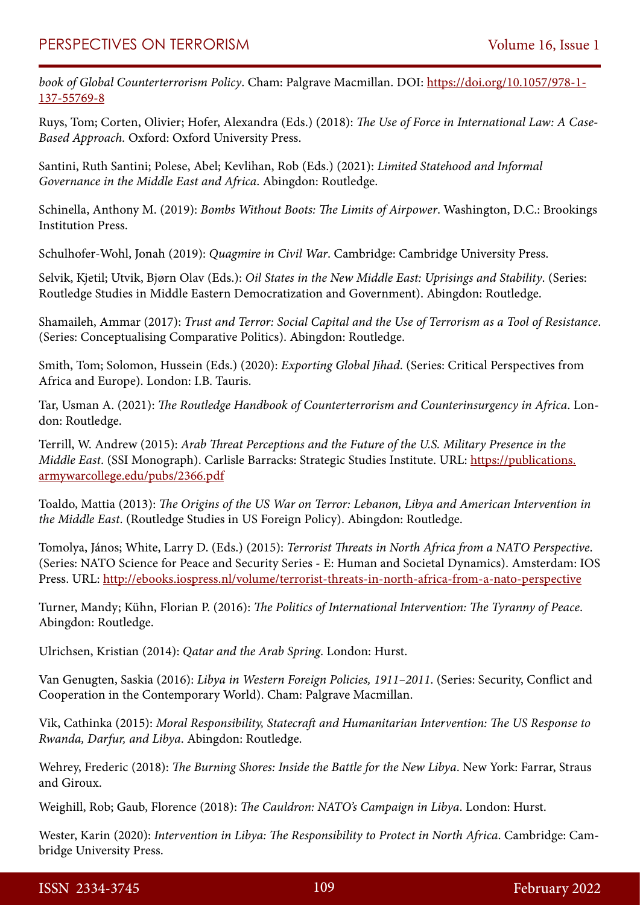*book of Global Counterterrorism Policy*. Cham: Palgrave Macmillan. DOI: https://doi.org/10.1057/978-1-137-55769-8

Ruys, Tom; Corten, Olivier; Hofer, Alexandra (Eds.) (2018): *The Use of Force in International Law: A Case-Based Approach.* Oxford: Oxford University Press.

Santini, Ruth Santini; Polese, Abel; Kevlihan, Rob (Eds.) (2021): *Limited Statehood and Informal Governance in the Middle East and Africa*. Abingdon: Routledge.

Schinella, Anthony M. (2019): *Bombs Without Boots: The Limits of Airpower*. Washington, D.C.: Brookings Institution Press.

Schulhofer-Wohl, Jonah (2019): *Quagmire in Civil War*. Cambridge: Cambridge University Press.

Selvik, Kjetil; Utvik, Bjørn Olav (Eds.): *Oil States in the New Middle East: Uprisings and Stability*. (Series: Routledge Studies in Middle Eastern Democratization and Government). Abingdon: Routledge.

Shamaileh, Ammar (2017): *Trust and Terror: Social Capital and the Use of Terrorism as a Tool of Resistance*. (Series: Conceptualising Comparative Politics). Abingdon: Routledge.

Smith, Tom; Solomon, Hussein (Eds.) (2020): *Exporting Global Jihad*. (Series: Critical Perspectives from Africa and Europe). London: I.B. Tauris.

Tar, Usman A. (2021): *The Routledge Handbook of Counterterrorism and Counterinsurgency in Africa*. London: Routledge.

Terrill, W. Andrew (2015): *Arab Threat Perceptions and the Future of the U.S. Military Presence in the Middle East*. (SSI Monograph). Carlisle Barracks: Strategic Studies Institute. URL: https://publications.armywarcollege.edu/pubs/2366.pdf

Toaldo, Mattia (2013): *The Origins of the US War on Terror: Lebanon, Libya and American Intervention in the Middle East*. (Routledge Studies in US Foreign Policy). Abingdon: Routledge.

Tomolya, János; White, Larry D. (Eds.) (2015): *Terrorist Threats in North Africa from a NATO Perspective*. (Series: NATO Science for Peace and Security Series - E: Human and Societal Dynamics). Amsterdam: IOS Press. URL: http://ebooks.iospress.nl/volume/terrorist-threats-in-north-africa-from-a-nato-perspective

Turner, Mandy; Kühn, Florian P. (2016): *The Politics of International Intervention: The Tyranny of Peace*. Abingdon: Routledge.

Ulrichsen, Kristian (2014): *Qatar and the Arab Spring*. London: Hurst.

Van Genugten, Saskia (2016): *Libya in Western Foreign Policies, 1911–2011*. (Series: Security, Conflict and Cooperation in the Contemporary World). Cham: Palgrave Macmillan.

Vik, Cathinka (2015): *Moral Responsibility, Statecraft and Humanitarian Intervention: The US Response to Rwanda, Darfur, and Libya*. Abingdon: Routledge.

Wehrey, Frederic (2018): *The Burning Shores: Inside the Battle for the New Libya*. New York: Farrar, Straus and Giroux.

Weighill, Rob; Gaub, Florence (2018): *The Cauldron: NATO's Campaign in Libya*. London: Hurst.

Wester, Karin (2020): *Intervention in Libya: The Responsibility to Protect in North Africa*. Cambridge: Cambridge University Press.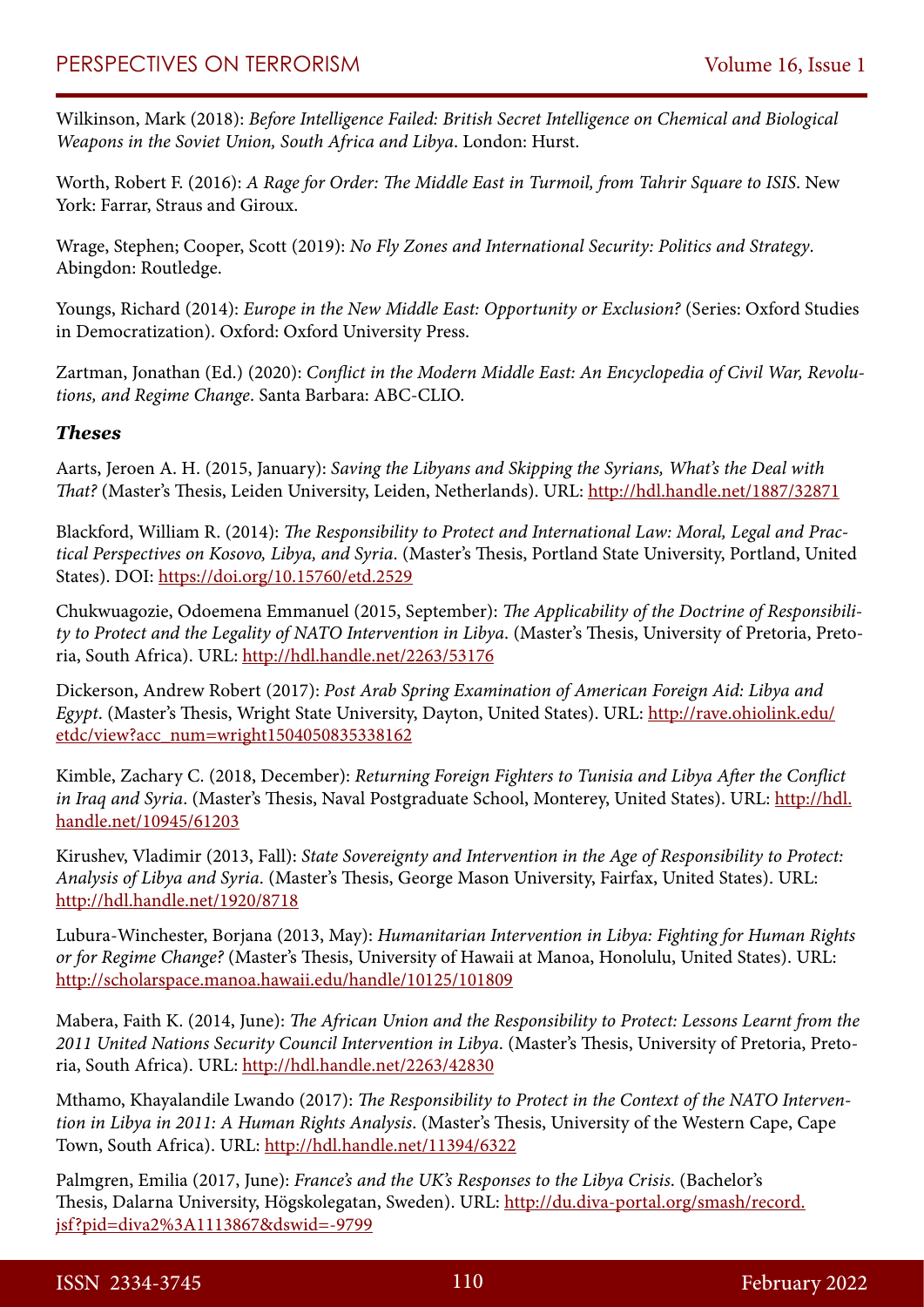Wilkinson, Mark (2018): *Before Intelligence Failed: British Secret Intelligence on Chemical and Biological Weapons in the Soviet Union, South Africa and Libya*. London: Hurst.

Worth, Robert F. (2016): *A Rage for Order: The Middle East in Turmoil, from Tahrir Square to ISIS*. New York: Farrar, Straus and Giroux.

Wrage, Stephen; Cooper, Scott (2019): *No Fly Zones and International Security: Politics and Strategy*. Abingdon: Routledge.

Youngs, Richard (2014): *Europe in the New Middle East: Opportunity or Exclusion?* (Series: Oxford Studies in Democratization). Oxford: Oxford University Press.

Zartman, Jonathan (Ed.) (2020): *Conflict in the Modern Middle East: An Encyclopedia of Civil War, Revolutions, and Regime Change*. Santa Barbara: ABC-CLIO.

### *Theses*

Aarts, Jeroen A. H. (2015, January): *Saving the Libyans and Skipping the Syrians, What's the Deal with That?* (Master's Thesis, Leiden University, Leiden, Netherlands). URL: http://hdl.handle.net/1887/32871

Blackford, William R. (2014): *The Responsibility to Protect and International Law: Moral, Legal and Practical Perspectives on Kosovo, Libya, and Syria*. (Master's Thesis, Portland State University, Portland, United States). DOI: https://doi.org/10.15760/etd.2529

Chukwuagozie, Odoemena Emmanuel (2015, September): *The Applicability of the Doctrine of Responsibility to Protect and the Legality of NATO Intervention in Libya*. (Master's Thesis, University of Pretoria, Pretoria, South Africa). URL: http://hdl.handle.net/2263/53176

Dickerson, Andrew Robert (2017): *Post Arab Spring Examination of American Foreign Aid: Libya and Egypt*. (Master's Thesis, Wright State University, Dayton, United States). URL: http://rave.ohiolink.edu/etdc/view?acc_num=wright1504050835338162

Kimble, Zachary C. (2018, December): *Returning Foreign Fighters to Tunisia and Libya After the Conflict in Iraq and Syria*. (Master's Thesis, Naval Postgraduate School, Monterey, United States). URL: http://hdl.handle.net/10945/61203

Kirushev, Vladimir (2013, Fall): *State Sovereignty and Intervention in the Age of Responsibility to Protect: Analysis of Libya and Syria*. (Master's Thesis, George Mason University, Fairfax, United States). URL: http://hdl.handle.net/1920/8718

Lubura-Winchester, Borjana (2013, May): *Humanitarian Intervention in Libya: Fighting for Human Rights or for Regime Change?* (Master's Thesis, University of Hawaii at Manoa, Honolulu, United States). URL: http://scholarspace.manoa.hawaii.edu/handle/10125/101809

Mabera, Faith K. (2014, June): *The African Union and the Responsibility to Protect: Lessons Learnt from the 2011 United Nations Security Council Intervention in Libya*. (Master's Thesis, University of Pretoria, Pretoria, South Africa). URL: http://hdl.handle.net/2263/42830

Mthamo, Khayalandile Lwando (2017): *The Responsibility to Protect in the Context of the NATO Intervention in Libya in 2011: A Human Rights Analysis*. (Master's Thesis, University of the Western Cape, Cape Town, South Africa). URL: http://hdl.handle.net/11394/6322

Palmgren, Emilia (2017, June): *France's and the UK's Responses to the Libya Crisis*. (Bachelor's Thesis, Dalarna University, Högskolegatan, Sweden). URL: http://du.diva-portal.org/smash/record.jsf?pid=diva2%3A1113867&dswid=-9799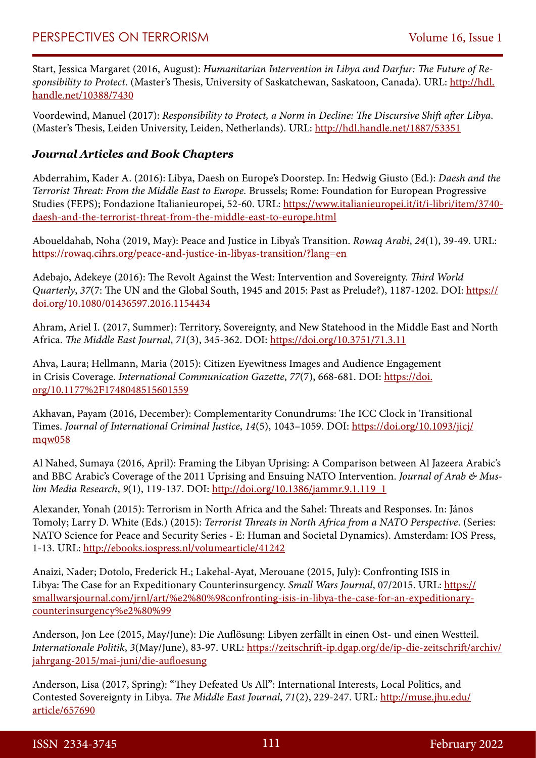Start, Jessica Margaret (2016, August): *Humanitarian Intervention in Libya and Darfur: The Future of Responsibility to Protect*. (Master's Thesis, University of Saskatchewan, Saskatoon, Canada). URL: http://hdl.handle.net/10388/7430

Voordewind, Manuel (2017): *Responsibility to Protect, a Norm in Decline: The Discursive Shift after Libya*. (Master's Thesis, Leiden University, Leiden, Netherlands). URL: http://hdl.handle.net/1887/53351

### *Journal Articles and Book Chapters*

Abderrahim, Kader A. (2016): Libya, Daesh on Europe's Doorstep. In: Hedwig Giusto (Ed.): *Daesh and the Terrorist Threat: From the Middle East to Europe*. Brussels; Rome: Foundation for European Progressive Studies (FEPS); Fondazione Italianieuropei, 52-60. URL: https://www.italianieuropei.it/it/i-libri/item/3740-daesh-and-the-terrorist-threat-from-the-middle-east-to-europe.html

Aboueldahab, Noha (2019, May): Peace and Justice in Libya's Transition. *Rowaq Arabi*, *24*(1), 39-49. URL: https://rowaq.cihrs.org/peace-and-justice-in-libyas-transition/?lang=en

Adebajo, Adekeye (2016): The Revolt Against the West: Intervention and Sovereignty. *Third World Quarterly*, *37*(7: The UN and the Global South, 1945 and 2015: Past as Prelude?), 1187-1202. DOI: https://doi.org/10.1080/01436597.2016.1154434

Ahram, Ariel I. (2017, Summer): Territory, Sovereignty, and New Statehood in the Middle East and North Africa. *The Middle East Journal*, *71*(3), 345-362. DOI: https://doi.org/10.3751/71.3.11

Ahva, Laura; Hellmann, Maria (2015): Citizen Eyewitness Images and Audience Engagement in Crisis Coverage. *International Communication Gazette*, *77*(7), 668-681. DOI: https://doi.org/10.1177%2F1748048515601559

Akhavan, Payam (2016, December): Complementarity Conundrums: The ICC Clock in Transitional Times. *Journal of International Criminal Justice*, *14*(5), 1043–1059. DOI: https://doi.org/10.1093/jicj/mqw058

Al Nahed, Sumaya (2016, April): Framing the Libyan Uprising: A Comparison between Al Jazeera Arabic's and BBC Arabic's Coverage of the 2011 Uprising and Ensuing NATO Intervention. *Journal of Arab & Muslim Media Research*, *9*(1), 119-137. DOI: http://doi.org/10.1386/jammr.9.1.119_1

Alexander, Yonah (2015): Terrorism in North Africa and the Sahel: Threats and Responses. In: János Tomoly; Larry D. White (Eds.) (2015): *Terrorist Threats in North Africa from a NATO Perspective*. (Series: NATO Science for Peace and Security Series - E: Human and Societal Dynamics). Amsterdam: IOS Press, 1-13. URL: http://ebooks.iospress.nl/volumearticle/41242

Anaizi, Nader; Dotolo, Frederick H.; Lakehal-Ayat, Merouane (2015, July): Confronting ISIS in Libya: The Case for an Expeditionary Counterinsurgency. *Small Wars Journal*, 07/2015. URL: https://smallwarsjournal.com/jrnl/art/%e2%80%98confronting-isis-in-libya-the-case-for-an-expeditionary-counterinsurgency%e2%80%99

Anderson, Jon Lee (2015, May/June): Die Auflösung: Libyen zerfällt in einen Ost- und einen Westteil. *Internationale Politik*, *3*(May/June), 83-97. URL: https://zeitschrift-ip.dgap.org/de/ip-die-zeitschrift/archiv/jahrgang-2015/mai-juni/die-aufloesung

Anderson, Lisa (2017, Spring): "They Defeated Us All": International Interests, Local Politics, and Contested Sovereignty in Libya. *The Middle East Journal*, *71*(2), 229-247. URL: http://muse.jhu.edu/article/657690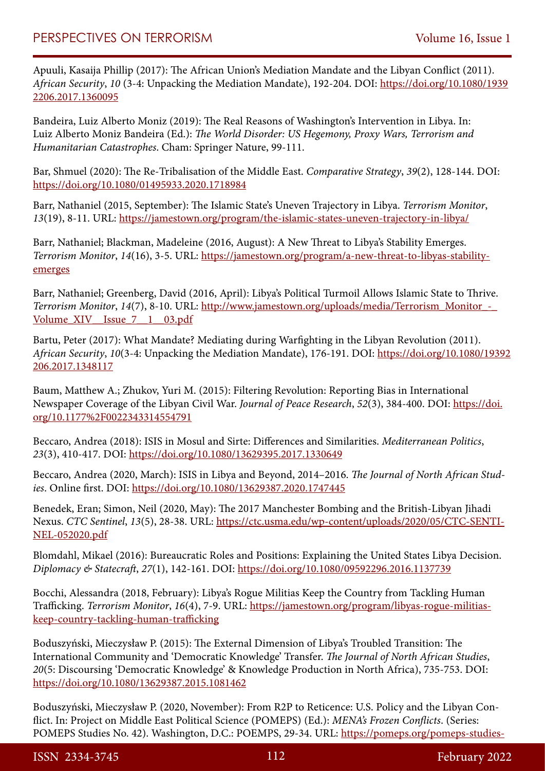Apuuli, Kasaija Phillip (2017): The African Union's Mediation Mandate and the Libyan Conflict (2011). *African Security*, *10* (3-4: Unpacking the Mediation Mandate), 192-204. DOI: https://doi.org/10.1080/19392206.2017.1360095

Bandeira, Luiz Alberto Moniz (2019): The Real Reasons of Washington's Intervention in Libya. In: Luiz Alberto Moniz Bandeira (Ed.): *The World Disorder: US Hegemony, Proxy Wars, Terrorism and Humanitarian Catastrophes*. Cham: Springer Nature, 99-111.

Bar, Shmuel (2020): The Re-Tribalisation of the Middle East. *Comparative Strategy*, *39*(2), 128-144. DOI: https://doi.org/10.1080/01495933.2020.1718984

Barr, Nathaniel (2015, September): The Islamic State's Uneven Trajectory in Libya. *Terrorism Monitor*, *13*(19), 8-11. URL: https://jamestown.org/program/the-islamic-states-uneven-trajectory-in-libya/

Barr, Nathaniel; Blackman, Madeleine (2016, August): A New Threat to Libya's Stability Emerges. *Terrorism Monitor*, *14*(16), 3-5. URL: https://jamestown.org/program/a-new-threat-to-libyas-stability-emerges

Barr, Nathaniel; Greenberg, David (2016, April): Libya's Political Turmoil Allows Islamic State to Thrive. *Terrorism Monitor*, *14*(7), 8-10. URL: http://www.jamestown.org/uploads/media/Terrorism_Monitor_-_Volume_XIV__Issue_7__1__03.pdf

Bartu, Peter (2017): What Mandate? Mediating during Warfighting in the Libyan Revolution (2011). *African Security*, *10*(3-4: Unpacking the Mediation Mandate), 176-191. DOI: https://doi.org/10.1080/19392206.2017.1348117

Baum, Matthew A.; Zhukov, Yuri M. (2015): Filtering Revolution: Reporting Bias in International Newspaper Coverage of the Libyan Civil War. *Journal of Peace Research*, *52*(3), 384-400. DOI: https://doi.org/10.1177%2F0022343314554791

Beccaro, Andrea (2018): ISIS in Mosul and Sirte: Differences and Similarities. *Mediterranean Politics*, *23*(3), 410-417. DOI: https://doi.org/10.1080/13629395.2017.1330649

Beccaro, Andrea (2020, March): ISIS in Libya and Beyond, 2014–2016. *The Journal of North African Studies*. Online first. DOI: https://doi.org/10.1080/13629387.2020.1747445

Benedek, Eran; Simon, Neil (2020, May): The 2017 Manchester Bombing and the British-Libyan Jihadi Nexus. *CTC Sentinel*, *13*(5), 28-38. URL: https://ctc.usma.edu/wp-content/uploads/2020/05/CTC-SENTINEL-052020.pdf

Blomdahl, Mikael (2016): Bureaucratic Roles and Positions: Explaining the United States Libya Decision. *Diplomacy & Statecraft*, *27*(1), 142-161. DOI: https://doi.org/10.1080/09592296.2016.1137739

Bocchi, Alessandra (2018, February): Libya's Rogue Militias Keep the Country from Tackling Human Trafficking. *Terrorism Monitor*, *16*(4), 7-9. URL: https://jamestown.org/program/libyas-rogue-militias-keep-country-tackling-human-trafficking

Boduszyński, Mieczysław P. (2015): The External Dimension of Libya's Troubled Transition: The International Community and 'Democratic Knowledge' Transfer. *The Journal of North African Studies*, *20*(5: Discoursing 'Democratic Knowledge' & Knowledge Production in North Africa), 735-753. DOI: https://doi.org/10.1080/13629387.2015.1081462

Boduszyński, Mieczysław P. (2020, November): From R2P to Reticence: U.S. Policy and the Libyan Conflict. In: Project on Middle East Political Science (POMEPS) (Ed.): *MENA's Frozen Conflicts*. (Series: POMEPS Studies No. 42). Washington, D.C.: POEMPS, 29-34. URL: https://pomeps.org/pomeps-studies-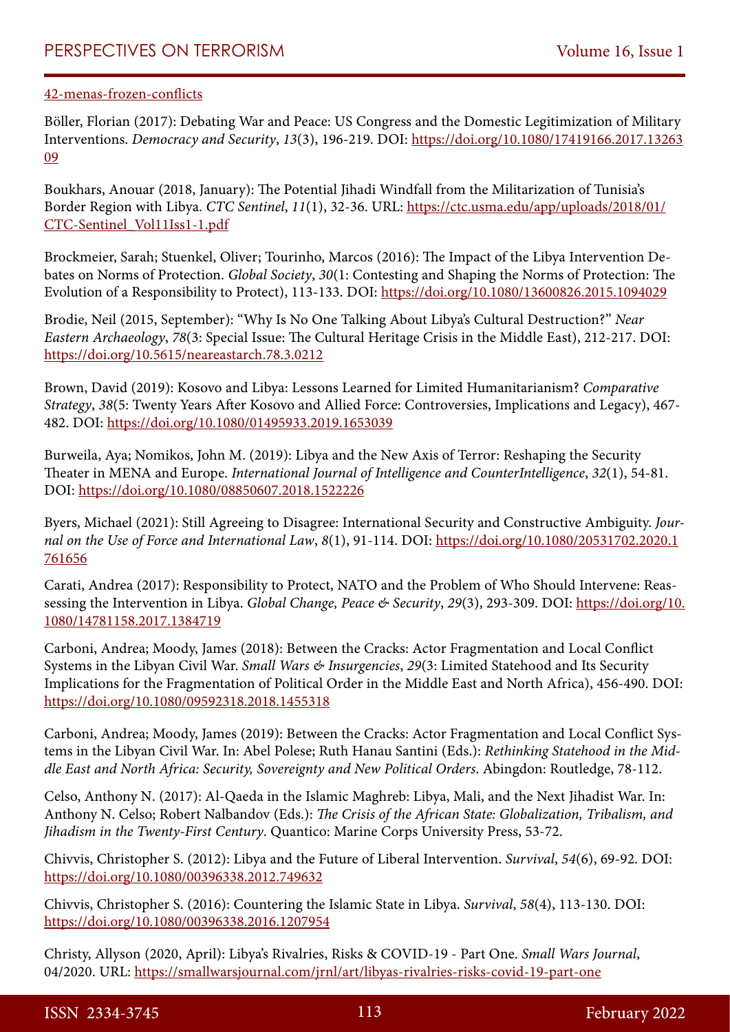42-menas-frozen-conflicts

Böller, Florian (2017): Debating War and Peace: US Congress and the Domestic Legitimization of Military Interventions. *Democracy and Security*, *13*(3), 196-219. DOI: https://doi.org/10.1080/17419166.2017.1326309

Boukhars, Anouar (2018, January): The Potential Jihadi Windfall from the Militarization of Tunisia's Border Region with Libya. *CTC Sentinel*, *11*(1), 32-36. URL: https://ctc.usma.edu/app/uploads/2018/01/CTC-Sentinel_Vol11Iss1-1.pdf

Brockmeier, Sarah; Stuenkel, Oliver; Tourinho, Marcos (2016): The Impact of the Libya Intervention Debates on Norms of Protection. *Global Society*, *30*(1: Contesting and Shaping the Norms of Protection: The Evolution of a Responsibility to Protect), 113-133. DOI: https://doi.org/10.1080/13600826.2015.1094029

Brodie, Neil (2015, September): "Why Is No One Talking About Libya's Cultural Destruction?" *Near Eastern Archaeology*, *78*(3: Special Issue: The Cultural Heritage Crisis in the Middle East), 212-217. DOI: https://doi.org/10.5615/neareastarch.78.3.0212

Brown, David (2019): Kosovo and Libya: Lessons Learned for Limited Humanitarianism? *Comparative Strategy*, *38*(5: Twenty Years After Kosovo and Allied Force: Controversies, Implications and Legacy), 467-482. DOI: https://doi.org/10.1080/01495933.2019.1653039

Burweila, Aya; Nomikos, John M. (2019): Libya and the New Axis of Terror: Reshaping the Security Theater in MENA and Europe. *International Journal of Intelligence and CounterIntelligence*, *32*(1), 54-81. DOI: https://doi.org/10.1080/08850607.2018.1522226

Byers, Michael (2021): Still Agreeing to Disagree: International Security and Constructive Ambiguity. *Journal on the Use of Force and International Law*, *8*(1), 91-114. DOI: https://doi.org/10.1080/20531702.2020.1761656

Carati, Andrea (2017): Responsibility to Protect, NATO and the Problem of Who Should Intervene: Reassessing the Intervention in Libya. *Global Change, Peace & Security*, *29*(3), 293-309. DOI: https://doi.org/10.1080/14781158.2017.1384719

Carboni, Andrea; Moody, James (2018): Between the Cracks: Actor Fragmentation and Local Conflict Systems in the Libyan Civil War. *Small Wars & Insurgencies*, *29*(3: Limited Statehood and Its Security Implications for the Fragmentation of Political Order in the Middle East and North Africa), 456-490. DOI: https://doi.org/10.1080/09592318.2018.1455318

Carboni, Andrea; Moody, James (2019): Between the Cracks: Actor Fragmentation and Local Conflict Systems in the Libyan Civil War. In: Abel Polese; Ruth Hanau Santini (Eds.): *Rethinking Statehood in the Middle East and North Africa: Security, Sovereignty and New Political Orders*. Abingdon: Routledge, 78-112.

Celso, Anthony N. (2017): Al-Qaeda in the Islamic Maghreb: Libya, Mali, and the Next Jihadist War. In: Anthony N. Celso; Robert Nalbandov (Eds.): *The Crisis of the African State: Globalization, Tribalism, and Jihadism in the Twenty-First Century*. Quantico: Marine Corps University Press, 53-72.

Chivvis, Christopher S. (2012): Libya and the Future of Liberal Intervention. *Survival*, *54*(6), 69-92. DOI: https://doi.org/10.1080/00396338.2012.749632

Chivvis, Christopher S. (2016): Countering the Islamic State in Libya. *Survival*, *58*(4), 113-130. DOI: https://doi.org/10.1080/00396338.2016.1207954

Christy, Allyson (2020, April): Libya's Rivalries, Risks & COVID-19 - Part One. *Small Wars Journal*, 04/2020. URL: https://smallwarsjournal.com/jrnl/art/libyas-rivalries-risks-covid-19-part-one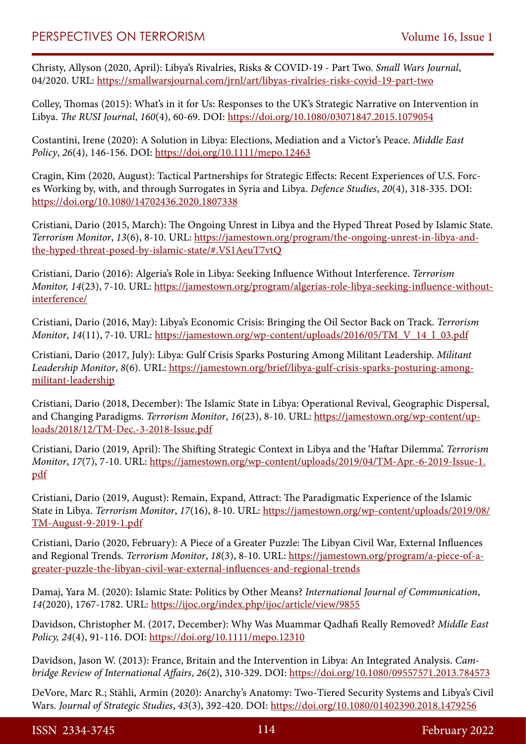Christy, Allyson (2020, April): Libya's Rivalries, Risks & COVID-19 - Part Two. *Small Wars Journal*, 04/2020. URL: https://smallwarsjournal.com/jrnl/art/libyas-rivalries-risks-covid-19-part-two

Colley, Thomas (2015): What's in it for Us: Responses to the UK's Strategic Narrative on Intervention in Libya. *The RUSI Journal*, *160*(4), 60-69. DOI: https://doi.org/10.1080/03071847.2015.1079054

Costantini, Irene (2020): A Solution in Libya: Elections, Mediation and a Victor's Peace. *Middle East Policy*, *26*(4), 146-156. DOI: https://doi.org/10.1111/mepo.12463

Cragin, Kim (2020, August): Tactical Partnerships for Strategic Effects: Recent Experiences of U.S. Forces Working by, with, and through Surrogates in Syria and Libya. *Defence Studies*, *20*(4), 318-335. DOI: https://doi.org/10.1080/14702436.2020.1807338

Cristiani, Dario (2015, March): The Ongoing Unrest in Libya and the Hyped Threat Posed by Islamic State. *Terrorism Monitor*, *13*(6), 8-10. URL: https://jamestown.org/program/the-ongoing-unrest-in-libya-and-the-hyped-threat-posed-by-islamic-state/#.VS1AeuT7vtQ

Cristiani, Dario (2016): Algeria's Role in Libya: Seeking Influence Without Interference. *Terrorism Monitor, 14*(23), 7-10. URL: https://jamestown.org/program/algerias-role-libya-seeking-influence-without-interference/

Cristiani, Dario (2016, May): Libya's Economic Crisis: Bringing the Oil Sector Back on Track. *Terrorism Monitor*, *14*(11), 7-10. URL: https://jamestown.org/wp-content/uploads/2016/05/TM_V_14_I_03.pdf

Cristiani, Dario (2017, July): Libya: Gulf Crisis Sparks Posturing Among Militant Leadership. *Militant Leadership Monitor*, *8*(6). URL: https://jamestown.org/brief/libya-gulf-crisis-sparks-posturing-among-militant-leadership

Cristiani, Dario (2018, December): The Islamic State in Libya: Operational Revival, Geographic Dispersal, and Changing Paradigms. *Terrorism Monitor*, *16*(23), 8-10. URL: https://jamestown.org/wp-content/uploads/2018/12/TM-Dec.-3-2018-Issue.pdf

Cristiani, Dario (2019, April): The Shifting Strategic Context in Libya and the 'Haftar Dilemma'. *Terrorism Monitor*, *17*(7), 7-10. URL: https://jamestown.org/wp-content/uploads/2019/04/TM-Apr.-6-2019-Issue-1.pdf

Cristiani, Dario (2019, August): Remain, Expand, Attract: The Paradigmatic Experience of the Islamic State in Libya. *Terrorism Monitor*, *17*(16), 8-10. URL: https://jamestown.org/wp-content/uploads/2019/08/TM-August-9-2019-1.pdf

Cristiani, Dario (2020, February): A Piece of a Greater Puzzle: The Libyan Civil War, External Influences and Regional Trends. *Terrorism Monitor*, *18*(3), 8-10. URL: https://jamestown.org/program/a-piece-of-a-greater-puzzle-the-libyan-civil-war-external-influences-and-regional-trends

Damaj, Yara M. (2020): Islamic State: Politics by Other Means? *International Journal of Communication*, *14*(2020), 1767-1782. URL: https://ijoc.org/index.php/ijoc/article/view/9855

Davidson, Christopher M. (2017, December): Why Was Muammar Qadhafi Really Removed? *Middle East Policy, 24*(4), 91-116. DOI: https://doi.org/10.1111/mepo.12310

Davidson, Jason W. (2013): France, Britain and the Intervention in Libya: An Integrated Analysis. *Cambridge Review of International Affairs*, *26*(2), 310-329. DOI: https://doi.org/10.1080/09557571.2013.784573

DeVore, Marc R.; Stähli, Armin (2020): Anarchy's Anatomy: Two-Tiered Security Systems and Libya's Civil Wars. *Journal of Strategic Studies*, *43*(3), 392-420. DOI: https://doi.org/10.1080/01402390.2018.1479256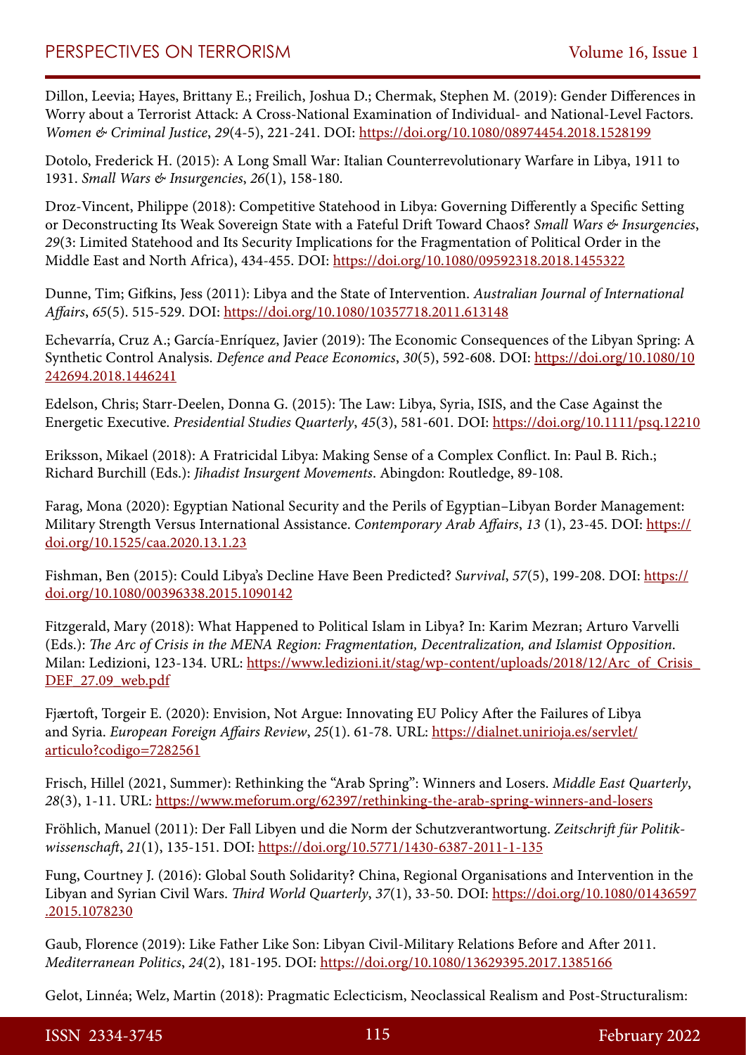Dillon, Leevia; Hayes, Brittany E.; Freilich, Joshua D.; Chermak, Stephen M. (2019): Gender Differences in Worry about a Terrorist Attack: A Cross-National Examination of Individual- and National-Level Factors. *Women & Criminal Justice*, *29*(4-5), 221-241. DOI: https://doi.org/10.1080/08974454.2018.1528199

Dotolo, Frederick H. (2015): A Long Small War: Italian Counterrevolutionary Warfare in Libya, 1911 to 1931. *Small Wars & Insurgencies*, *26*(1), 158-180.

Droz-Vincent, Philippe (2018): Competitive Statehood in Libya: Governing Differently a Specific Setting or Deconstructing Its Weak Sovereign State with a Fateful Drift Toward Chaos? *Small Wars & Insurgencies*, *29*(3: Limited Statehood and Its Security Implications for the Fragmentation of Political Order in the Middle East and North Africa), 434-455. DOI: https://doi.org/10.1080/09592318.2018.1455322

Dunne, Tim; Gifkins, Jess (2011): Libya and the State of Intervention. *Australian Journal of International Affairs*, *65*(5). 515-529. DOI: https://doi.org/10.1080/10357718.2011.613148

Echevarría, Cruz A.; García-Enríquez, Javier (2019): The Economic Consequences of the Libyan Spring: A Synthetic Control Analysis. *Defence and Peace Economics*, *30*(5), 592-608. DOI: https://doi.org/10.1080/10242694.2018.1446241

Edelson, Chris; Starr-Deelen, Donna G. (2015): The Law: Libya, Syria, ISIS, and the Case Against the Energetic Executive. *Presidential Studies Quarterly*, *45*(3), 581-601. DOI: https://doi.org/10.1111/psq.12210

Eriksson, Mikael (2018): A Fratricidal Libya: Making Sense of a Complex Conflict. In: Paul B. Rich.; Richard Burchill (Eds.): *Jihadist Insurgent Movements*. Abingdon: Routledge, 89-108.

Farag, Mona (2020): Egyptian National Security and the Perils of Egyptian–Libyan Border Management: Military Strength Versus International Assistance. *Contemporary Arab Affairs*, *13* (1), 23-45. DOI: https://doi.org/10.1525/caa.2020.13.1.23

Fishman, Ben (2015): Could Libya's Decline Have Been Predicted? *Survival*, *57*(5), 199-208. DOI: https://doi.org/10.1080/00396338.2015.1090142

Fitzgerald, Mary (2018): What Happened to Political Islam in Libya? In: Karim Mezran; Arturo Varvelli (Eds.): *The Arc of Crisis in the MENA Region: Fragmentation, Decentralization, and Islamist Opposition*. Milan: Ledizioni, 123-134. URL: https://www.ledizioni.it/stag/wp-content/uploads/2018/12/Arc_of_Crisis_DEF_27.09_web.pdf

Fjærtoft, Torgeir E. (2020): Envision, Not Argue: Innovating EU Policy After the Failures of Libya and Syria. *European Foreign Affairs Review*, *25*(1). 61-78. URL: https://dialnet.unirioja.es/servlet/articulo?codigo=7282561

Frisch, Hillel (2021, Summer): Rethinking the "Arab Spring": Winners and Losers. *Middle East Quarterly*, *28*(3), 1-11. URL: https://www.meforum.org/62397/rethinking-the-arab-spring-winners-and-losers

Fröhlich, Manuel (2011): Der Fall Libyen und die Norm der Schutzverantwortung. *Zeitschrift für Politikwissenschaft*, *21*(1), 135-151. DOI: https://doi.org/10.5771/1430-6387-2011-1-135

Fung, Courtney J. (2016): Global South Solidarity? China, Regional Organisations and Intervention in the Libyan and Syrian Civil Wars. *Third World Quarterly*, *37*(1), 33-50. DOI: https://doi.org/10.1080/01436597.2015.1078230

Gaub, Florence (2019): Like Father Like Son: Libyan Civil-Military Relations Before and After 2011. *Mediterranean Politics*, *24*(2), 181-195. DOI: https://doi.org/10.1080/13629395.2017.1385166

Gelot, Linnéa; Welz, Martin (2018): Pragmatic Eclecticism, Neoclassical Realism and Post-Structuralism: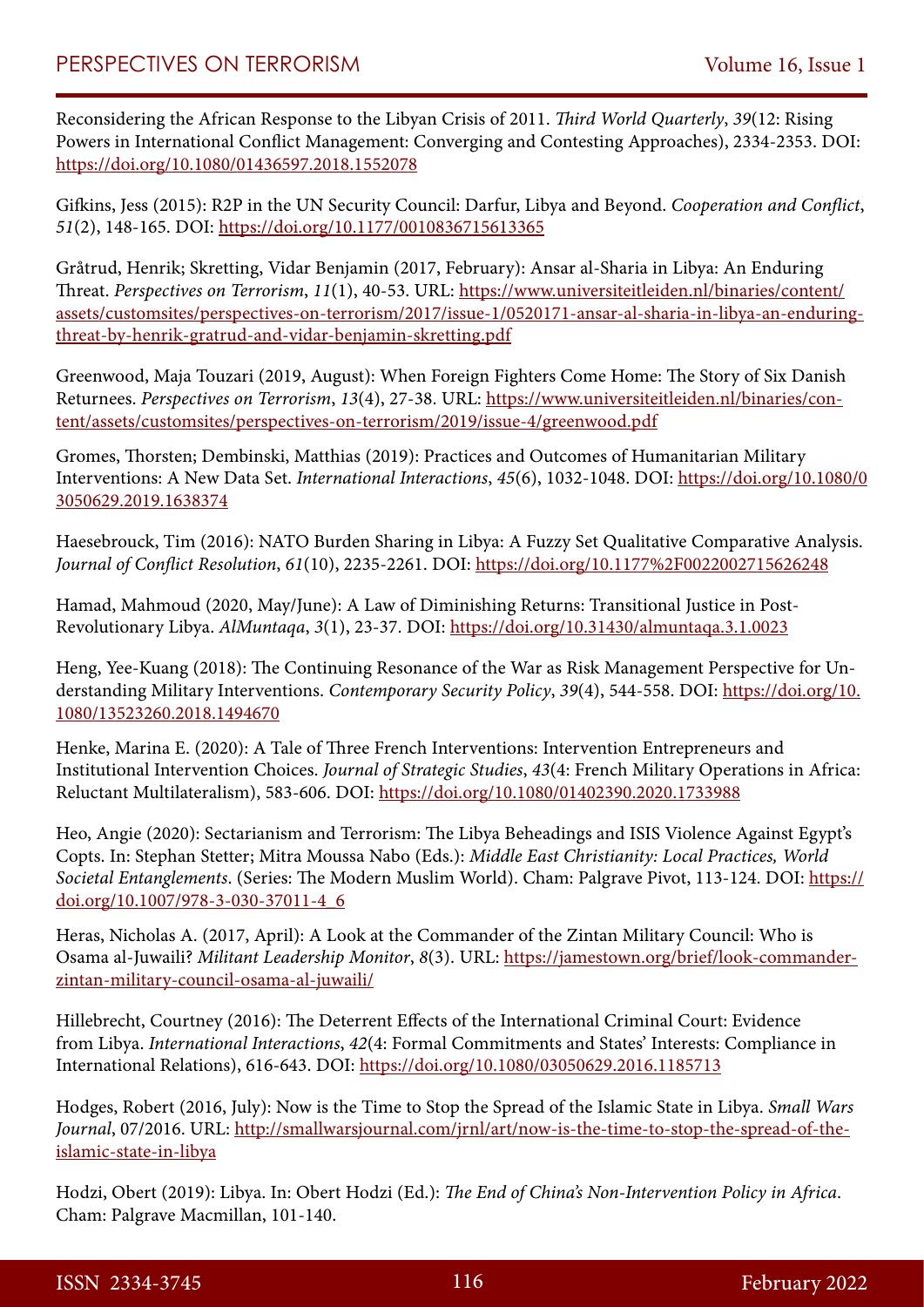Reconsidering the African Response to the Libyan Crisis of 2011. *Third World Quarterly*, *39*(12: Rising Powers in International Conflict Management: Converging and Contesting Approaches), 2334-2353. DOI: https://doi.org/10.1080/01436597.2018.1552078

Gifkins, Jess (2015): R2P in the UN Security Council: Darfur, Libya and Beyond. *Cooperation and Conflict*, *51*(2), 148-165. DOI: https://doi.org/10.1177/0010836715613365

Gråtrud, Henrik; Skretting, Vidar Benjamin (2017, February): Ansar al-Sharia in Libya: An Enduring Threat. *Perspectives on Terrorism*, *11*(1), 40-53. URL: https://www.universiteitleiden.nl/binaries/content/assets/customsites/perspectives-on-terrorism/2017/issue-1/0520171-ansar-al-sharia-in-libya-an-enduring-threat-by-henrik-gratrud-and-vidar-benjamin-skretting.pdf

Greenwood, Maja Touzari (2019, August): When Foreign Fighters Come Home: The Story of Six Danish Returnees. *Perspectives on Terrorism*, *13*(4), 27-38. URL: https://www.universiteitleiden.nl/binaries/content/assets/customsites/perspectives-on-terrorism/2019/issue-4/greenwood.pdf

Gromes, Thorsten; Dembinski, Matthias (2019): Practices and Outcomes of Humanitarian Military Interventions: A New Data Set. *International Interactions*, *45*(6), 1032-1048. DOI: https://doi.org/10.1080/03050629.2019.1638374

Haesebrouck, Tim (2016): NATO Burden Sharing in Libya: A Fuzzy Set Qualitative Comparative Analysis. *Journal of Conflict Resolution*, *61*(10), 2235-2261. DOI: https://doi.org/10.1177%2F0022002715626248

Hamad, Mahmoud (2020, May/June): A Law of Diminishing Returns: Transitional Justice in Post-Revolutionary Libya. *AlMuntaqa*, *3*(1), 23-37. DOI: https://doi.org/10.31430/almuntaqa.3.1.0023

Heng, Yee-Kuang (2018): The Continuing Resonance of the War as Risk Management Perspective for Understanding Military Interventions. *Contemporary Security Policy*, *39*(4), 544-558. DOI: https://doi.org/10.1080/13523260.2018.1494670

Henke, Marina E. (2020): A Tale of Three French Interventions: Intervention Entrepreneurs and Institutional Intervention Choices. *Journal of Strategic Studies*, *43*(4: French Military Operations in Africa: Reluctant Multilateralism), 583-606. DOI: https://doi.org/10.1080/01402390.2020.1733988

Heo, Angie (2020): Sectarianism and Terrorism: The Libya Beheadings and ISIS Violence Against Egypt's Copts. In: Stephan Stetter; Mitra Moussa Nabo (Eds.): *Middle East Christianity: Local Practices, World Societal Entanglements*. (Series: The Modern Muslim World). Cham: Palgrave Pivot, 113-124. DOI: https://doi.org/10.1007/978-3-030-37011-4_6

Heras, Nicholas A. (2017, April): A Look at the Commander of the Zintan Military Council: Who is Osama al-Juwaili? *Militant Leadership Monitor*, *8*(3). URL: https://jamestown.org/brief/look-commander-zintan-military-council-osama-al-juwaili/

Hillebrecht, Courtney (2016): The Deterrent Effects of the International Criminal Court: Evidence from Libya. *International Interactions*, *42*(4: Formal Commitments and States' Interests: Compliance in International Relations), 616-643. DOI: https://doi.org/10.1080/03050629.2016.1185713

Hodges, Robert (2016, July): Now is the Time to Stop the Spread of the Islamic State in Libya. *Small Wars Journal*, 07/2016. URL: http://smallwarsjournal.com/jrnl/art/now-is-the-time-to-stop-the-spread-of-the-islamic-state-in-libya

Hodzi, Obert (2019): Libya. In: Obert Hodzi (Ed.): *The End of China's Non-Intervention Policy in Africa*. Cham: Palgrave Macmillan, 101-140.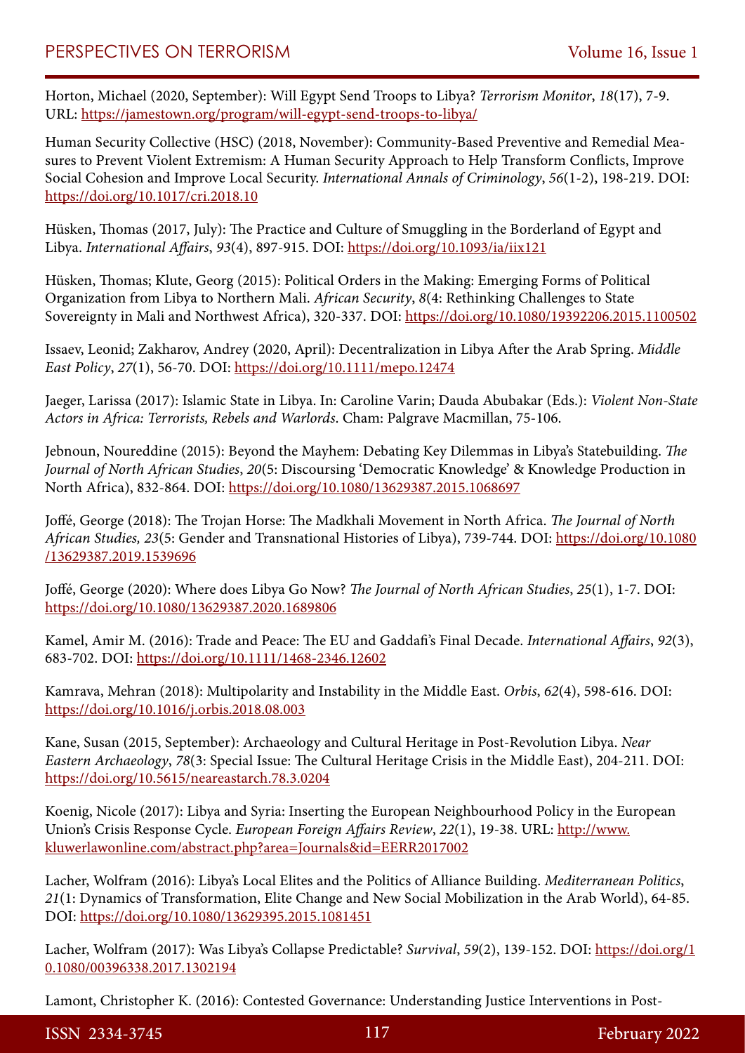Horton, Michael (2020, September): Will Egypt Send Troops to Libya? *Terrorism Monitor*, *18*(17), 7-9. URL: https://jamestown.org/program/will-egypt-send-troops-to-libya/

Human Security Collective (HSC) (2018, November): Community-Based Preventive and Remedial Measures to Prevent Violent Extremism: A Human Security Approach to Help Transform Conflicts, Improve Social Cohesion and Improve Local Security. *International Annals of Criminology*, *56*(1-2), 198-219. DOI: https://doi.org/10.1017/cri.2018.10

Hüsken, Thomas (2017, July): The Practice and Culture of Smuggling in the Borderland of Egypt and Libya. *International Affairs*, *93*(4), 897-915. DOI: https://doi.org/10.1093/ia/iix121

Hüsken, Thomas; Klute, Georg (2015): Political Orders in the Making: Emerging Forms of Political Organization from Libya to Northern Mali. *African Security*, *8*(4: Rethinking Challenges to State Sovereignty in Mali and Northwest Africa), 320-337. DOI: https://doi.org/10.1080/19392206.2015.1100502

Issaev, Leonid; Zakharov, Andrey (2020, April): Decentralization in Libya After the Arab Spring. *Middle East Policy*, *27*(1), 56-70. DOI: https://doi.org/10.1111/mepo.12474

Jaeger, Larissa (2017): Islamic State in Libya. In: Caroline Varin; Dauda Abubakar (Eds.): *Violent Non-State Actors in Africa: Terrorists, Rebels and Warlords*. Cham: Palgrave Macmillan, 75-106.

Jebnoun, Noureddine (2015): Beyond the Mayhem: Debating Key Dilemmas in Libya's Statebuilding. *The Journal of North African Studies*, *20*(5: Discoursing 'Democratic Knowledge' & Knowledge Production in North Africa), 832-864. DOI: https://doi.org/10.1080/13629387.2015.1068697

Joffé, George (2018): The Trojan Horse: The Madkhali Movement in North Africa. *The Journal of North African Studies, 23*(5: Gender and Transnational Histories of Libya), 739-744. DOI: https://doi.org/10.1080/13629387.2019.1539696

Joffé, George (2020): Where does Libya Go Now? *The Journal of North African Studies*, *25*(1), 1-7. DOI: https://doi.org/10.1080/13629387.2020.1689806

Kamel, Amir M. (2016): Trade and Peace: The EU and Gaddafi's Final Decade. *International Affairs*, *92*(3), 683-702. DOI: https://doi.org/10.1111/1468-2346.12602

Kamrava, Mehran (2018): Multipolarity and Instability in the Middle East. *Orbis*, *62*(4), 598-616. DOI: https://doi.org/10.1016/j.orbis.2018.08.003

Kane, Susan (2015, September): Archaeology and Cultural Heritage in Post-Revolution Libya. *Near Eastern Archaeology*, *78*(3: Special Issue: The Cultural Heritage Crisis in the Middle East), 204-211. DOI: https://doi.org/10.5615/neareastarch.78.3.0204

Koenig, Nicole (2017): Libya and Syria: Inserting the European Neighbourhood Policy in the European Union's Crisis Response Cycle. *European Foreign Affairs Review*, *22*(1), 19-38. URL: http://www.kluwerlawonline.com/abstract.php?area=Journals&id=EERR2017002

Lacher, Wolfram (2016): Libya's Local Elites and the Politics of Alliance Building. *Mediterranean Politics*, *21*(1: Dynamics of Transformation, Elite Change and New Social Mobilization in the Arab World), 64-85. DOI: https://doi.org/10.1080/13629395.2015.1081451

Lacher, Wolfram (2017): Was Libya's Collapse Predictable? *Survival*, *59*(2), 139-152. DOI: https://doi.org/10.1080/00396338.2017.1302194

Lamont, Christopher K. (2016): Contested Governance: Understanding Justice Interventions in Post-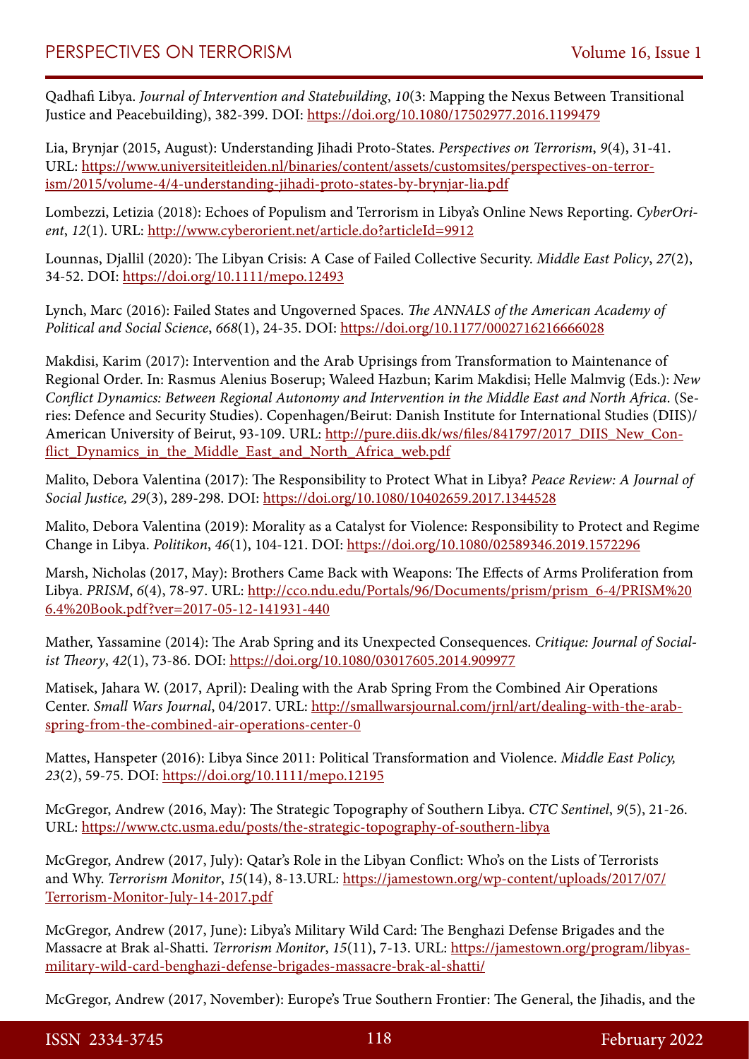Qadhafi Libya. *Journal of Intervention and Statebuilding*, *10*(3: Mapping the Nexus Between Transitional Justice and Peacebuilding), 382-399. DOI: https://doi.org/10.1080/17502977.2016.1199479

Lia, Brynjar (2015, August): Understanding Jihadi Proto-States. *Perspectives on Terrorism*, *9*(4), 31-41. URL: https://www.universiteitleiden.nl/binaries/content/assets/customsites/perspectives-on-terrorism/2015/volume-4/4-understanding-jihadi-proto-states-by-brynjar-lia.pdf

Lombezzi, Letizia (2018): Echoes of Populism and Terrorism in Libya's Online News Reporting. *CyberOrient*, *12*(1). URL: http://www.cyberorient.net/article.do?articleId=9912

Lounnas, Djallil (2020): The Libyan Crisis: A Case of Failed Collective Security. *Middle East Policy*, *27*(2), 34-52. DOI: https://doi.org/10.1111/mepo.12493

Lynch, Marc (2016): Failed States and Ungoverned Spaces. *The ANNALS of the American Academy of Political and Social Science*, *668*(1), 24-35. DOI: https://doi.org/10.1177/0002716216666028

Makdisi, Karim (2017): Intervention and the Arab Uprisings from Transformation to Maintenance of Regional Order. In: Rasmus Alenius Boserup; Waleed Hazbun; Karim Makdisi; Helle Malmvig (Eds.): *New Conflict Dynamics: Between Regional Autonomy and Intervention in the Middle East and North Africa*. (Series: Defence and Security Studies). Copenhagen/Beirut: Danish Institute for International Studies (DIIS)/ American University of Beirut, 93-109. URL: http://pure.diis.dk/ws/files/841797/2017_DIIS_New_Conflict_Dynamics_in_the_Middle_East_and_North_Africa_web.pdf

Malito, Debora Valentina (2017): The Responsibility to Protect What in Libya? *Peace Review: A Journal of Social Justice, 29*(3), 289-298. DOI: https://doi.org/10.1080/10402659.2017.1344528

Malito, Debora Valentina (2019): Morality as a Catalyst for Violence: Responsibility to Protect and Regime Change in Libya. *Politikon*, *46*(1), 104-121. DOI: https://doi.org/10.1080/02589346.2019.1572296

Marsh, Nicholas (2017, May): Brothers Came Back with Weapons: The Effects of Arms Proliferation from Libya. *PRISM*, *6*(4), 78-97. URL: http://cco.ndu.edu/Portals/96/Documents/prism/prism_6-4/PRISM%206.4%20Book.pdf?ver=2017-05-12-141931-440

Mather, Yassamine (2014): The Arab Spring and its Unexpected Consequences. *Critique: Journal of Socialist Theory*, *42*(1), 73-86. DOI: https://doi.org/10.1080/03017605.2014.909977

Matisek, Jahara W. (2017, April): Dealing with the Arab Spring From the Combined Air Operations Center. *Small Wars Journal*, 04/2017. URL: http://smallwarsjournal.com/jrnl/art/dealing-with-the-arab-spring-from-the-combined-air-operations-center-0

Mattes, Hanspeter (2016): Libya Since 2011: Political Transformation and Violence. *Middle East Policy, 23*(2), 59-75. DOI: https://doi.org/10.1111/mepo.12195

McGregor, Andrew (2016, May): The Strategic Topography of Southern Libya. *CTC Sentinel*, *9*(5), 21-26. URL: https://www.ctc.usma.edu/posts/the-strategic-topography-of-southern-libya

McGregor, Andrew (2017, July): Qatar's Role in the Libyan Conflict: Who's on the Lists of Terrorists and Why. *Terrorism Monitor*, *15*(14), 8-13.URL: https://jamestown.org/wp-content/uploads/2017/07/Terrorism-Monitor-July-14-2017.pdf

McGregor, Andrew (2017, June): Libya's Military Wild Card: The Benghazi Defense Brigades and the Massacre at Brak al-Shatti. *Terrorism Monitor*, *15*(11), 7-13. URL: https://jamestown.org/program/libyas-military-wild-card-benghazi-defense-brigades-massacre-brak-al-shatti/

McGregor, Andrew (2017, November): Europe's True Southern Frontier: The General, the Jihadis, and the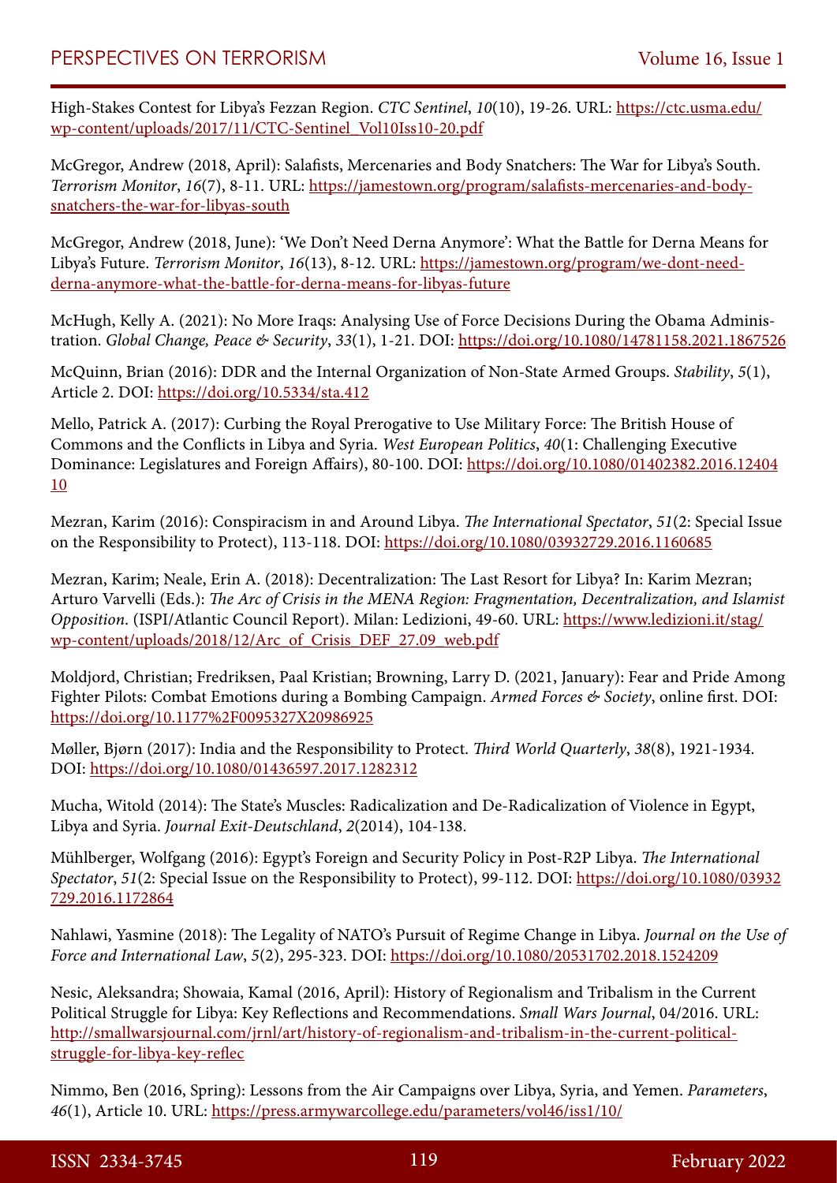High-Stakes Contest for Libya's Fezzan Region. *CTC Sentinel*, *10*(10), 19-26. URL: https://ctc.usma.edu/wp-content/uploads/2017/11/CTC-Sentinel_Vol10Iss10-20.pdf

McGregor, Andrew (2018, April): Salafists, Mercenaries and Body Snatchers: The War for Libya's South. *Terrorism Monitor*, *16*(7), 8-11. URL: https://jamestown.org/program/salafists-mercenaries-and-body-snatchers-the-war-for-libyas-south

McGregor, Andrew (2018, June): 'We Don't Need Derna Anymore': What the Battle for Derna Means for Libya's Future. *Terrorism Monitor*, *16*(13), 8-12. URL: https://jamestown.org/program/we-dont-need-derna-anymore-what-the-battle-for-derna-means-for-libyas-future

McHugh, Kelly A. (2021): No More Iraqs: Analysing Use of Force Decisions During the Obama Administration. *Global Change, Peace & Security*, *33*(1), 1-21. DOI: https://doi.org/10.1080/14781158.2021.1867526

McQuinn, Brian (2016): DDR and the Internal Organization of Non-State Armed Groups. *Stability*, *5*(1), Article 2. DOI: https://doi.org/10.5334/sta.412

Mello, Patrick A. (2017): Curbing the Royal Prerogative to Use Military Force: The British House of Commons and the Conflicts in Libya and Syria. *West European Politics*, *40*(1: Challenging Executive Dominance: Legislatures and Foreign Affairs), 80-100. DOI: https://doi.org/10.1080/01402382.2016.1240410

Mezran, Karim (2016): Conspiracism in and Around Libya. *The International Spectator*, *51*(2: Special Issue on the Responsibility to Protect), 113-118. DOI: https://doi.org/10.1080/03932729.2016.1160685

Mezran, Karim; Neale, Erin A. (2018): Decentralization: The Last Resort for Libya? In: Karim Mezran; Arturo Varvelli (Eds.): *The Arc of Crisis in the MENA Region: Fragmentation, Decentralization, and Islamist Opposition*. (ISPI/Atlantic Council Report). Milan: Ledizioni, 49-60. URL: https://www.ledizioni.it/stag/wp-content/uploads/2018/12/Arc_of_Crisis_DEF_27.09_web.pdf

Moldjord, Christian; Fredriksen, Paal Kristian; Browning, Larry D. (2021, January): Fear and Pride Among Fighter Pilots: Combat Emotions during a Bombing Campaign. *Armed Forces & Society*, online first. DOI: https://doi.org/10.1177%2F0095327X20986925

Møller, Bjørn (2017): India and the Responsibility to Protect. *Third World Quarterly*, *38*(8), 1921-1934. DOI: https://doi.org/10.1080/01436597.2017.1282312

Mucha, Witold (2014): The State's Muscles: Radicalization and De-Radicalization of Violence in Egypt, Libya and Syria. *Journal Exit-Deutschland*, *2*(2014), 104-138.

Mühlberger, Wolfgang (2016): Egypt's Foreign and Security Policy in Post-R2P Libya. *The International Spectator*, *51*(2: Special Issue on the Responsibility to Protect), 99-112. DOI: https://doi.org/10.1080/03932729.2016.1172864

Nahlawi, Yasmine (2018): The Legality of NATO's Pursuit of Regime Change in Libya. *Journal on the Use of Force and International Law*, *5*(2), 295-323. DOI: https://doi.org/10.1080/20531702.2018.1524209

Nesic, Aleksandra; Showaia, Kamal (2016, April): History of Regionalism and Tribalism in the Current Political Struggle for Libya: Key Reflections and Recommendations. *Small Wars Journal*, 04/2016. URL: http://smallwarsjournal.com/jrnl/art/history-of-regionalism-and-tribalism-in-the-current-political-struggle-for-libya-key-reflec

Nimmo, Ben (2016, Spring): Lessons from the Air Campaigns over Libya, Syria, and Yemen. *Parameters*, *46*(1), Article 10. URL: https://press.armywarcollege.edu/parameters/vol46/iss1/10/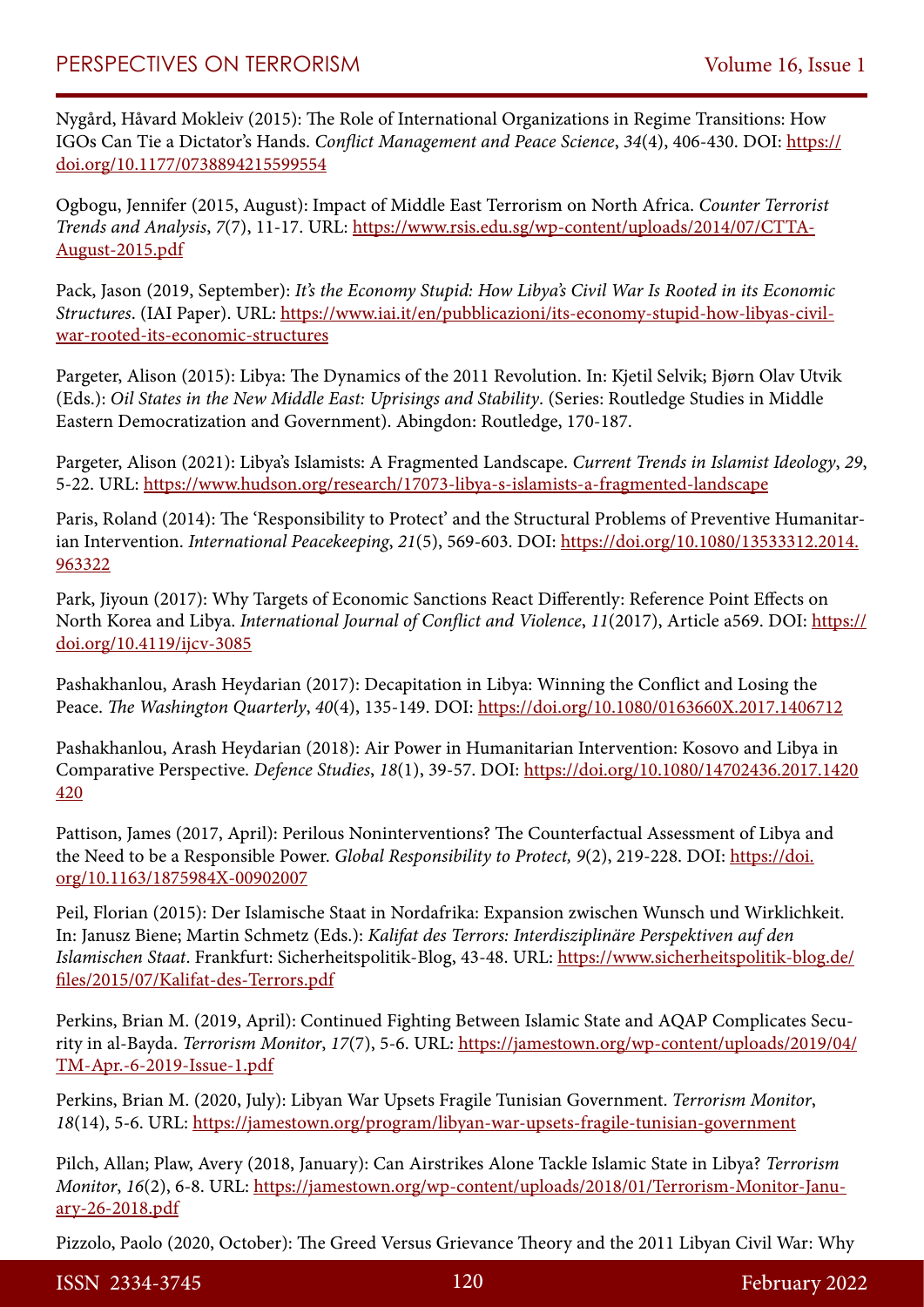Nygård, Håvard Mokleiv (2015): The Role of International Organizations in Regime Transitions: How IGOs Can Tie a Dictator's Hands. *Conflict Management and Peace Science*, *34*(4), 406-430. DOI: https://doi.org/10.1177/0738894215599554

Ogbogu, Jennifer (2015, August): Impact of Middle East Terrorism on North Africa. *Counter Terrorist Trends and Analysis*, *7*(7), 11-17. URL: https://www.rsis.edu.sg/wp-content/uploads/2014/07/CTTA-August-2015.pdf

Pack, Jason (2019, September): *It's the Economy Stupid: How Libya's Civil War Is Rooted in its Economic Structures*. (IAI Paper). URL: https://www.iai.it/en/pubblicazioni/its-economy-stupid-how-libyas-civil-war-rooted-its-economic-structures

Pargeter, Alison (2015): Libya: The Dynamics of the 2011 Revolution. In: Kjetil Selvik; Bjørn Olav Utvik (Eds.): *Oil States in the New Middle East: Uprisings and Stability*. (Series: Routledge Studies in Middle Eastern Democratization and Government). Abingdon: Routledge, 170-187.

Pargeter, Alison (2021): Libya's Islamists: A Fragmented Landscape. *Current Trends in Islamist Ideology*, *29*, 5-22. URL: https://www.hudson.org/research/17073-libya-s-islamists-a-fragmented-landscape

Paris, Roland (2014): The 'Responsibility to Protect' and the Structural Problems of Preventive Humanitarian Intervention. *International Peacekeeping*, *21*(5), 569-603. DOI: https://doi.org/10.1080/13533312.2014.963322

Park, Jiyoun (2017): Why Targets of Economic Sanctions React Differently: Reference Point Effects on North Korea and Libya. *International Journal of Conflict and Violence*, *11*(2017), Article a569. DOI: https://doi.org/10.4119/ijcv-3085

Pashakhanlou, Arash Heydarian (2017): Decapitation in Libya: Winning the Conflict and Losing the Peace. *The Washington Quarterly*, *40*(4), 135-149. DOI: https://doi.org/10.1080/0163660X.2017.1406712

Pashakhanlou, Arash Heydarian (2018): Air Power in Humanitarian Intervention: Kosovo and Libya in Comparative Perspective. *Defence Studies*, *18*(1), 39-57. DOI: https://doi.org/10.1080/14702436.2017.1420420

Pattison, James (2017, April): Perilous Noninterventions? The Counterfactual Assessment of Libya and the Need to be a Responsible Power. *Global Responsibility to Protect, 9*(2), 219-228. DOI: https://doi.org/10.1163/1875984X-00902007

Peil, Florian (2015): Der Islamische Staat in Nordafrika: Expansion zwischen Wunsch und Wirklichkeit. In: Janusz Biene; Martin Schmetz (Eds.): *Kalifat des Terrors: Interdisziplinäre Perspektiven auf den Islamischen Staat*. Frankfurt: Sicherheitspolitik-Blog, 43-48. URL: https://www.sicherheitspolitik-blog.de/files/2015/07/Kalifat-des-Terrors.pdf

Perkins, Brian M. (2019, April): Continued Fighting Between Islamic State and AQAP Complicates Security in al-Bayda. *Terrorism Monitor*, *17*(7), 5-6. URL: https://jamestown.org/wp-content/uploads/2019/04/TM-Apr.-6-2019-Issue-1.pdf

Perkins, Brian M. (2020, July): Libyan War Upsets Fragile Tunisian Government. *Terrorism Monitor*, *18*(14), 5-6. URL: https://jamestown.org/program/libyan-war-upsets-fragile-tunisian-government

Pilch, Allan; Plaw, Avery (2018, January): Can Airstrikes Alone Tackle Islamic State in Libya? *Terrorism Monitor*, *16*(2), 6-8. URL: https://jamestown.org/wp-content/uploads/2018/01/Terrorism-Monitor-January-26-2018.pdf

Pizzolo, Paolo (2020, October): The Greed Versus Grievance Theory and the 2011 Libyan Civil War: Why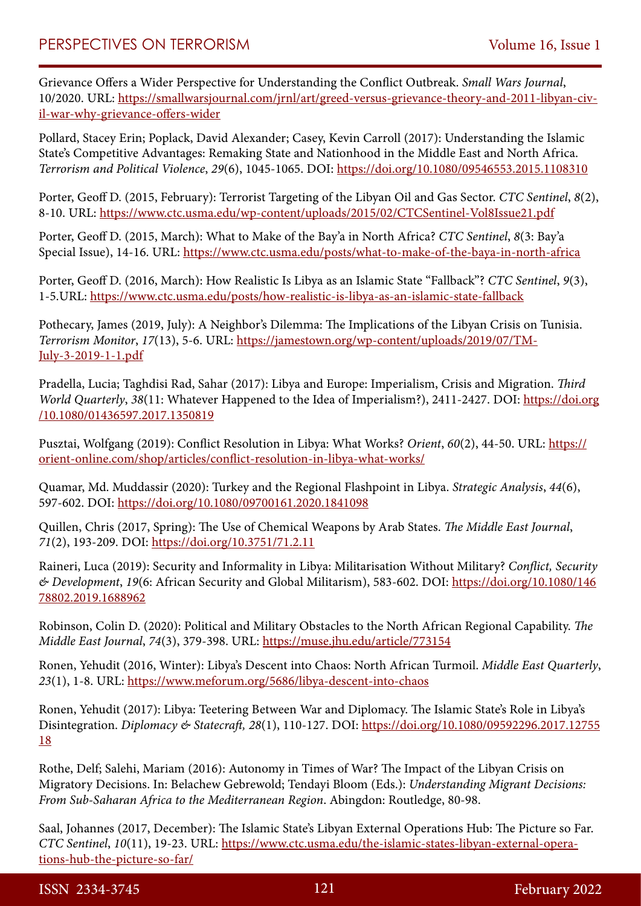Grievance Offers a Wider Perspective for Understanding the Conflict Outbreak. *Small Wars Journal*, 10/2020. URL: https://smallwarsjournal.com/jrnl/art/greed-versus-grievance-theory-and-2011-libyan-civil-war-why-grievance-offers-wider

Pollard, Stacey Erin; Poplack, David Alexander; Casey, Kevin Carroll (2017): Understanding the Islamic State's Competitive Advantages: Remaking State and Nationhood in the Middle East and North Africa. *Terrorism and Political Violence*, *29*(6), 1045-1065. DOI: https://doi.org/10.1080/09546553.2015.1108310

Porter, Geoff D. (2015, February): Terrorist Targeting of the Libyan Oil and Gas Sector. *CTC Sentinel*, *8*(2), 8-10. URL: https://www.ctc.usma.edu/wp-content/uploads/2015/02/CTCSentinel-Vol8Issue21.pdf

Porter, Geoff D. (2015, March): What to Make of the Bay'a in North Africa? *CTC Sentinel*, *8*(3: Bay'a Special Issue), 14-16. URL: https://www.ctc.usma.edu/posts/what-to-make-of-the-baya-in-north-africa

Porter, Geoff D. (2016, March): How Realistic Is Libya as an Islamic State "Fallback"? *CTC Sentinel*, *9*(3), 1-5.URL: https://www.ctc.usma.edu/posts/how-realistic-is-libya-as-an-islamic-state-fallback

Pothecary, James (2019, July): A Neighbor's Dilemma: The Implications of the Libyan Crisis on Tunisia. *Terrorism Monitor*, *17*(13), 5-6. URL: https://jamestown.org/wp-content/uploads/2019/07/TM-July-3-2019-1-1.pdf

Pradella, Lucia; Taghdisi Rad, Sahar (2017): Libya and Europe: Imperialism, Crisis and Migration. *Third World Quarterly*, *38*(11: Whatever Happened to the Idea of Imperialism?), 2411-2427. DOI: https://doi.org/10.1080/01436597.2017.1350819

Pusztai, Wolfgang (2019): Conflict Resolution in Libya: What Works? *Orient*, *60*(2), 44-50. URL: https://orient-online.com/shop/articles/conflict-resolution-in-libya-what-works/

Quamar, Md. Muddassir (2020): Turkey and the Regional Flashpoint in Libya. *Strategic Analysis*, *44*(6), 597-602. DOI: https://doi.org/10.1080/09700161.2020.1841098

Quillen, Chris (2017, Spring): The Use of Chemical Weapons by Arab States. *The Middle East Journal*, *71*(2), 193-209. DOI: https://doi.org/10.3751/71.2.11

Raineri, Luca (2019): Security and Informality in Libya: Militarisation Without Military? *Conflict, Security & Development*, *19*(6: African Security and Global Militarism), 583-602. DOI: https://doi.org/10.1080/14678802.2019.1688962

Robinson, Colin D. (2020): Political and Military Obstacles to the North African Regional Capability. *The Middle East Journal*, *74*(3), 379-398. URL: https://muse.jhu.edu/article/773154

Ronen, Yehudit (2016, Winter): Libya's Descent into Chaos: North African Turmoil. *Middle East Quarterly*, *23*(1), 1-8. URL: https://www.meforum.org/5686/libya-descent-into-chaos

Ronen, Yehudit (2017): Libya: Teetering Between War and Diplomacy. The Islamic State's Role in Libya's Disintegration. *Diplomacy & Statecraft, 28*(1), 110-127. DOI: https://doi.org/10.1080/09592296.2017.1275518

Rothe, Delf; Salehi, Mariam (2016): Autonomy in Times of War? The Impact of the Libyan Crisis on Migratory Decisions. In: Belachew Gebrewold; Tendayi Bloom (Eds.): *Understanding Migrant Decisions: From Sub-Saharan Africa to the Mediterranean Region*. Abingdon: Routledge, 80-98.

Saal, Johannes (2017, December): The Islamic State's Libyan External Operations Hub: The Picture so Far. *CTC Sentinel*, *10*(11), 19-23. URL: https://www.ctc.usma.edu/the-islamic-states-libyan-external-operations-hub-the-picture-so-far/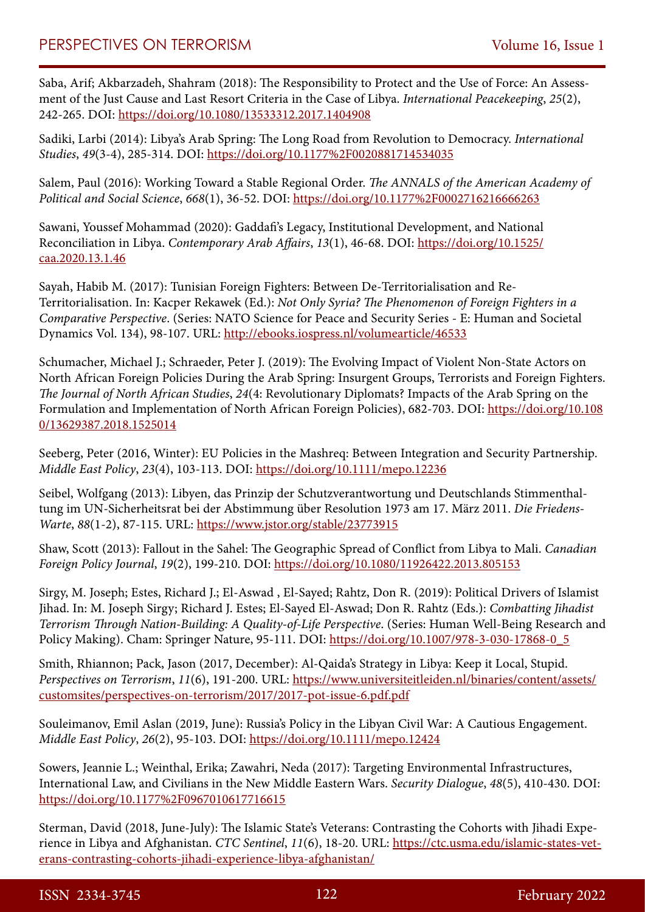Saba, Arif; Akbarzadeh, Shahram (2018): The Responsibility to Protect and the Use of Force: An Assessment of the Just Cause and Last Resort Criteria in the Case of Libya. *International Peacekeeping*, *25*(2), 242-265. DOI: https://doi.org/10.1080/13533312.2017.1404908

Sadiki, Larbi (2014): Libya's Arab Spring: The Long Road from Revolution to Democracy. *International Studies*, *49*(3-4), 285-314. DOI: https://doi.org/10.1177%2F0020881714534035

Salem, Paul (2016): Working Toward a Stable Regional Order. *The ANNALS of the American Academy of Political and Social Science*, *668*(1), 36-52. DOI: https://doi.org/10.1177%2F0002716216666263

Sawani, Youssef Mohammad (2020): Gaddafi's Legacy, Institutional Development, and National Reconciliation in Libya. *Contemporary Arab Affairs*, *13*(1), 46-68. DOI: https://doi.org/10.1525/caa.2020.13.1.46

Sayah, Habib M. (2017): Tunisian Foreign Fighters: Between De-Territorialisation and Re-Territorialisation. In: Kacper Rekawek (Ed.): *Not Only Syria? The Phenomenon of Foreign Fighters in a Comparative Perspective*. (Series: NATO Science for Peace and Security Series - E: Human and Societal Dynamics Vol. 134), 98-107. URL: http://ebooks.iospress.nl/volumearticle/46533

Schumacher, Michael J.; Schraeder, Peter J. (2019): The Evolving Impact of Violent Non-State Actors on North African Foreign Policies During the Arab Spring: Insurgent Groups, Terrorists and Foreign Fighters. *The Journal of North African Studies*, *24*(4: Revolutionary Diplomats? Impacts of the Arab Spring on the Formulation and Implementation of North African Foreign Policies), 682-703. DOI: https://doi.org/10.1080/13629387.2018.1525014

Seeberg, Peter (2016, Winter): EU Policies in the Mashreq: Between Integration and Security Partnership. *Middle East Policy*, *23*(4), 103-113. DOI: https://doi.org/10.1111/mepo.12236

Seibel, Wolfgang (2013): Libyen, das Prinzip der Schutzverantwortung und Deutschlands Stimmenthaltung im UN-Sicherheitsrat bei der Abstimmung über Resolution 1973 am 17. März 2011. *Die Friedens-Warte*, *88*(1-2), 87-115. URL: https://www.jstor.org/stable/23773915

Shaw, Scott (2013): Fallout in the Sahel: The Geographic Spread of Conflict from Libya to Mali. *Canadian Foreign Policy Journal*, *19*(2), 199-210. DOI: https://doi.org/10.1080/11926422.2013.805153

Sirgy, M. Joseph; Estes, Richard J.; El-Aswad , El-Sayed; Rahtz, Don R. (2019): Political Drivers of Islamist Jihad. In: M. Joseph Sirgy; Richard J. Estes; El-Sayed El-Aswad; Don R. Rahtz (Eds.): *Combatting Jihadist Terrorism Through Nation-Building: A Quality-of-Life Perspective*. (Series: Human Well-Being Research and Policy Making). Cham: Springer Nature, 95-111. DOI: https://doi.org/10.1007/978-3-030-17868-0_5

Smith, Rhiannon; Pack, Jason (2017, December): Al-Qaida's Strategy in Libya: Keep it Local, Stupid. *Perspectives on Terrorism*, *11*(6), 191-200. URL: https://www.universiteitleiden.nl/binaries/content/assets/customsites/perspectives-on-terrorism/2017/2017-pot-issue-6.pdf.pdf

Souleimanov, Emil Aslan (2019, June): Russia's Policy in the Libyan Civil War: A Cautious Engagement. *Middle East Policy*, *26*(2), 95-103. DOI: https://doi.org/10.1111/mepo.12424

Sowers, Jeannie L.; Weinthal, Erika; Zawahri, Neda (2017): Targeting Environmental Infrastructures, International Law, and Civilians in the New Middle Eastern Wars. *Security Dialogue*, *48*(5), 410-430. DOI: https://doi.org/10.1177%2F0967010617716615

Sterman, David (2018, June-July): The Islamic State's Veterans: Contrasting the Cohorts with Jihadi Experience in Libya and Afghanistan. *CTC Sentinel*, *11*(6), 18-20. URL: https://ctc.usma.edu/islamic-states-veterans-contrasting-cohorts-jihadi-experience-libya-afghanistan/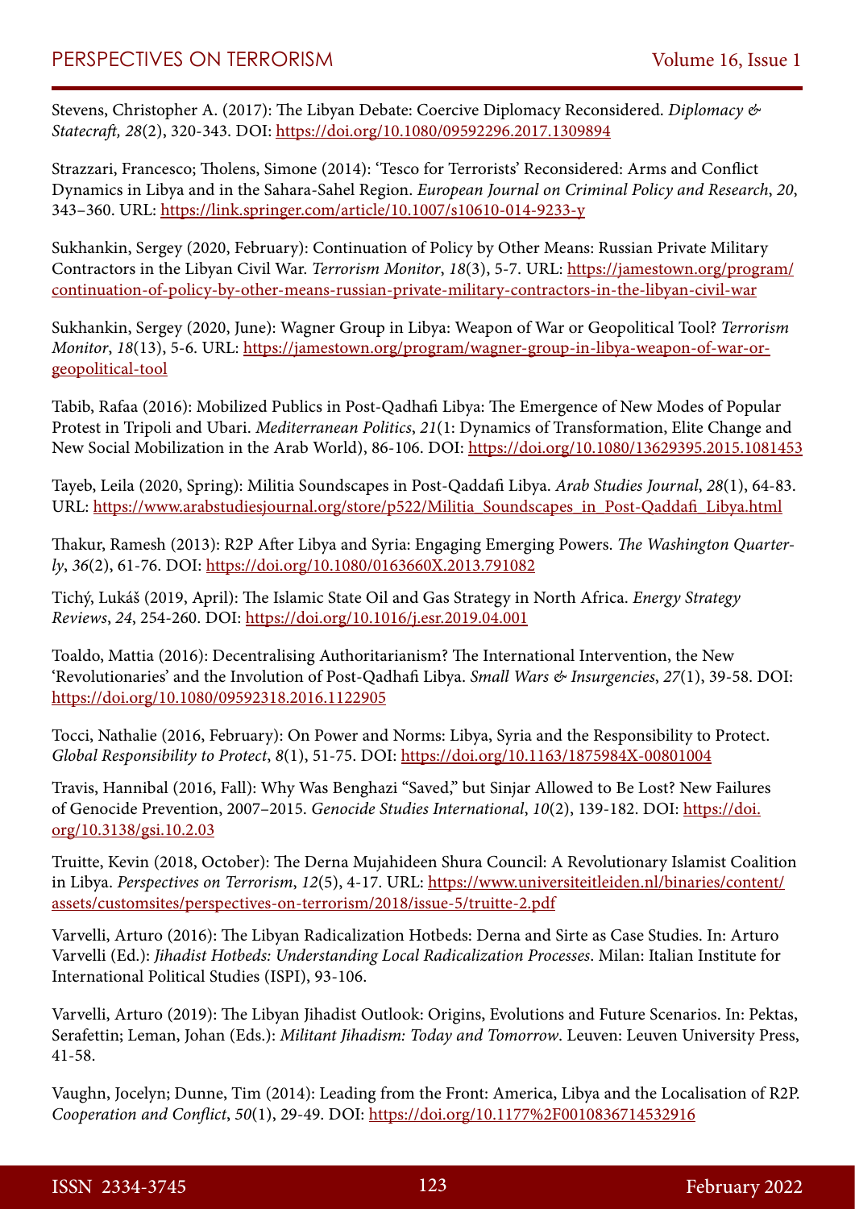Stevens, Christopher A. (2017): The Libyan Debate: Coercive Diplomacy Reconsidered. *Diplomacy & Statecraft, 28*(2), 320-343. DOI: https://doi.org/10.1080/09592296.2017.1309894

Strazzari, Francesco; Tholens, Simone (2014): 'Tesco for Terrorists' Reconsidered: Arms and Conflict Dynamics in Libya and in the Sahara-Sahel Region. *European Journal on Criminal Policy and Research*, *20*, 343–360. URL: https://link.springer.com/article/10.1007/s10610-014-9233-y

Sukhankin, Sergey (2020, February): Continuation of Policy by Other Means: Russian Private Military Contractors in the Libyan Civil War. *Terrorism Monitor*, *18*(3), 5-7. URL: https://jamestown.org/program/continuation-of-policy-by-other-means-russian-private-military-contractors-in-the-libyan-civil-war

Sukhankin, Sergey (2020, June): Wagner Group in Libya: Weapon of War or Geopolitical Tool? *Terrorism Monitor*, *18*(13), 5-6. URL: https://jamestown.org/program/wagner-group-in-libya-weapon-of-war-or-geopolitical-tool

Tabib, Rafaa (2016): Mobilized Publics in Post-Qadhafi Libya: The Emergence of New Modes of Popular Protest in Tripoli and Ubari. *Mediterranean Politics*, *21*(1: Dynamics of Transformation, Elite Change and New Social Mobilization in the Arab World), 86-106. DOI: https://doi.org/10.1080/13629395.2015.1081453

Tayeb, Leila (2020, Spring): Militia Soundscapes in Post-Qaddafi Libya. *Arab Studies Journal*, *28*(1), 64-83. URL: https://www.arabstudiesjournal.org/store/p522/Militia_Soundscapes_in_Post-Qaddafi_Libya.html

Thakur, Ramesh (2013): R2P After Libya and Syria: Engaging Emerging Powers. *The Washington Quarterly*, *36*(2), 61-76. DOI: https://doi.org/10.1080/0163660X.2013.791082

Tichý, Lukáš (2019, April): The Islamic State Oil and Gas Strategy in North Africa. *Energy Strategy Reviews*, *24*, 254-260. DOI: https://doi.org/10.1016/j.esr.2019.04.001

Toaldo, Mattia (2016): Decentralising Authoritarianism? The International Intervention, the New 'Revolutionaries' and the Involution of Post-Qadhafi Libya. *Small Wars & Insurgencies*, *27*(1), 39-58. DOI: https://doi.org/10.1080/09592318.2016.1122905

Tocci, Nathalie (2016, February): On Power and Norms: Libya, Syria and the Responsibility to Protect. *Global Responsibility to Protect*, *8*(1), 51-75. DOI: https://doi.org/10.1163/1875984X-00801004

Travis, Hannibal (2016, Fall): Why Was Benghazi "Saved," but Sinjar Allowed to Be Lost? New Failures of Genocide Prevention, 2007–2015. *Genocide Studies International*, *10*(2), 139-182. DOI: https://doi.org/10.3138/gsi.10.2.03

Truitte, Kevin (2018, October): The Derna Mujahideen Shura Council: A Revolutionary Islamist Coalition in Libya. *Perspectives on Terrorism*, *12*(5), 4-17. URL: https://www.universiteitleiden.nl/binaries/content/assets/customsites/perspectives-on-terrorism/2018/issue-5/truitte-2.pdf

Varvelli, Arturo (2016): The Libyan Radicalization Hotbeds: Derna and Sirte as Case Studies. In: Arturo Varvelli (Ed.): *Jihadist Hotbeds: Understanding Local Radicalization Processes*. Milan: Italian Institute for International Political Studies (ISPI), 93-106.

Varvelli, Arturo (2019): The Libyan Jihadist Outlook: Origins, Evolutions and Future Scenarios. In: Pektas, Serafettin; Leman, Johan (Eds.): *Militant Jihadism: Today and Tomorrow*. Leuven: Leuven University Press, 41-58.

Vaughn, Jocelyn; Dunne, Tim (2014): Leading from the Front: America, Libya and the Localisation of R2P. *Cooperation and Conflict*, *50*(1), 29-49. DOI: https://doi.org/10.1177%2F0010836714532916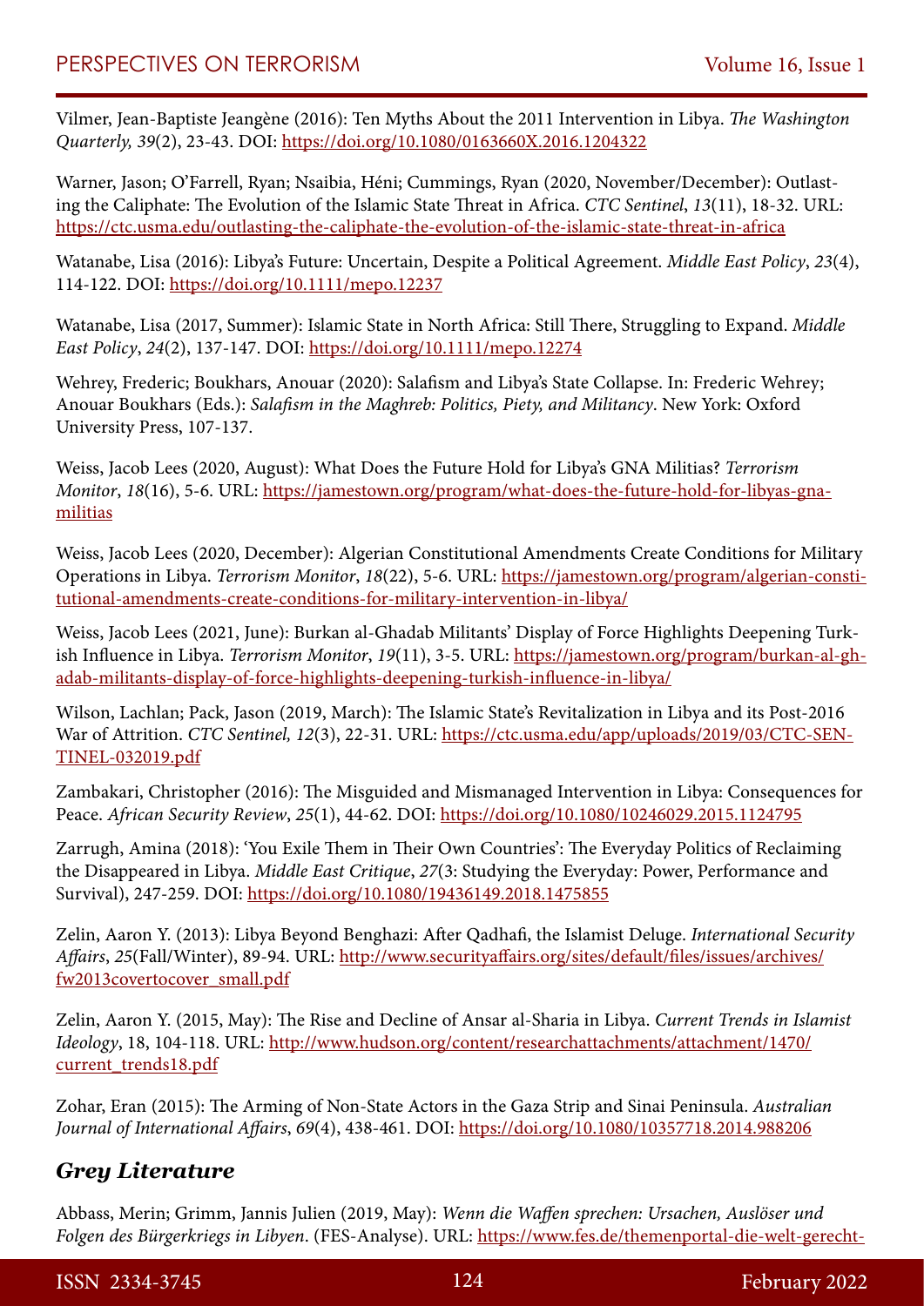Vilmer, Jean-Baptiste Jeangène (2016): Ten Myths About the 2011 Intervention in Libya. *The Washington Quarterly, 39*(2), 23-43. DOI: https://doi.org/10.1080/0163660X.2016.1204322

Warner, Jason; O'Farrell, Ryan; Nsaibia, Héni; Cummings, Ryan (2020, November/December): Outlasting the Caliphate: The Evolution of the Islamic State Threat in Africa. *CTC Sentinel*, *13*(11), 18-32. URL: https://ctc.usma.edu/outlasting-the-caliphate-the-evolution-of-the-islamic-state-threat-in-africa

Watanabe, Lisa (2016): Libya's Future: Uncertain, Despite a Political Agreement. *Middle East Policy*, *23*(4), 114-122. DOI: https://doi.org/10.1111/mepo.12237

Watanabe, Lisa (2017, Summer): Islamic State in North Africa: Still There, Struggling to Expand. *Middle East Policy*, *24*(2), 137-147. DOI: https://doi.org/10.1111/mepo.12274

Wehrey, Frederic; Boukhars, Anouar (2020): Salafism and Libya's State Collapse. In: Frederic Wehrey; Anouar Boukhars (Eds.): *Salafism in the Maghreb: Politics, Piety, and Militancy*. New York: Oxford University Press, 107-137.

Weiss, Jacob Lees (2020, August): What Does the Future Hold for Libya's GNA Militias? *Terrorism Monitor*, *18*(16), 5-6. URL: https://jamestown.org/program/what-does-the-future-hold-for-libyas-gna-militias

Weiss, Jacob Lees (2020, December): Algerian Constitutional Amendments Create Conditions for Military Operations in Libya. *Terrorism Monitor*, *18*(22), 5-6. URL: https://jamestown.org/program/algerian-constitutional-amendments-create-conditions-for-military-intervention-in-libya/

Weiss, Jacob Lees (2021, June): Burkan al-Ghadab Militants' Display of Force Highlights Deepening Turkish Influence in Libya. *Terrorism Monitor*, *19*(11), 3-5. URL: https://jamestown.org/program/burkan-al-ghadab-militants-display-of-force-highlights-deepening-turkish-influence-in-libya/

Wilson, Lachlan; Pack, Jason (2019, March): The Islamic State's Revitalization in Libya and its Post-2016 War of Attrition. *CTC Sentinel, 12*(3), 22-31. URL: https://ctc.usma.edu/app/uploads/2019/03/CTC-SENTINEL-032019.pdf

Zambakari, Christopher (2016): The Misguided and Mismanaged Intervention in Libya: Consequences for Peace. *African Security Review*, *25*(1), 44-62. DOI: https://doi.org/10.1080/10246029.2015.1124795

Zarrugh, Amina (2018): 'You Exile Them in Their Own Countries': The Everyday Politics of Reclaiming the Disappeared in Libya. *Middle East Critique*, *27*(3: Studying the Everyday: Power, Performance and Survival), 247-259. DOI: https://doi.org/10.1080/19436149.2018.1475855

Zelin, Aaron Y. (2013): Libya Beyond Benghazi: After Qadhafi, the Islamist Deluge. *International Security Affairs*, *25*(Fall/Winter), 89-94. URL: http://www.securityaffairs.org/sites/default/files/issues/archives/fw2013covertocover_small.pdf

Zelin, Aaron Y. (2015, May): The Rise and Decline of Ansar al-Sharia in Libya. *Current Trends in Islamist Ideology*, 18, 104-118. URL: http://www.hudson.org/content/researchattachments/attachment/1470/current_trends18.pdf

Zohar, Eran (2015): The Arming of Non-State Actors in the Gaza Strip and Sinai Peninsula. *Australian Journal of International Affairs*, *69*(4), 438-461. DOI: https://doi.org/10.1080/10357718.2014.988206

## *Grey Literature*

Abbass, Merin; Grimm, Jannis Julien (2019, May): *Wenn die Waffen sprechen: Ursachen, Auslöser und Folgen des Bürgerkriegs in Libyen*. (FES-Analyse). URL: https://www.fes.de/themenportal-die-welt-gerecht-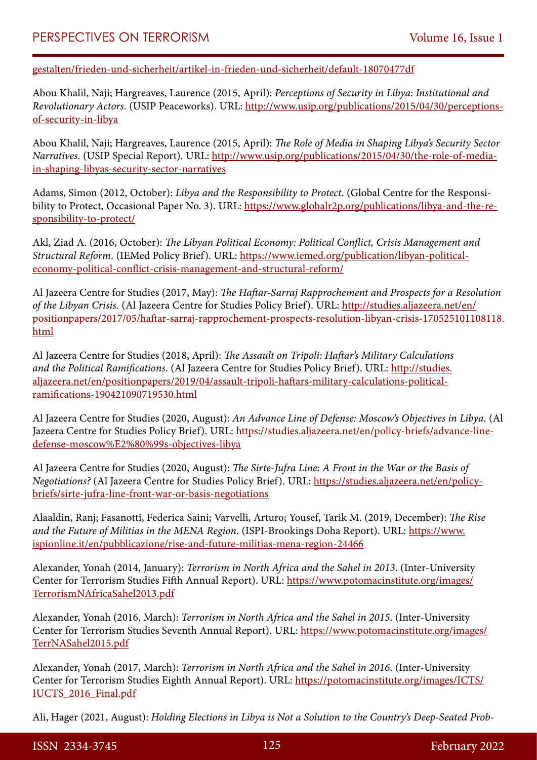gestalten/frieden-und-sicherheit/artikel-in-frieden-und-sicherheit/default-18070477df

Abou Khalil, Naji; Hargreaves, Laurence (2015, April): *Perceptions of Security in Libya: Institutional and Revolutionary Actors*. (USIP Peaceworks). URL: http://www.usip.org/publications/2015/04/30/perceptions-of-security-in-libya

Abou Khalil, Naji; Hargreaves, Laurence (2015, April): *The Role of Media in Shaping Libya's Security Sector Narratives*. (USIP Special Report). URL: http://www.usip.org/publications/2015/04/30/the-role-of-media-in-shaping-libyas-security-sector-narratives

Adams, Simon (2012, October): *Libya and the Responsibility to Protect*. (Global Centre for the Responsibility to Protect, Occasional Paper No. 3). URL: https://www.globalr2p.org/publications/libya-and-the-responsibility-to-protect/

Akl, Ziad A. (2016, October): *The Libyan Political Economy: Political Conflict, Crisis Management and Structural Reform*. (IEMed Policy Brief). URL: https://www.iemed.org/publication/libyan-political-economy-political-conflict-crisis-management-and-structural-reform/

Al Jazeera Centre for Studies (2017, May): *The Haftar-Sarraj Rapprochement and Prospects for a Resolution of the Libyan Crisis.* (Al Jazeera Centre for Studies Policy Brief). URL: http://studies.aljazeera.net/en/positionpapers/2017/05/haftar-sarraj-rapprochement-prospects-resolution-libyan-crisis-170525101108118.html

Al Jazeera Centre for Studies (2018, April): *The Assault on Tripoli: Haftar's Military Calculations and the Political Ramifications*. (Al Jazeera Centre for Studies Policy Brief). URL: http://studies.aljazeera.net/en/positionpapers/2019/04/assault-tripoli-haftars-military-calculations-political-ramifications-190421090719530.html

Al Jazeera Centre for Studies (2020, August): *An Advance Line of Defense: Moscow's Objectives in Libya*. (Al Jazeera Centre for Studies Policy Brief). URL: https://studies.aljazeera.net/en/policy-briefs/advance-line-defense-moscow%E2%80%99s-objectives-libya

Al Jazeera Centre for Studies (2020, August): *The Sirte-Jufra Line: A Front in the War or the Basis of Negotiations?* (Al Jazeera Centre for Studies Policy Brief). URL: https://studies.aljazeera.net/en/policy-briefs/sirte-jufra-line-front-war-or-basis-negotiations

Alaaldin, Ranj; Fasanotti, Federica Saini; Varvelli, Arturo; Yousef, Tarik M. (2019, December): *The Rise and the Future of Militias in the MENA Region*. (ISPI-Brookings Doha Report). URL: https://www.ispionline.it/en/pubblicazione/rise-and-future-militias-mena-region-24466

Alexander, Yonah (2014, January): *Terrorism in North Africa and the Sahel in 2013*. (Inter-University Center for Terrorism Studies Fifth Annual Report). URL: https://www.potomacinstitute.org/images/TerrorismNAfricaSahel2013.pdf

Alexander, Yonah (2016, March): *Terrorism in North Africa and the Sahel in 2015*. (Inter-University Center for Terrorism Studies Seventh Annual Report). URL: https://www.potomacinstitute.org/images/TerrNASahel2015.pdf

Alexander, Yonah (2017, March): *Terrorism in North Africa and the Sahel in 2016*. (Inter-University Center for Terrorism Studies Eighth Annual Report). URL: https://potomacinstitute.org/images/ICTS/IUCTS_2016_Final.pdf

Ali, Hager (2021, August): *Holding Elections in Libya is Not a Solution to the Country's Deep-Seated Prob-*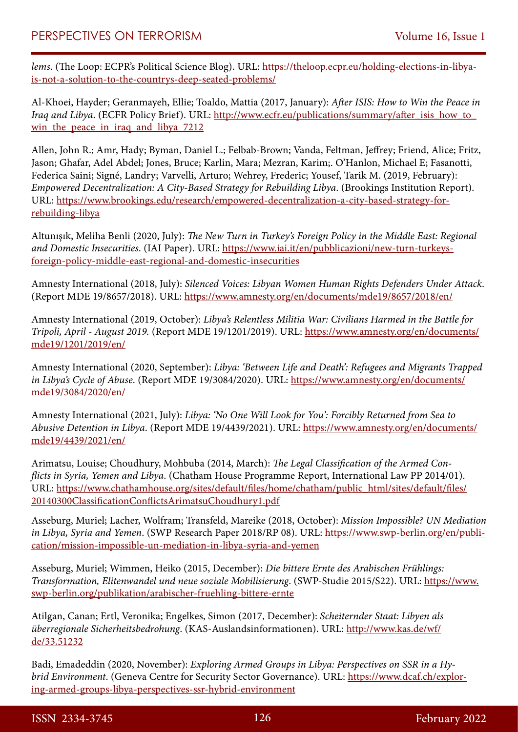*lems*. (The Loop: ECPR's Political Science Blog). URL: https://theloop.ecpr.eu/holding-elections-in-libya-is-not-a-solution-to-the-countrys-deep-seated-problems/

Al-Khoei, Hayder; Geranmayeh, Ellie; Toaldo, Mattia (2017, January): *After ISIS: How to Win the Peace in Iraq and Libya*. (ECFR Policy Brief). URL: http://www.ecfr.eu/publications/summary/after_isis_how_to_win_the_peace_in_iraq_and_libya_7212

Allen, John R.; Amr, Hady; Byman, Daniel L.; Felbab-Brown; Vanda, Feltman, Jeffrey; Friend, Alice; Fritz, Jason; Ghafar, Adel Abdel; Jones, Bruce; Karlin, Mara; Mezran, Karim;. O'Hanlon, Michael E; Fasanotti, Federica Saini; Signé, Landry; Varvelli, Arturo; Wehrey, Frederic; Yousef, Tarik M. (2019, February): *Empowered Decentralization: A City-Based Strategy for Rebuilding Libya*. (Brookings Institution Report). URL: https://www.brookings.edu/research/empowered-decentralization-a-city-based-strategy-for-rebuilding-libya

Altunışık, Meliha Benli (2020, July): *The New Turn in Turkey's Foreign Policy in the Middle East: Regional and Domestic Insecurities*. (IAI Paper). URL: https://www.iai.it/en/pubblicazioni/new-turn-turkeys-foreign-policy-middle-east-regional-and-domestic-insecurities

Amnesty International (2018, July): *Silenced Voices: Libyan Women Human Rights Defenders Under Attack*. (Report MDE 19/8657/2018). URL: https://www.amnesty.org/en/documents/mde19/8657/2018/en/

Amnesty International (2019, October): *Libya's Relentless Militia War: Civilians Harmed in the Battle for Tripoli, April - August 2019*. (Report MDE 19/1201/2019). URL: https://www.amnesty.org/en/documents/mde19/1201/2019/en/

Amnesty International (2020, September): *Libya: 'Between Life and Death': Refugees and Migrants Trapped in Libya's Cycle of Abuse*. (Report MDE 19/3084/2020). URL: https://www.amnesty.org/en/documents/mde19/3084/2020/en/

Amnesty International (2021, July): *Libya: 'No One Will Look for You': Forcibly Returned from Sea to Abusive Detention in Libya*. (Report MDE 19/4439/2021). URL: https://www.amnesty.org/en/documents/mde19/4439/2021/en/

Arimatsu, Louise; Choudhury, Mohbuba (2014, March): *The Legal Classification of the Armed Conflicts in Syria, Yemen and Libya*. (Chatham House Programme Report, International Law PP 2014/01). URL: https://www.chathamhouse.org/sites/default/files/home/chatham/public_html/sites/default/files/20140300ClassificationConflictsArimatsuChoudhury1.pdf

Asseburg, Muriel; Lacher, Wolfram; Transfeld, Mareike (2018, October): *Mission Impossible? UN Mediation in Libya, Syria and Yemen*. (SWP Research Paper 2018/RP 08). URL: https://www.swp-berlin.org/en/publication/mission-impossible-un-mediation-in-libya-syria-and-yemen

Asseburg, Muriel; Wimmen, Heiko (2015, December): *Die bittere Ernte des Arabischen Frühlings: Transformation, Elitenwandel und neue soziale Mobilisierung*. (SWP-Studie 2015/S22). URL: https://www.swp-berlin.org/publikation/arabischer-fruehling-bittere-ernte

Atilgan, Canan; Ertl, Veronika; Engelkes, Simon (2017, December): *Scheiternder Staat: Libyen als überregionale Sicherheitsbedrohung*. (KAS-Auslandsinformationen). URL: http://www.kas.de/wf/de/33.51232

Badi, Emadeddin (2020, November): *Exploring Armed Groups in Libya: Perspectives on SSR in a Hybrid Environment*. (Geneva Centre for Security Sector Governance). URL: https://www.dcaf.ch/exploring-armed-groups-libya-perspectives-ssr-hybrid-environment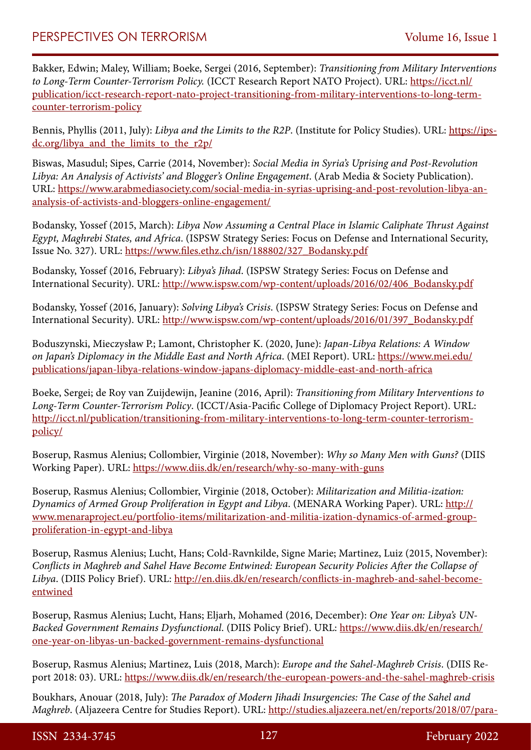Bakker, Edwin; Maley, William; Boeke, Sergei (2016, September): *Transitioning from Military Interventions to Long-Term Counter-Terrorism Policy.* (ICCT Research Report NATO Project). URL: https://icct.nl/publication/icct-research-report-nato-project-transitioning-from-military-interventions-to-long-term-counter-terrorism-policy

Bennis, Phyllis (2011, July): *Libya and the Limits to the R2P*. (Institute for Policy Studies). URL: https://ips-dc.org/libya_and_the_limits_to_the_r2p/

Biswas, Masudul; Sipes, Carrie (2014, November): *Social Media in Syria's Uprising and Post-Revolution Libya: An Analysis of Activists' and Blogger's Online Engagement*. (Arab Media & Society Publication). URL: https://www.arabmediasociety.com/social-media-in-syrias-uprising-and-post-revolution-libya-an-analysis-of-activists-and-bloggers-online-engagement/

Bodansky, Yossef (2015, March): *Libya Now Assuming a Central Place in Islamic Caliphate Thrust Against Egypt, Maghrebi States, and Africa*. (ISPSW Strategy Series: Focus on Defense and International Security, Issue No. 327). URL: https://www.files.ethz.ch/isn/188802/327_Bodansky.pdf

Bodansky, Yossef (2016, February): *Libya's Jihad*. (ISPSW Strategy Series: Focus on Defense and International Security). URL: http://www.ispsw.com/wp-content/uploads/2016/02/406_Bodansky.pdf

Bodansky, Yossef (2016, January): *Solving Libya's Crisis*. (ISPSW Strategy Series: Focus on Defense and International Security). URL: http://www.ispsw.com/wp-content/uploads/2016/01/397_Bodansky.pdf

Boduszynski, Mieczysław P.; Lamont, Christopher K. (2020, June): *Japan-Libya Relations: A Window on Japan's Diplomacy in the Middle East and North Africa*. (MEI Report). URL: https://www.mei.edu/publications/japan-libya-relations-window-japans-diplomacy-middle-east-and-north-africa

Boeke, Sergei; de Roy van Zuijdewijn, Jeanine (2016, April): *Transitioning from Military Interventions to Long-Term Counter-Terrorism Policy*. (ICCT/Asia-Pacific College of Diplomacy Project Report). URL: http://icct.nl/publication/transitioning-from-military-interventions-to-long-term-counter-terrorism-policy/

Boserup, Rasmus Alenius; Collombier, Virginie (2018, November): *Why so Many Men with Guns?* (DIIS Working Paper). URL: https://www.diis.dk/en/research/why-so-many-with-guns

Boserup, Rasmus Alenius; Collombier, Virginie (2018, October): *Militarization and Militia-ization: Dynamics of Armed Group Proliferation in Egypt and Libya*. (MENARA Working Paper). URL: http://www.menaraproject.eu/portfolio-items/militarization-and-militia-ization-dynamics-of-armed-group-proliferation-in-egypt-and-libya

Boserup, Rasmus Alenius; Lucht, Hans; Cold-Ravnkilde, Signe Marie; Martinez, Luiz (2015, November): *Conflicts in Maghreb and Sahel Have Become Entwined: European Security Policies After the Collapse of Libya*. (DIIS Policy Brief). URL: http://en.diis.dk/en/research/conflicts-in-maghreb-and-sahel-become-entwined

Boserup, Rasmus Alenius; Lucht, Hans; Eljarh, Mohamed (2016, December): *One Year on: Libya's UN-Backed Government Remains Dysfunctional*. (DIIS Policy Brief). URL: https://www.diis.dk/en/research/one-year-on-libyas-un-backed-government-remains-dysfunctional

Boserup, Rasmus Alenius; Martinez, Luis (2018, March): *Europe and the Sahel-Maghreb Crisis*. (DIIS Report 2018: 03). URL: https://www.diis.dk/en/research/the-european-powers-and-the-sahel-maghreb-crisis

Boukhars, Anouar (2018, July): *The Paradox of Modern Jihadi Insurgencies: The Case of the Sahel and Maghreb*. (Aljazeera Centre for Studies Report). URL: http://studies.aljazeera.net/en/reports/2018/07/para-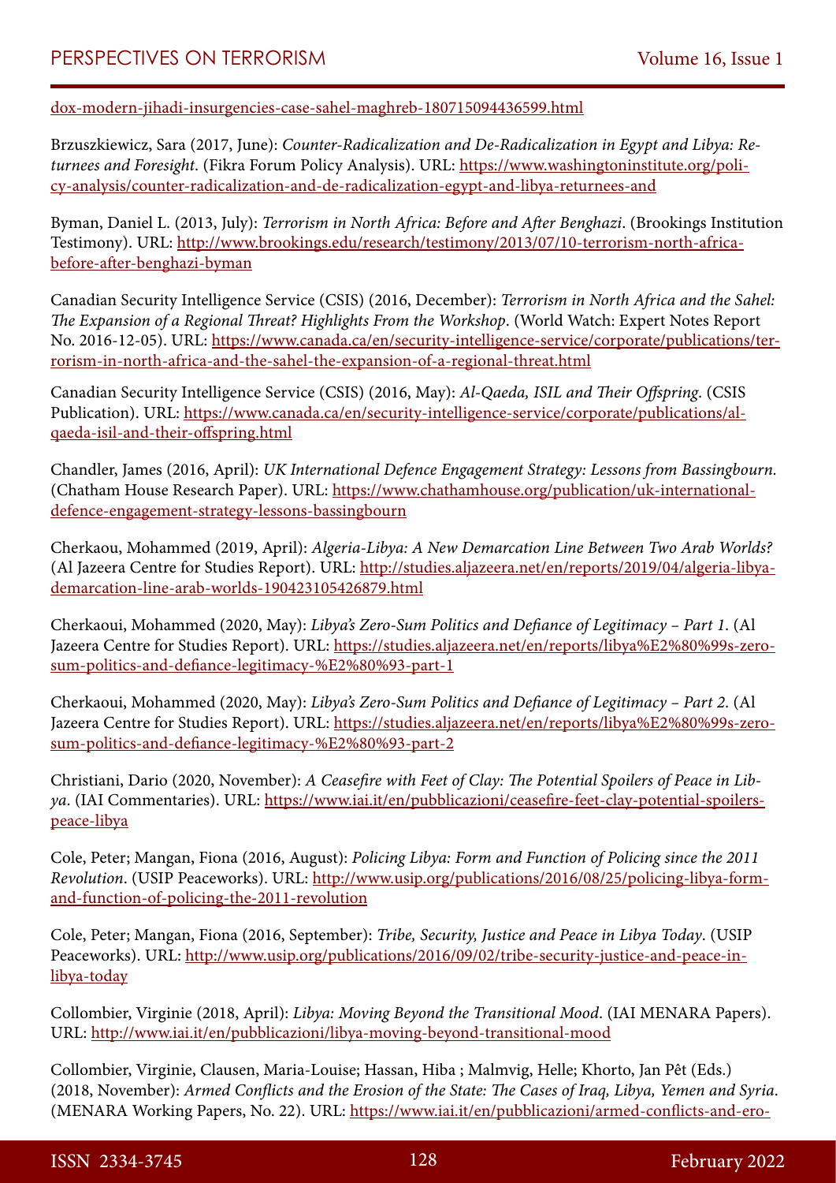dox-modern-jihadi-insurgencies-case-sahel-maghreb-180715094436599.html

Brzuszkiewicz, Sara (2017, June): *Counter-Radicalization and De-Radicalization in Egypt and Libya: Returnees and Foresight*. (Fikra Forum Policy Analysis). URL: https://www.washingtoninstitute.org/policy-analysis/counter-radicalization-and-de-radicalization-egypt-and-libya-returnees-and

Byman, Daniel L. (2013, July): *Terrorism in North Africa: Before and After Benghazi*. (Brookings Institution Testimony). URL: http://www.brookings.edu/research/testimony/2013/07/10-terrorism-north-africa-before-after-benghazi-byman

Canadian Security Intelligence Service (CSIS) (2016, December): *Terrorism in North Africa and the Sahel: The Expansion of a Regional Threat? Highlights From the Workshop*. (World Watch: Expert Notes Report No. 2016-12-05). URL: https://www.canada.ca/en/security-intelligence-service/corporate/publications/terrorism-in-north-africa-and-the-sahel-the-expansion-of-a-regional-threat.html

Canadian Security Intelligence Service (CSIS) (2016, May): *Al-Qaeda, ISIL and Their Offspring*. (CSIS Publication). URL: https://www.canada.ca/en/security-intelligence-service/corporate/publications/al-qaeda-isil-and-their-offspring.html

Chandler, James (2016, April): *UK International Defence Engagement Strategy: Lessons from Bassingbourn.* (Chatham House Research Paper). URL: https://www.chathamhouse.org/publication/uk-international-defence-engagement-strategy-lessons-bassingbourn

Cherkaou, Mohammed (2019, April): *Algeria-Libya: A New Demarcation Line Between Two Arab Worlds?* (Al Jazeera Centre for Studies Report). URL: http://studies.aljazeera.net/en/reports/2019/04/algeria-libya-demarcation-line-arab-worlds-190423105426879.html

Cherkaoui, Mohammed (2020, May): *Libya's Zero-Sum Politics and Defiance of Legitimacy – Part 1*. (Al Jazeera Centre for Studies Report). URL: https://studies.aljazeera.net/en/reports/libya%E2%80%99s-zero-sum-politics-and-defiance-legitimacy-%E2%80%93-part-1

Cherkaoui, Mohammed (2020, May): *Libya's Zero-Sum Politics and Defiance of Legitimacy – Part 2*. (Al Jazeera Centre for Studies Report). URL: https://studies.aljazeera.net/en/reports/libya%E2%80%99s-zero-sum-politics-and-defiance-legitimacy-%E2%80%93-part-2

Christiani, Dario (2020, November): *A Ceasefire with Feet of Clay: The Potential Spoilers of Peace in Libya*. (IAI Commentaries). URL: https://www.iai.it/en/pubblicazioni/ceasefire-feet-clay-potential-spoilers-peace-libya

Cole, Peter; Mangan, Fiona (2016, August): *Policing Libya: Form and Function of Policing since the 2011 Revolution*. (USIP Peaceworks). URL: http://www.usip.org/publications/2016/08/25/policing-libya-form-and-function-of-policing-the-2011-revolution

Cole, Peter; Mangan, Fiona (2016, September): *Tribe, Security, Justice and Peace in Libya Today*. (USIP Peaceworks). URL: http://www.usip.org/publications/2016/09/02/tribe-security-justice-and-peace-in-libya-today

Collombier, Virginie (2018, April): *Libya: Moving Beyond the Transitional Mood*. (IAI MENARA Papers). URL: http://www.iai.it/en/pubblicazioni/libya-moving-beyond-transitional-mood

Collombier, Virginie, Clausen, Maria-Louise; Hassan, Hiba ; Malmvig, Helle; Khorto, Jan Pêt (Eds.) (2018, November): *Armed Conflicts and the Erosion of the State: The Cases of Iraq, Libya, Yemen and Syria*. (MENARA Working Papers, No. 22). URL: https://www.iai.it/en/pubblicazioni/armed-conflicts-and-ero-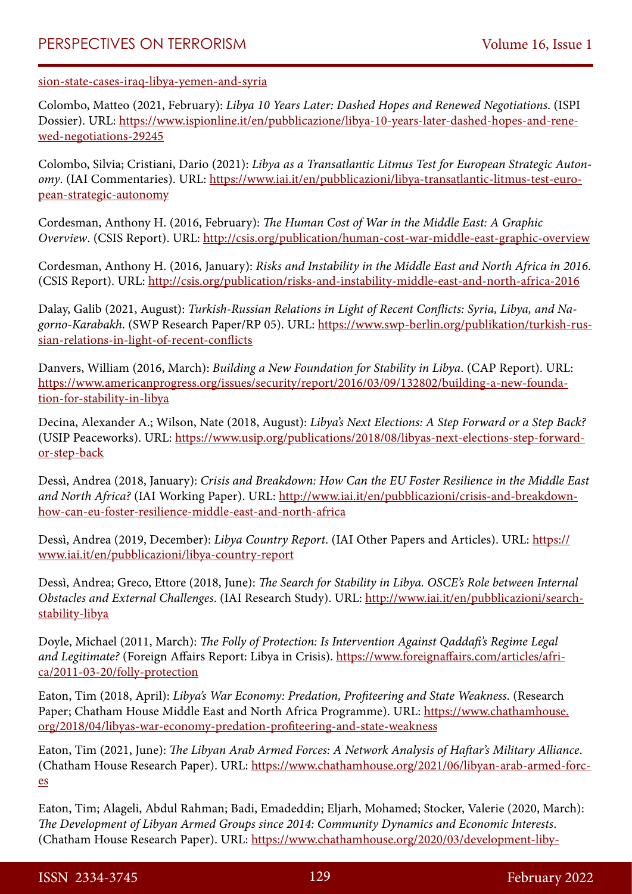sion-state-cases-iraq-libya-yemen-and-syria

Colombo, Matteo (2021, February): *Libya 10 Years Later: Dashed Hopes and Renewed Negotiations*. (ISPI Dossier). URL: https://www.ispionline.it/en/pubblicazione/libya-10-years-later-dashed-hopes-and-renewed-negotiations-29245

Colombo, Silvia; Cristiani, Dario (2021): *Libya as a Transatlantic Litmus Test for European Strategic Autonomy*. (IAI Commentaries). URL: https://www.iai.it/en/pubblicazioni/libya-transatlantic-litmus-test-european-strategic-autonomy

Cordesman, Anthony H. (2016, February): *The Human Cost of War in the Middle East: A Graphic Overview*. (CSIS Report). URL: http://csis.org/publication/human-cost-war-middle-east-graphic-overview

Cordesman, Anthony H. (2016, January): *Risks and Instability in the Middle East and North Africa in 2016*. (CSIS Report). URL: http://csis.org/publication/risks-and-instability-middle-east-and-north-africa-2016

Dalay, Galib (2021, August): *Turkish-Russian Relations in Light of Recent Conflicts: Syria, Libya, and Nagorno-Karabakh*. (SWP Research Paper/RP 05). URL: https://www.swp-berlin.org/publikation/turkish-russian-relations-in-light-of-recent-conflicts

Danvers, William (2016, March): *Building a New Foundation for Stability in Libya*. (CAP Report). URL: https://www.americanprogress.org/issues/security/report/2016/03/09/132802/building-a-new-foundation-for-stability-in-libya

Decina, Alexander A.; Wilson, Nate (2018, August): *Libya's Next Elections: A Step Forward or a Step Back?* (USIP Peaceworks). URL: https://www.usip.org/publications/2018/08/libyas-next-elections-step-forward-or-step-back

Dessì, Andrea (2018, January): *Crisis and Breakdown: How Can the EU Foster Resilience in the Middle East and North Africa?* (IAI Working Paper). URL: http://www.iai.it/en/pubblicazioni/crisis-and-breakdown-how-can-eu-foster-resilience-middle-east-and-north-africa

Dessì, Andrea (2019, December): *Libya Country Report*. (IAI Other Papers and Articles). URL: https://www.iai.it/en/pubblicazioni/libya-country-report

Dessì, Andrea; Greco, Ettore (2018, June): *The Search for Stability in Libya. OSCE's Role between Internal Obstacles and External Challenges*. (IAI Research Study). URL: http://www.iai.it/en/pubblicazioni/search-stability-libya

Doyle, Michael (2011, March): *The Folly of Protection: Is Intervention Against Qaddafi's Regime Legal and Legitimate?* (Foreign Affairs Report: Libya in Crisis). https://www.foreignaffairs.com/articles/africa/2011-03-20/folly-protection

Eaton, Tim (2018, April): *Libya's War Economy: Predation, Profiteering and State Weakness*. (Research Paper; Chatham House Middle East and North Africa Programme). URL: https://www.chathamhouse.org/2018/04/libyas-war-economy-predation-profiteering-and-state-weakness

Eaton, Tim (2021, June): *The Libyan Arab Armed Forces: A Network Analysis of Haftar's Military Alliance*. (Chatham House Research Paper). URL: https://www.chathamhouse.org/2021/06/libyan-arab-armed-forces

Eaton, Tim; Alageli, Abdul Rahman; Badi, Emadeddin; Eljarh, Mohamed; Stocker, Valerie (2020, March): *The Development of Libyan Armed Groups since 2014: Community Dynamics and Economic Interests*. (Chatham House Research Paper). URL: https://www.chathamhouse.org/2020/03/development-liby-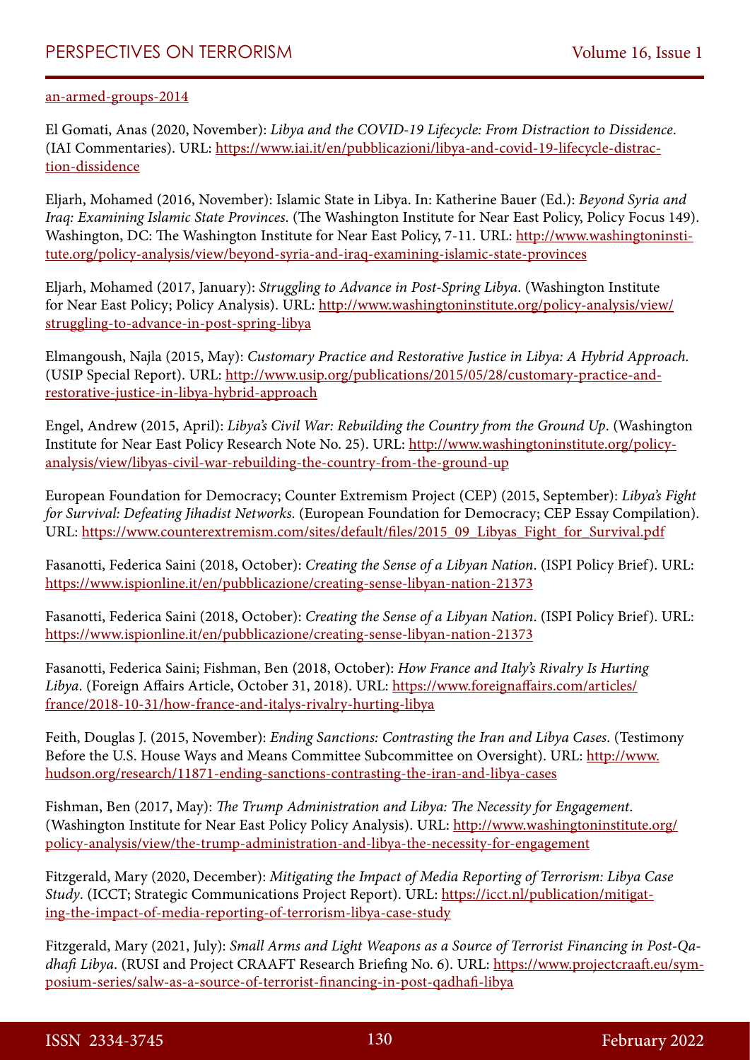an-armed-groups-2014

El Gomati, Anas (2020, November): *Libya and the COVID-19 Lifecycle: From Distraction to Dissidence*. (IAI Commentaries). URL: https://www.iai.it/en/pubblicazioni/libya-and-covid-19-lifecycle-distraction-dissidence

Eljarh, Mohamed (2016, November): Islamic State in Libya. In: Katherine Bauer (Ed.): *Beyond Syria and Iraq: Examining Islamic State Provinces*. (The Washington Institute for Near East Policy, Policy Focus 149). Washington, DC: The Washington Institute for Near East Policy, 7-11. URL: http://www.washingtoninstitute.org/policy-analysis/view/beyond-syria-and-iraq-examining-islamic-state-provinces

Eljarh, Mohamed (2017, January): *Struggling to Advance in Post-Spring Libya*. (Washington Institute for Near East Policy; Policy Analysis). URL: http://www.washingtoninstitute.org/policy-analysis/view/struggling-to-advance-in-post-spring-libya

Elmangoush, Najla (2015, May): *Customary Practice and Restorative Justice in Libya: A Hybrid Approach.* (USIP Special Report). URL: http://www.usip.org/publications/2015/05/28/customary-practice-and-restorative-justice-in-libya-hybrid-approach

Engel, Andrew (2015, April): *Libya's Civil War: Rebuilding the Country from the Ground Up*. (Washington Institute for Near East Policy Research Note No. 25). URL: http://www.washingtoninstitute.org/policy-analysis/view/libyas-civil-war-rebuilding-the-country-from-the-ground-up

European Foundation for Democracy; Counter Extremism Project (CEP) (2015, September): *Libya's Fight for Survival: Defeating Jihadist Networks*. (European Foundation for Democracy; CEP Essay Compilation). URL: https://www.counterextremism.com/sites/default/files/2015_09_Libyas_Fight_for_Survival.pdf

Fasanotti, Federica Saini (2018, October): *Creating the Sense of a Libyan Nation*. (ISPI Policy Brief). URL: https://www.ispionline.it/en/pubblicazione/creating-sense-libyan-nation-21373

Fasanotti, Federica Saini (2018, October): *Creating the Sense of a Libyan Nation*. (ISPI Policy Brief). URL: https://www.ispionline.it/en/pubblicazione/creating-sense-libyan-nation-21373

Fasanotti, Federica Saini; Fishman, Ben (2018, October): *How France and Italy's Rivalry Is Hurting Libya*. (Foreign Affairs Article, October 31, 2018). URL: https://www.foreignaffairs.com/articles/france/2018-10-31/how-france-and-italys-rivalry-hurting-libya

Feith, Douglas J. (2015, November): *Ending Sanctions: Contrasting the Iran and Libya Cases*. (Testimony Before the U.S. House Ways and Means Committee Subcommittee on Oversight). URL: http://www.hudson.org/research/11871-ending-sanctions-contrasting-the-iran-and-libya-cases

Fishman, Ben (2017, May): *The Trump Administration and Libya: The Necessity for Engagement*. (Washington Institute for Near East Policy Policy Analysis). URL: http://www.washingtoninstitute.org/policy-analysis/view/the-trump-administration-and-libya-the-necessity-for-engagement

Fitzgerald, Mary (2020, December): *Mitigating the Impact of Media Reporting of Terrorism: Libya Case Study*. (ICCT; Strategic Communications Project Report). URL: https://icct.nl/publication/mitigating-the-impact-of-media-reporting-of-terrorism-libya-case-study

Fitzgerald, Mary (2021, July): *Small Arms and Light Weapons as a Source of Terrorist Financing in Post-Qadhafi Libya*. (RUSI and Project CRAAFT Research Briefing No. 6). URL: https://www.projectcraaft.eu/symposium-series/salw-as-a-source-of-terrorist-financing-in-post-qadhafi-libya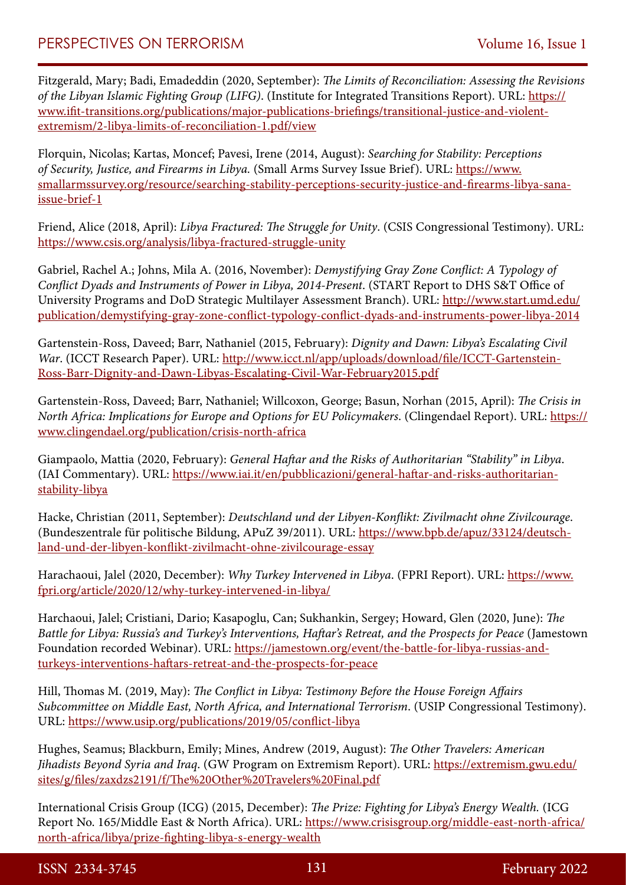Fitzgerald, Mary; Badi, Emadeddin (2020, September): *The Limits of Reconciliation: Assessing the Revisions of the Libyan Islamic Fighting Group (LIFG)*. (Institute for Integrated Transitions Report). URL: https://www.ifit-transitions.org/publications/major-publications-briefings/transitional-justice-and-violent-extremism/2-libya-limits-of-reconciliation-1.pdf/view

Florquin, Nicolas; Kartas, Moncef; Pavesi, Irene (2014, August): *Searching for Stability: Perceptions of Security, Justice, and Firearms in Libya.* (Small Arms Survey Issue Brief). URL: https://www.smallarmssurvey.org/resource/searching-stability-perceptions-security-justice-and-firearms-libya-sana-issue-brief-1

Friend, Alice (2018, April): *Libya Fractured: The Struggle for Unity*. (CSIS Congressional Testimony). URL: https://www.csis.org/analysis/libya-fractured-struggle-unity

Gabriel, Rachel A.; Johns, Mila A. (2016, November): *Demystifying Gray Zone Conflict: A Typology of Conflict Dyads and Instruments of Power in Libya, 2014-Present*. (START Report to DHS S&T Office of University Programs and DoD Strategic Multilayer Assessment Branch). URL: http://www.start.umd.edu/publication/demystifying-gray-zone-conflict-typology-conflict-dyads-and-instruments-power-libya-2014

Gartenstein-Ross, Daveed; Barr, Nathaniel (2015, February): *Dignity and Dawn: Libya's Escalating Civil War*. (ICCT Research Paper). URL: http://www.icct.nl/app/uploads/download/file/ICCT-Gartenstein-Ross-Barr-Dignity-and-Dawn-Libyas-Escalating-Civil-War-February2015.pdf

Gartenstein-Ross, Daveed; Barr, Nathaniel; Willcoxon, George; Basun, Norhan (2015, April): *The Crisis in North Africa: Implications for Europe and Options for EU Policymakers*. (Clingendael Report). URL: https://www.clingendael.org/publication/crisis-north-africa

Giampaolo, Mattia (2020, February): *General Haftar and the Risks of Authoritarian "Stability" in Libya*. (IAI Commentary). URL: https://www.iai.it/en/pubblicazioni/general-haftar-and-risks-authoritarian-stability-libya

Hacke, Christian (2011, September): *Deutschland und der Libyen-Konflikt: Zivilmacht ohne Zivilcourage*. (Bundeszentrale für politische Bildung, APuZ 39/2011). URL: https://www.bpb.de/apuz/33124/deutschland-und-der-libyen-konflikt-zivilmacht-ohne-zivilcourage-essay

Harachaoui, Jalel (2020, December): *Why Turkey Intervened in Libya*. (FPRI Report). URL: https://www.fpri.org/article/2020/12/why-turkey-intervened-in-libya/

Harchaoui, Jalel; Cristiani, Dario; Kasapoglu, Can; Sukhankin, Sergey; Howard, Glen (2020, June): *The Battle for Libya: Russia's and Turkey's Interventions, Haftar's Retreat, and the Prospects for Peace* (Jamestown Foundation recorded Webinar). URL: https://jamestown.org/event/the-battle-for-libya-russias-and-turkeys-interventions-haftars-retreat-and-the-prospects-for-peace

Hill, Thomas M. (2019, May): *The Conflict in Libya: Testimony Before the House Foreign Affairs Subcommittee on Middle East, North Africa, and International Terrorism*. (USIP Congressional Testimony). URL: https://www.usip.org/publications/2019/05/conflict-libya

Hughes, Seamus; Blackburn, Emily; Mines, Andrew (2019, August): *The Other Travelers: American Jihadists Beyond Syria and Iraq*. (GW Program on Extremism Report). URL: https://extremism.gwu.edu/sites/g/files/zaxdzs2191/f/The%20Other%20Travelers%20Final.pdf

International Crisis Group (ICG) (2015, December): *The Prize: Fighting for Libya's Energy Wealth.* (ICG Report No. 165/Middle East & North Africa). URL: https://www.crisisgroup.org/middle-east-north-africa/north-africa/libya/prize-fighting-libya-s-energy-wealth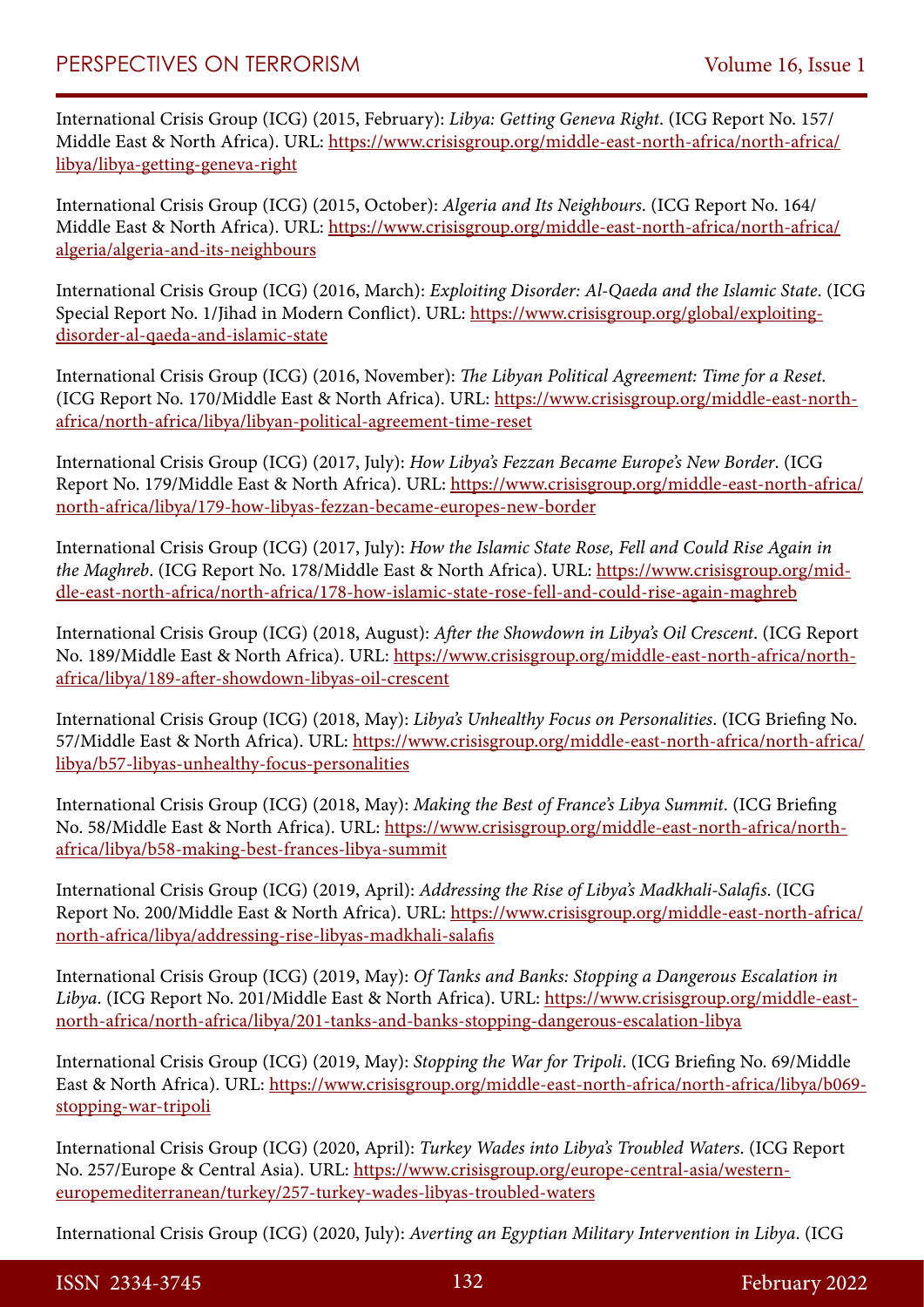International Crisis Group (ICG) (2015, February): *Libya: Getting Geneva Right*. (ICG Report No. 157/ Middle East & North Africa). URL: https://www.crisisgroup.org/middle-east-north-africa/north-africa/libya/libya-getting-geneva-right

International Crisis Group (ICG) (2015, October): *Algeria and Its Neighbours*. (ICG Report No. 164/ Middle East & North Africa). URL: https://www.crisisgroup.org/middle-east-north-africa/north-africa/algeria/algeria-and-its-neighbours

International Crisis Group (ICG) (2016, March): *Exploiting Disorder: Al-Qaeda and the Islamic State*. (ICG Special Report No. 1/Jihad in Modern Conflict). URL: https://www.crisisgroup.org/global/exploiting-disorder-al-qaeda-and-islamic-state

International Crisis Group (ICG) (2016, November): *The Libyan Political Agreement: Time for a Reset.* (ICG Report No. 170/Middle East & North Africa). URL: https://www.crisisgroup.org/middle-east-north-africa/north-africa/libya/libyan-political-agreement-time-reset

International Crisis Group (ICG) (2017, July): *How Libya's Fezzan Became Europe's New Border*. (ICG Report No. 179/Middle East & North Africa). URL: https://www.crisisgroup.org/middle-east-north-africa/north-africa/libya/179-how-libyas-fezzan-became-europes-new-border

International Crisis Group (ICG) (2017, July): *How the Islamic State Rose, Fell and Could Rise Again in the Maghreb*. (ICG Report No. 178/Middle East & North Africa). URL: https://www.crisisgroup.org/middle-east-north-africa/north-africa/178-how-islamic-state-rose-fell-and-could-rise-again-maghreb

International Crisis Group (ICG) (2018, August): *After the Showdown in Libya's Oil Crescent*. (ICG Report No. 189/Middle East & North Africa). URL: https://www.crisisgroup.org/middle-east-north-africa/north-africa/libya/189-after-showdown-libyas-oil-crescent

International Crisis Group (ICG) (2018, May): *Libya's Unhealthy Focus on Personalities*. (ICG Briefing No. 57/Middle East & North Africa). URL: https://www.crisisgroup.org/middle-east-north-africa/north-africa/libya/b57-libyas-unhealthy-focus-personalities

International Crisis Group (ICG) (2018, May): *Making the Best of France's Libya Summit*. (ICG Briefing No. 58/Middle East & North Africa). URL: https://www.crisisgroup.org/middle-east-north-africa/north-africa/libya/b58-making-best-frances-libya-summit

International Crisis Group (ICG) (2019, April): *Addressing the Rise of Libya's Madkhali-Salafis*. (ICG Report No. 200/Middle East & North Africa). URL: https://www.crisisgroup.org/middle-east-north-africa/north-africa/libya/addressing-rise-libyas-madkhali-salafis

International Crisis Group (ICG) (2019, May): *Of Tanks and Banks: Stopping a Dangerous Escalation in Libya*. (ICG Report No. 201/Middle East & North Africa). URL: https://www.crisisgroup.org/middle-east-north-africa/north-africa/libya/201-tanks-and-banks-stopping-dangerous-escalation-libya

International Crisis Group (ICG) (2019, May): *Stopping the War for Tripoli*. (ICG Briefing No. 69/Middle East & North Africa). URL: https://www.crisisgroup.org/middle-east-north-africa/north-africa/libya/b069-stopping-war-tripoli

International Crisis Group (ICG) (2020, April): *Turkey Wades into Libya's Troubled Waters*. (ICG Report No. 257/Europe & Central Asia). URL: https://www.crisisgroup.org/europe-central-asia/western-europemediterranean/turkey/257-turkey-wades-libyas-troubled-waters

International Crisis Group (ICG) (2020, July): *Averting an Egyptian Military Intervention in Libya*. (ICG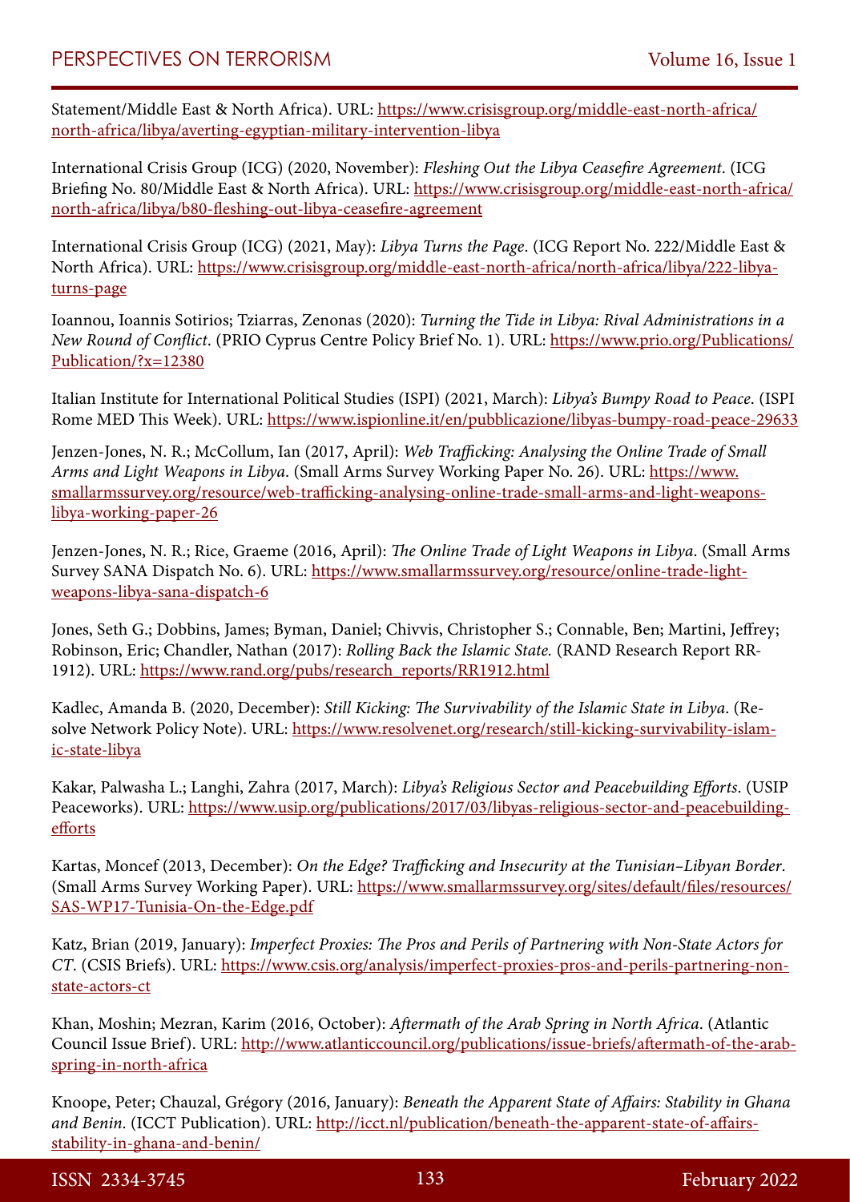Statement/Middle East & North Africa). URL: https://www.crisisgroup.org/middle-east-north-africa/north-africa/libya/averting-egyptian-military-intervention-libya

International Crisis Group (ICG) (2020, November): *Fleshing Out the Libya Ceasefire Agreement*. (ICG Briefing No. 80/Middle East & North Africa). URL: https://www.crisisgroup.org/middle-east-north-africa/north-africa/libya/b80-fleshing-out-libya-ceasefire-agreement

International Crisis Group (ICG) (2021, May): *Libya Turns the Page*. (ICG Report No. 222/Middle East & North Africa). URL: https://www.crisisgroup.org/middle-east-north-africa/north-africa/libya/222-libya-turns-page

Ioannou, Ioannis Sotirios; Tziarras, Zenonas (2020): *Turning the Tide in Libya: Rival Administrations in a New Round of Conflict*. (PRIO Cyprus Centre Policy Brief No. 1). URL: https://www.prio.org/Publications/Publication/?x=12380

Italian Institute for International Political Studies (ISPI) (2021, March): *Libya's Bumpy Road to Peace*. (ISPI Rome MED This Week). URL: https://www.ispionline.it/en/pubblicazione/libyas-bumpy-road-peace-29633

Jenzen-Jones, N. R.; McCollum, Ian (2017, April): *Web Trafficking: Analysing the Online Trade of Small Arms and Light Weapons in Libya*. (Small Arms Survey Working Paper No. 26). URL: https://www.smallarmssurvey.org/resource/web-trafficking-analysing-online-trade-small-arms-and-light-weapons-libya-working-paper-26

Jenzen-Jones, N. R.; Rice, Graeme (2016, April): *The Online Trade of Light Weapons in Libya*. (Small Arms Survey SANA Dispatch No. 6). URL: https://www.smallarmssurvey.org/resource/online-trade-light-weapons-libya-sana-dispatch-6

Jones, Seth G.; Dobbins, James; Byman, Daniel; Chivvis, Christopher S.; Connable, Ben; Martini, Jeffrey; Robinson, Eric; Chandler, Nathan (2017): *Rolling Back the Islamic State.* (RAND Research Report RR-1912). URL: https://www.rand.org/pubs/research_reports/RR1912.html

Kadlec, Amanda B. (2020, December): *Still Kicking: The Survivability of the Islamic State in Libya*. (Resolve Network Policy Note). URL: https://www.resolvenet.org/research/still-kicking-survivability-islamic-state-libya

Kakar, Palwasha L.; Langhi, Zahra (2017, March): *Libya's Religious Sector and Peacebuilding Efforts*. (USIP Peaceworks). URL: https://www.usip.org/publications/2017/03/libyas-religious-sector-and-peacebuilding-efforts

Kartas, Moncef (2013, December): *On the Edge? Trafficking and Insecurity at the Tunisian–Libyan Border*. (Small Arms Survey Working Paper). URL: https://www.smallarmssurvey.org/sites/default/files/resources/SAS-WP17-Tunisia-On-the-Edge.pdf

Katz, Brian (2019, January): *Imperfect Proxies: The Pros and Perils of Partnering with Non-State Actors for CT*. (CSIS Briefs). URL: https://www.csis.org/analysis/imperfect-proxies-pros-and-perils-partnering-non-state-actors-ct

Khan, Moshin; Mezran, Karim (2016, October): *Aftermath of the Arab Spring in North Africa*. (Atlantic Council Issue Brief). URL: http://www.atlanticcouncil.org/publications/issue-briefs/aftermath-of-the-arab-spring-in-north-africa

Knoope, Peter; Chauzal, Grégory (2016, January): *Beneath the Apparent State of Affairs: Stability in Ghana and Benin*. (ICCT Publication). URL: http://icct.nl/publication/beneath-the-apparent-state-of-affairs-stability-in-ghana-and-benin/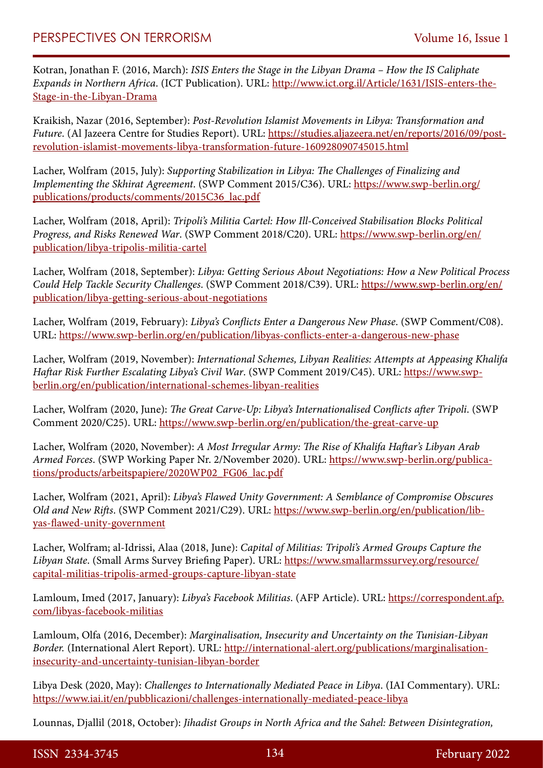Kotran, Jonathan F. (2016, March): *ISIS Enters the Stage in the Libyan Drama – How the IS Caliphate Expands in Northern Africa*. (ICT Publication). URL: http://www.ict.org.il/Article/1631/ISIS-enters-the-Stage-in-the-Libyan-Drama

Kraikish, Nazar (2016, September): *Post-Revolution Islamist Movements in Libya: Transformation and Future*. (Al Jazeera Centre for Studies Report). URL: https://studies.aljazeera.net/en/reports/2016/09/post-revolution-islamist-movements-libya-transformation-future-160928090745015.html

Lacher, Wolfram (2015, July): *Supporting Stabilization in Libya: The Challenges of Finalizing and Implementing the Skhirat Agreement*. (SWP Comment 2015/C36). URL: https://www.swp-berlin.org/publications/products/comments/2015C36_lac.pdf

Lacher, Wolfram (2018, April): *Tripoli's Militia Cartel: How Ill-Conceived Stabilisation Blocks Political Progress, and Risks Renewed War*. (SWP Comment 2018/C20). URL: https://www.swp-berlin.org/en/publication/libya-tripolis-militia-cartel

Lacher, Wolfram (2018, September): *Libya: Getting Serious About Negotiations: How a New Political Process Could Help Tackle Security Challenges*. (SWP Comment 2018/C39). URL: https://www.swp-berlin.org/en/publication/libya-getting-serious-about-negotiations

Lacher, Wolfram (2019, February): *Libya's Conflicts Enter a Dangerous New Phase*. (SWP Comment/C08). URL: https://www.swp-berlin.org/en/publication/libyas-conflicts-enter-a-dangerous-new-phase

Lacher, Wolfram (2019, November): *International Schemes, Libyan Realities: Attempts at Appeasing Khalifa Haftar Risk Further Escalating Libya's Civil War*. (SWP Comment 2019/C45). URL: https://www.swp-berlin.org/en/publication/international-schemes-libyan-realities

Lacher, Wolfram (2020, June): *The Great Carve-Up: Libya's Internationalised Conflicts after Tripoli*. (SWP Comment 2020/C25). URL: https://www.swp-berlin.org/en/publication/the-great-carve-up

Lacher, Wolfram (2020, November): *A Most Irregular Army: The Rise of Khalifa Haftar's Libyan Arab Armed Forces*. (SWP Working Paper Nr. 2/November 2020). URL: https://www.swp-berlin.org/publications/products/arbeitspapiere/2020WP02_FG06_lac.pdf

Lacher, Wolfram (2021, April): *Libya's Flawed Unity Government: A Semblance of Compromise Obscures Old and New Rifts*. (SWP Comment 2021/C29). URL: https://www.swp-berlin.org/en/publication/libyas-flawed-unity-government

Lacher, Wolfram; al-Idrissi, Alaa (2018, June): *Capital of Militias: Tripoli's Armed Groups Capture the Libyan State*. (Small Arms Survey Briefing Paper). URL: https://www.smallarmssurvey.org/resource/capital-militias-tripolis-armed-groups-capture-libyan-state

Lamloum, Imed (2017, January): *Libya's Facebook Militias*. (AFP Article). URL: https://correspondent.afp.com/libyas-facebook-militias

Lamloum, Olfa (2016, December): *Marginalisation, Insecurity and Uncertainty on the Tunisian-Libyan Border.* (International Alert Report). URL: http://international-alert.org/publications/marginalisation-insecurity-and-uncertainty-tunisian-libyan-border

Libya Desk (2020, May): *Challenges to Internationally Mediated Peace in Libya*. (IAI Commentary). URL: https://www.iai.it/en/pubblicazioni/challenges-internationally-mediated-peace-libya

Lounnas, Djallil (2018, October): *Jihadist Groups in North Africa and the Sahel: Between Disintegration,*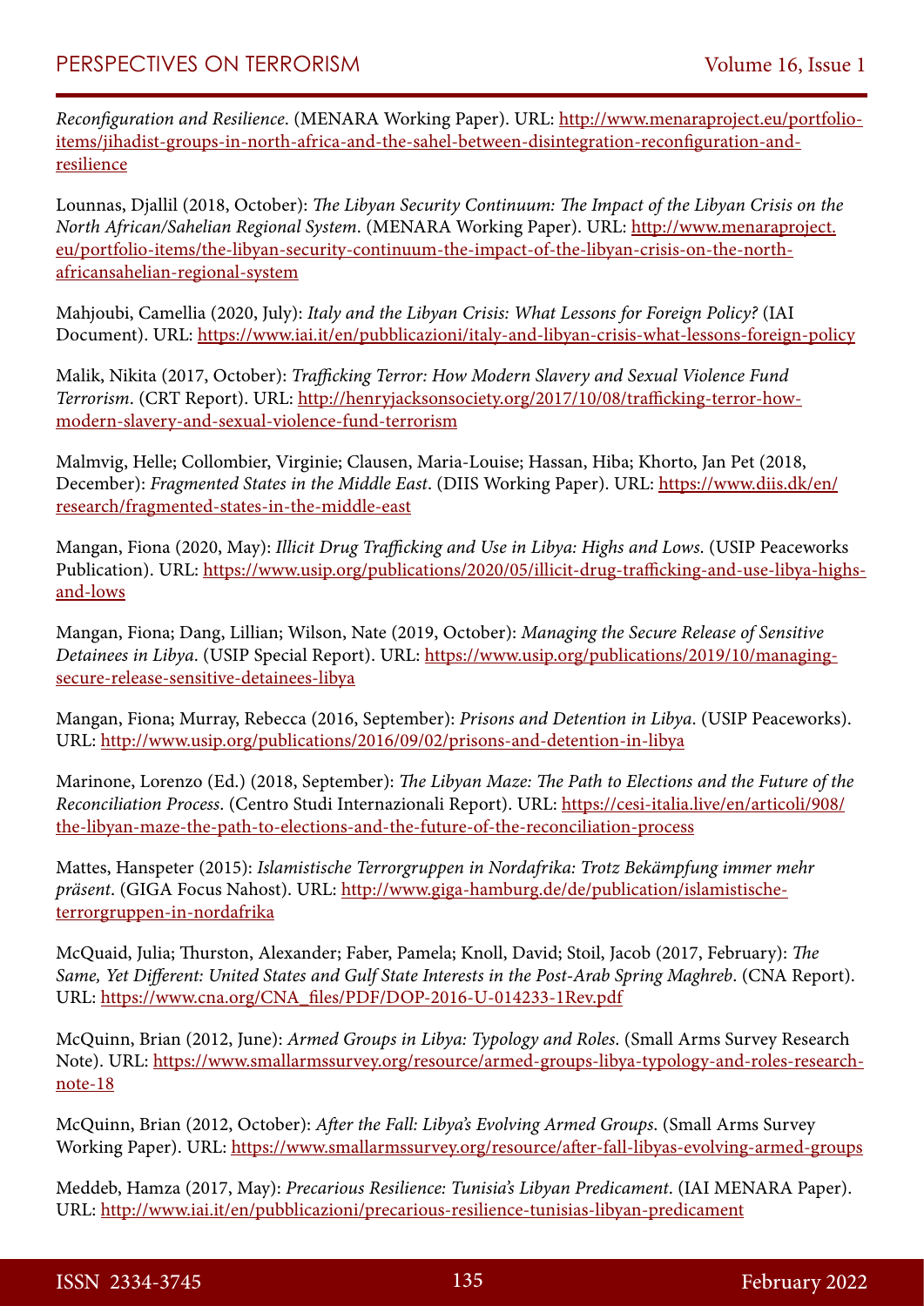*Reconfiguration and Resilience*. (MENARA Working Paper). URL: http://www.menaraproject.eu/portfolio-items/jihadist-groups-in-north-africa-and-the-sahel-between-disintegration-reconfiguration-and-resilience

Lounnas, Djallil (2018, October): *The Libyan Security Continuum: The Impact of the Libyan Crisis on the North African/Sahelian Regional System*. (MENARA Working Paper). URL: http://www.menaraproject.eu/portfolio-items/the-libyan-security-continuum-the-impact-of-the-libyan-crisis-on-the-north-africansahelian-regional-system

Mahjoubi, Camellia (2020, July): *Italy and the Libyan Crisis: What Lessons for Foreign Policy?* (IAI Document). URL: https://www.iai.it/en/pubblicazioni/italy-and-libyan-crisis-what-lessons-foreign-policy

Malik, Nikita (2017, October): *Trafficking Terror: How Modern Slavery and Sexual Violence Fund Terrorism*. (CRT Report). URL: http://henryjacksonsociety.org/2017/10/08/trafficking-terror-how-modern-slavery-and-sexual-violence-fund-terrorism

Malmvig, Helle; Collombier, Virginie; Clausen, Maria-Louise; Hassan, Hiba; Khorto, Jan Pet (2018, December): *Fragmented States in the Middle East*. (DIIS Working Paper). URL: https://www.diis.dk/en/research/fragmented-states-in-the-middle-east

Mangan, Fiona (2020, May): *Illicit Drug Trafficking and Use in Libya: Highs and Lows*. (USIP Peaceworks Publication). URL: https://www.usip.org/publications/2020/05/illicit-drug-trafficking-and-use-libya-highs-and-lows

Mangan, Fiona; Dang, Lillian; Wilson, Nate (2019, October): *Managing the Secure Release of Sensitive Detainees in Libya*. (USIP Special Report). URL: https://www.usip.org/publications/2019/10/managing-secure-release-sensitive-detainees-libya

Mangan, Fiona; Murray, Rebecca (2016, September): *Prisons and Detention in Libya*. (USIP Peaceworks). URL: http://www.usip.org/publications/2016/09/02/prisons-and-detention-in-libya

Marinone, Lorenzo (Ed.) (2018, September): *The Libyan Maze: The Path to Elections and the Future of the Reconciliation Process*. (Centro Studi Internazionali Report). URL: https://cesi-italia.live/en/articoli/908/the-libyan-maze-the-path-to-elections-and-the-future-of-the-reconciliation-process

Mattes, Hanspeter (2015): *Islamistische Terrorgruppen in Nordafrika: Trotz Bekämpfung immer mehr präsent*. (GIGA Focus Nahost). URL: http://www.giga-hamburg.de/de/publication/islamistische-terrorgruppen-in-nordafrika

McQuaid, Julia; Thurston, Alexander; Faber, Pamela; Knoll, David; Stoil, Jacob (2017, February): *The Same, Yet Different: United States and Gulf State Interests in the Post-Arab Spring Maghreb*. (CNA Report). URL: https://www.cna.org/CNA_files/PDF/DOP-2016-U-014233-1Rev.pdf

McQuinn, Brian (2012, June): *Armed Groups in Libya: Typology and Roles*. (Small Arms Survey Research Note). URL: https://www.smallarmssurvey.org/resource/armed-groups-libya-typology-and-roles-research-note-18

McQuinn, Brian (2012, October): *After the Fall: Libya's Evolving Armed Groups*. (Small Arms Survey Working Paper). URL: https://www.smallarmssurvey.org/resource/after-fall-libyas-evolving-armed-groups

Meddeb, Hamza (2017, May): *Precarious Resilience: Tunisia's Libyan Predicament*. (IAI MENARA Paper). URL: http://www.iai.it/en/pubblicazioni/precarious-resilience-tunisias-libyan-predicament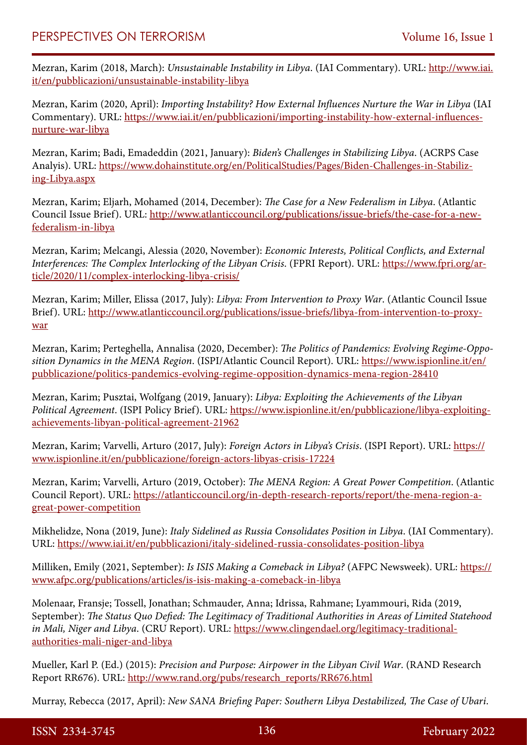Mezran, Karim (2018, March): *Unsustainable Instability in Libya*. (IAI Commentary). URL: http://www.iai.it/en/pubblicazioni/unsustainable-instability-libya

Mezran, Karim (2020, April): *Importing Instability? How External Influences Nurture the War in Libya* (IAI Commentary). URL: https://www.iai.it/en/pubblicazioni/importing-instability-how-external-influences-nurture-war-libya

Mezran, Karim; Badi, Emadeddin (2021, January): *Biden's Challenges in Stabilizing Libya*. (ACRPS Case Analyis). URL: https://www.dohainstitute.org/en/PoliticalStudies/Pages/Biden-Challenges-in-Stabilizing-Libya.aspx

Mezran, Karim; Eljarh, Mohamed (2014, December): *The Case for a New Federalism in Libya*. (Atlantic Council Issue Brief). URL: http://www.atlanticcouncil.org/publications/issue-briefs/the-case-for-a-new-federalism-in-libya

Mezran, Karim; Melcangi, Alessia (2020, November): *Economic Interests, Political Conflicts, and External Interferences: The Complex Interlocking of the Libyan Crisis*. (FPRI Report). URL: https://www.fpri.org/article/2020/11/complex-interlocking-libya-crisis/

Mezran, Karim; Miller, Elissa (2017, July): *Libya: From Intervention to Proxy War*. (Atlantic Council Issue Brief). URL: http://www.atlanticcouncil.org/publications/issue-briefs/libya-from-intervention-to-proxy-war

Mezran, Karim; Perteghella, Annalisa (2020, December): *The Politics of Pandemics: Evolving Regime-Opposition Dynamics in the MENA Region*. (ISPI/Atlantic Council Report). URL: https://www.ispionline.it/en/pubblicazione/politics-pandemics-evolving-regime-opposition-dynamics-mena-region-28410

Mezran, Karim; Pusztai, Wolfgang (2019, January): *Libya: Exploiting the Achievements of the Libyan Political Agreement*. (ISPI Policy Brief). URL: https://www.ispionline.it/en/pubblicazione/libya-exploiting-achievements-libyan-political-agreement-21962

Mezran, Karim; Varvelli, Arturo (2017, July): *Foreign Actors in Libya's Crisis*. (ISPI Report). URL: https://www.ispionline.it/en/pubblicazione/foreign-actors-libyas-crisis-17224

Mezran, Karim; Varvelli, Arturo (2019, October): *The MENA Region: A Great Power Competition*. (Atlantic Council Report). URL: https://atlanticcouncil.org/in-depth-research-reports/report/the-mena-region-a-great-power-competition

Mikhelidze, Nona (2019, June): *Italy Sidelined as Russia Consolidates Position in Libya*. (IAI Commentary). URL: https://www.iai.it/en/pubblicazioni/italy-sidelined-russia-consolidates-position-libya

Milliken, Emily (2021, September): *Is ISIS Making a Comeback in Libya?* (AFPC Newsweek). URL: https://www.afpc.org/publications/articles/is-isis-making-a-comeback-in-libya

Molenaar, Fransje; Tossell, Jonathan; Schmauder, Anna; Idrissa, Rahmane; Lyammouri, Rida (2019, September): *The Status Quo Defied: The Legitimacy of Traditional Authorities in Areas of Limited Statehood in Mali, Niger and Libya*. (CRU Report). URL: https://www.clingendael.org/legitimacy-traditional-authorities-mali-niger-and-libya

Mueller, Karl P. (Ed.) (2015): *Precision and Purpose: Airpower in the Libyan Civil War*. (RAND Research Report RR676). URL: http://www.rand.org/pubs/research_reports/RR676.html

Murray, Rebecca (2017, April): *New SANA Briefing Paper: Southern Libya Destabilized, The Case of Ubari*.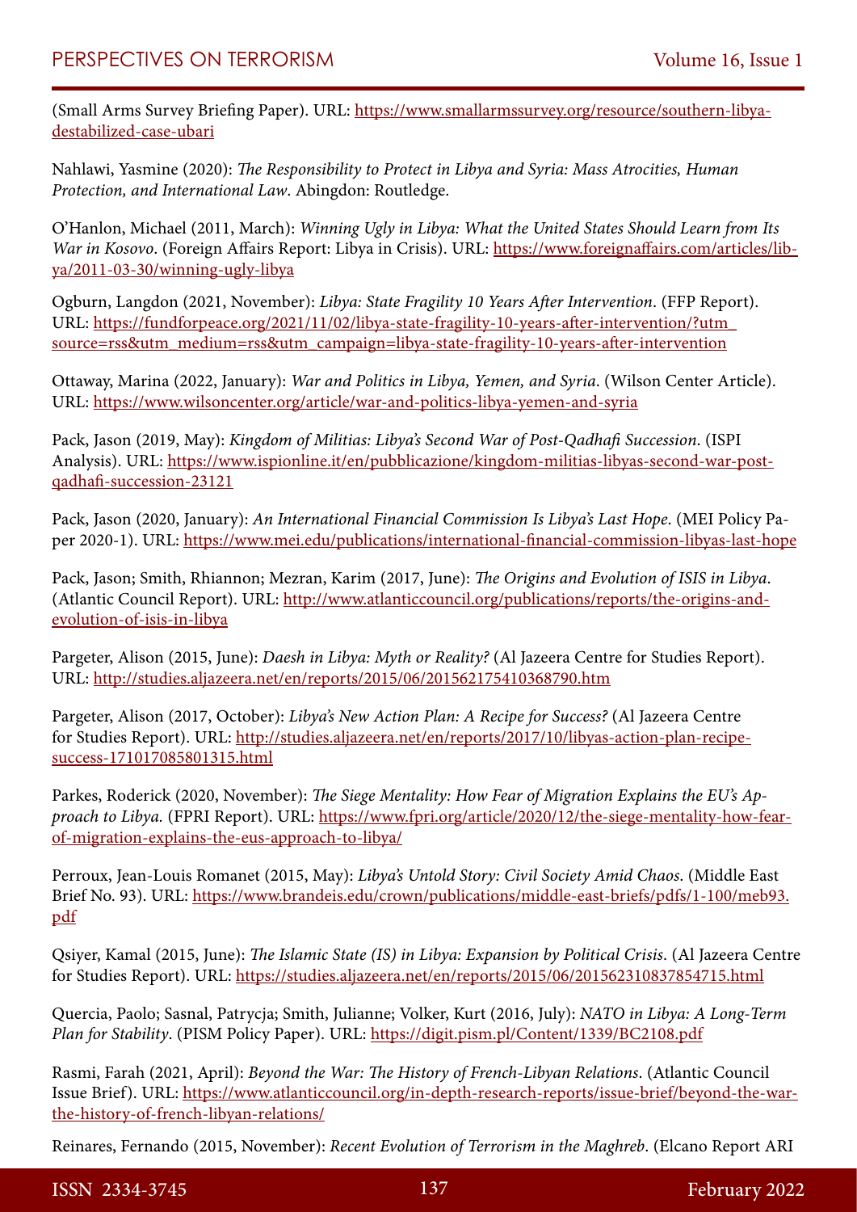(Small Arms Survey Briefing Paper). URL: https://www.smallarmssurvey.org/resource/southern-libya-destabilized-case-ubari

Nahlawi, Yasmine (2020): *The Responsibility to Protect in Libya and Syria: Mass Atrocities, Human Protection, and International Law*. Abingdon: Routledge.

O'Hanlon, Michael (2011, March): *Winning Ugly in Libya: What the United States Should Learn from Its War in Kosovo*. (Foreign Affairs Report: Libya in Crisis). URL: https://www.foreignaffairs.com/articles/libya/2011-03-30/winning-ugly-libya

Ogburn, Langdon (2021, November): *Libya: State Fragility 10 Years After Intervention*. (FFP Report). URL: https://fundforpeace.org/2021/11/02/libya-state-fragility-10-years-after-intervention/?utm_source=rss&utm_medium=rss&utm_campaign=libya-state-fragility-10-years-after-intervention

Ottaway, Marina (2022, January): *War and Politics in Libya, Yemen, and Syria*. (Wilson Center Article). URL: https://www.wilsoncenter.org/article/war-and-politics-libya-yemen-and-syria

Pack, Jason (2019, May): *Kingdom of Militias: Libya's Second War of Post-Qadhafi Succession*. (ISPI Analysis). URL: https://www.ispionline.it/en/pubblicazione/kingdom-militias-libyas-second-war-post-qadhafi-succession-23121

Pack, Jason (2020, January): *An International Financial Commission Is Libya's Last Hope*. (MEI Policy Paper 2020-1). URL: https://www.mei.edu/publications/international-financial-commission-libyas-last-hope

Pack, Jason; Smith, Rhiannon; Mezran, Karim (2017, June): *The Origins and Evolution of ISIS in Libya*. (Atlantic Council Report). URL: http://www.atlanticcouncil.org/publications/reports/the-origins-and-evolution-of-isis-in-libya

Pargeter, Alison (2015, June): *Daesh in Libya: Myth or Reality?* (Al Jazeera Centre for Studies Report). URL: http://studies.aljazeera.net/en/reports/2015/06/201562175410368790.htm

Pargeter, Alison (2017, October): *Libya's New Action Plan: A Recipe for Success?* (Al Jazeera Centre for Studies Report). URL: http://studies.aljazeera.net/en/reports/2017/10/libyas-action-plan-recipe-success-171017085801315.html

Parkes, Roderick (2020, November): *The Siege Mentality: How Fear of Migration Explains the EU's Approach to Libya.* (FPRI Report). URL: https://www.fpri.org/article/2020/12/the-siege-mentality-how-fear-of-migration-explains-the-eus-approach-to-libya/

Perroux, Jean-Louis Romanet (2015, May): *Libya's Untold Story: Civil Society Amid Chaos*. (Middle East Brief No. 93). URL: https://www.brandeis.edu/crown/publications/middle-east-briefs/pdfs/1-100/meb93.pdf

Qsiyer, Kamal (2015, June): *The Islamic State (IS) in Libya: Expansion by Political Crisis*. (Al Jazeera Centre for Studies Report). URL: https://studies.aljazeera.net/en/reports/2015/06/201562310837854715.html

Quercia, Paolo; Sasnal, Patrycja; Smith, Julianne; Volker, Kurt (2016, July): *NATO in Libya: A Long-Term Plan for Stability*. (PISM Policy Paper). URL: https://digit.pism.pl/Content/1339/BC2108.pdf

Rasmi, Farah (2021, April): *Beyond the War: The History of French-Libyan Relations*. (Atlantic Council Issue Brief). URL: https://www.atlanticcouncil.org/in-depth-research-reports/issue-brief/beyond-the-war-the-history-of-french-libyan-relations/

Reinares, Fernando (2015, November): *Recent Evolution of Terrorism in the Maghreb*. (Elcano Report ARI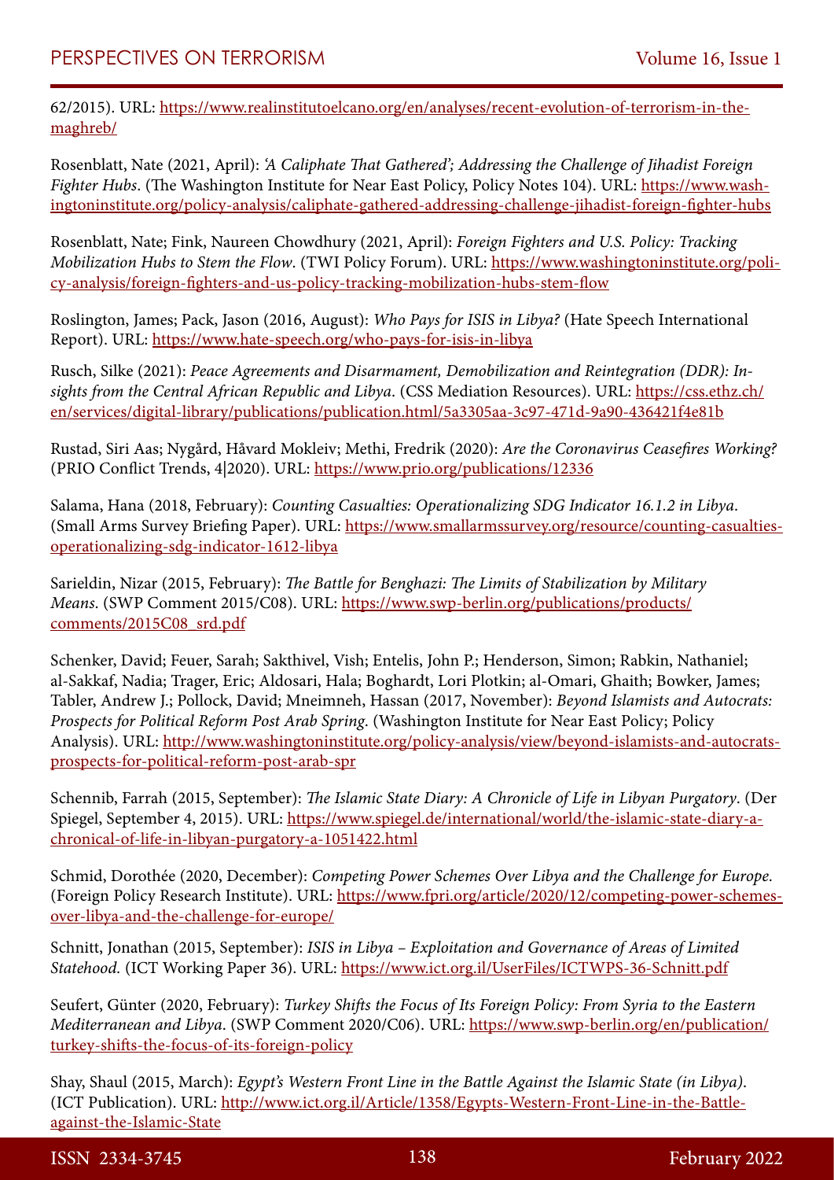62/2015). URL: https://www.realinstitutoelcano.org/en/analyses/recent-evolution-of-terrorism-in-the-maghreb/

Rosenblatt, Nate (2021, April): *'A Caliphate That Gathered'; Addressing the Challenge of Jihadist Foreign Fighter Hubs*. (The Washington Institute for Near East Policy, Policy Notes 104). URL: https://www.washingtoninstitute.org/policy-analysis/caliphate-gathered-addressing-challenge-jihadist-foreign-fighter-hubs

Rosenblatt, Nate; Fink, Naureen Chowdhury (2021, April): *Foreign Fighters and U.S. Policy: Tracking Mobilization Hubs to Stem the Flow*. (TWI Policy Forum). URL: https://www.washingtoninstitute.org/policy-analysis/foreign-fighters-and-us-policy-tracking-mobilization-hubs-stem-flow

Roslington, James; Pack, Jason (2016, August): *Who Pays for ISIS in Libya?* (Hate Speech International Report). URL: https://www.hate-speech.org/who-pays-for-isis-in-libya

Rusch, Silke (2021): *Peace Agreements and Disarmament, Demobilization and Reintegration (DDR): Insights from the Central African Republic and Libya*. (CSS Mediation Resources). URL: https://css.ethz.ch/en/services/digital-library/publications/publication.html/5a3305aa-3c97-471d-9a90-436421f4e81b

Rustad, Siri Aas; Nygård, Håvard Mokleiv; Methi, Fredrik (2020): *Are the Coronavirus Ceasefires Working?* (PRIO Conflict Trends, 4|2020). URL: https://www.prio.org/publications/12336

Salama, Hana (2018, February): *Counting Casualties: Operationalizing SDG Indicator 16.1.2 in Libya*. (Small Arms Survey Briefing Paper). URL: https://www.smallarmssurvey.org/resource/counting-casualties-operationalizing-sdg-indicator-1612-libya

Sarieldin, Nizar (2015, February): *The Battle for Benghazi: The Limits of Stabilization by Military Means*. (SWP Comment 2015/C08). URL: https://www.swp-berlin.org/publications/products/comments/2015C08_srd.pdf

Schenker, David; Feuer, Sarah; Sakthivel, Vish; Entelis, John P.; Henderson, Simon; Rabkin, Nathaniel; al-Sakkaf, Nadia; Trager, Eric; Aldosari, Hala; Boghardt, Lori Plotkin; al-Omari, Ghaith; Bowker, James; Tabler, Andrew J.; Pollock, David; Mneimneh, Hassan (2017, November): *Beyond Islamists and Autocrats: Prospects for Political Reform Post Arab Spring.* (Washington Institute for Near East Policy; Policy Analysis). URL: http://www.washingtoninstitute.org/policy-analysis/view/beyond-islamists-and-autocrats-prospects-for-political-reform-post-arab-spr

Schennib, Farrah (2015, September): *The Islamic State Diary: A Chronicle of Life in Libyan Purgatory*. (Der Spiegel, September 4, 2015). URL: https://www.spiegel.de/international/world/the-islamic-state-diary-a-chronical-of-life-in-libyan-purgatory-a-1051422.html

Schmid, Dorothée (2020, December): *Competing Power Schemes Over Libya and the Challenge for Europe.* (Foreign Policy Research Institute). URL: https://www.fpri.org/article/2020/12/competing-power-schemes-over-libya-and-the-challenge-for-europe/

Schnitt, Jonathan (2015, September): *ISIS in Libya – Exploitation and Governance of Areas of Limited Statehood.* (ICT Working Paper 36). URL: https://www.ict.org.il/UserFiles/ICTWPS-36-Schnitt.pdf

Seufert, Günter (2020, February): *Turkey Shifts the Focus of Its Foreign Policy: From Syria to the Eastern Mediterranean and Libya*. (SWP Comment 2020/C06). URL: https://www.swp-berlin.org/en/publication/turkey-shifts-the-focus-of-its-foreign-policy

Shay, Shaul (2015, March): *Egypt's Western Front Line in the Battle Against the Islamic State (in Libya)*. (ICT Publication). URL: http://www.ict.org.il/Article/1358/Egypts-Western-Front-Line-in-the-Battle-against-the-Islamic-State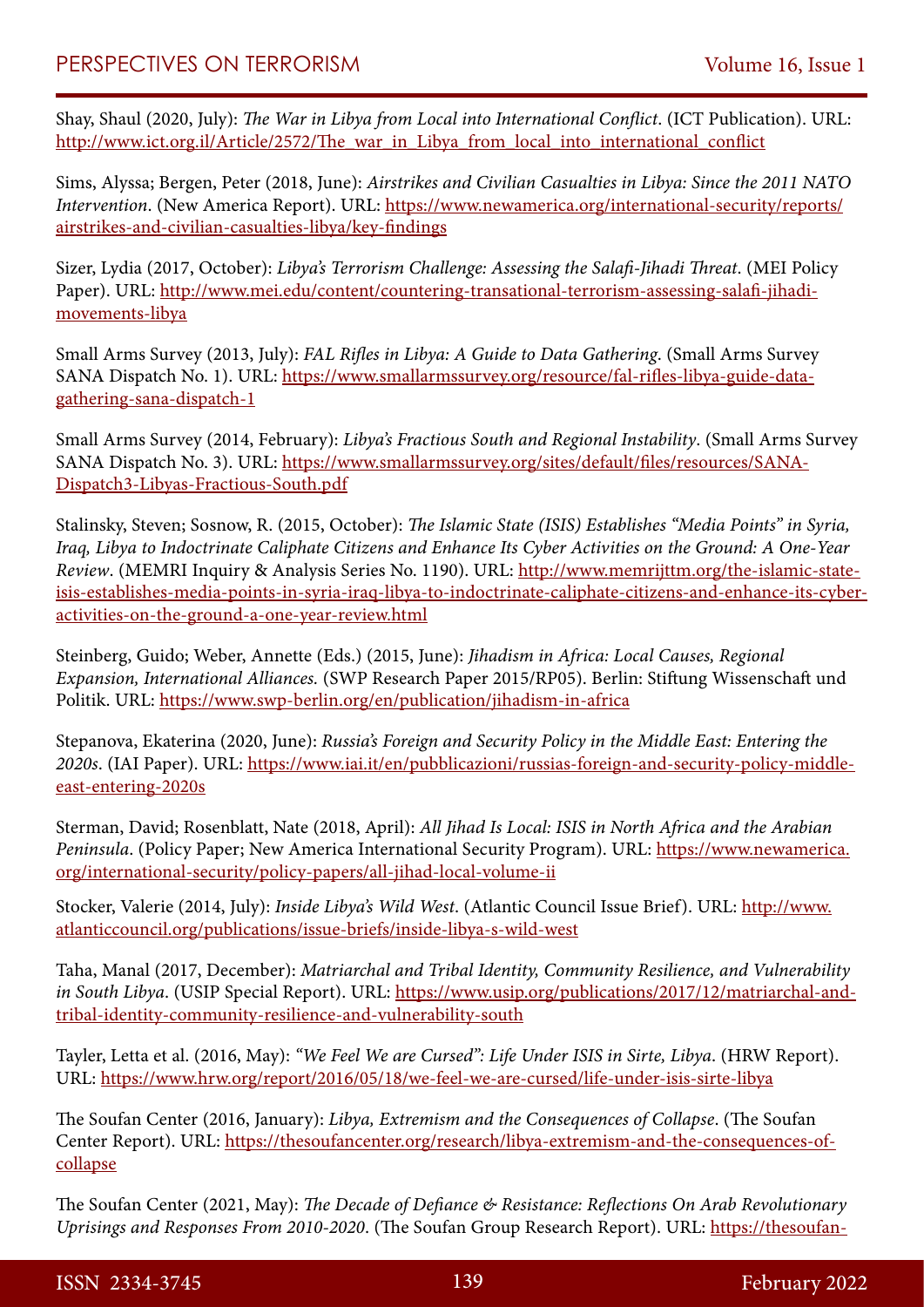Shay, Shaul (2020, July): *The War in Libya from Local into International Conflict*. (ICT Publication). URL: http://www.ict.org.il/Article/2572/The_war_in_Libya_from_local_into_international_conflict

Sims, Alyssa; Bergen, Peter (2018, June): *Airstrikes and Civilian Casualties in Libya: Since the 2011 NATO Intervention*. (New America Report). URL: https://www.newamerica.org/international-security/reports/airstrikes-and-civilian-casualties-libya/key-findings

Sizer, Lydia (2017, October): *Libya's Terrorism Challenge: Assessing the Salafi-Jihadi Threat*. (MEI Policy Paper). URL: http://www.mei.edu/content/countering-transational-terrorism-assessing-salafi-jihadi-movements-libya

Small Arms Survey (2013, July): *FAL Rifles in Libya: A Guide to Data Gathering*. (Small Arms Survey SANA Dispatch No. 1). URL: https://www.smallarmssurvey.org/resource/fal-rifles-libya-guide-data-gathering-sana-dispatch-1

Small Arms Survey (2014, February): *Libya's Fractious South and Regional Instability*. (Small Arms Survey SANA Dispatch No. 3). URL: https://www.smallarmssurvey.org/sites/default/files/resources/SANA-Dispatch3-Libyas-Fractious-South.pdf

Stalinsky, Steven; Sosnow, R. (2015, October): *The Islamic State (ISIS) Establishes "Media Points" in Syria, Iraq, Libya to Indoctrinate Caliphate Citizens and Enhance Its Cyber Activities on the Ground: A One-Year Review*. (MEMRI Inquiry & Analysis Series No. 1190). URL: http://www.memrijttm.org/the-islamic-state-isis-establishes-media-points-in-syria-iraq-libya-to-indoctrinate-caliphate-citizens-and-enhance-its-cyber-activities-on-the-ground-a-one-year-review.html

Steinberg, Guido; Weber, Annette (Eds.) (2015, June): *Jihadism in Africa: Local Causes, Regional Expansion, International Alliances.* (SWP Research Paper 2015/RP05). Berlin: Stiftung Wissenschaft und Politik. URL: https://www.swp-berlin.org/en/publication/jihadism-in-africa

Stepanova, Ekaterina (2020, June): *Russia's Foreign and Security Policy in the Middle East: Entering the 2020s*. (IAI Paper). URL: https://www.iai.it/en/pubblicazioni/russias-foreign-and-security-policy-middle-east-entering-2020s

Sterman, David; Rosenblatt, Nate (2018, April): *All Jihad Is Local: ISIS in North Africa and the Arabian Peninsula*. (Policy Paper; New America International Security Program). URL: https://www.newamerica.org/international-security/policy-papers/all-jihad-local-volume-ii

Stocker, Valerie (2014, July): *Inside Libya's Wild West*. (Atlantic Council Issue Brief). URL: http://www.atlanticcouncil.org/publications/issue-briefs/inside-libya-s-wild-west

Taha, Manal (2017, December): *Matriarchal and Tribal Identity, Community Resilience, and Vulnerability in South Libya*. (USIP Special Report). URL: https://www.usip.org/publications/2017/12/matriarchal-and-tribal-identity-community-resilience-and-vulnerability-south

Tayler, Letta et al. (2016, May): *"We Feel We are Cursed": Life Under ISIS in Sirte, Libya*. (HRW Report). URL: https://www.hrw.org/report/2016/05/18/we-feel-we-are-cursed/life-under-isis-sirte-libya

The Soufan Center (2016, January): *Libya, Extremism and the Consequences of Collapse*. (The Soufan Center Report). URL: https://thesoufancenter.org/research/libya-extremism-and-the-consequences-of-collapse

The Soufan Center (2021, May): *The Decade of Defiance & Resistance: Reflections On Arab Revolutionary Uprisings and Responses From 2010-2020*. (The Soufan Group Research Report). URL: https://thesoufan-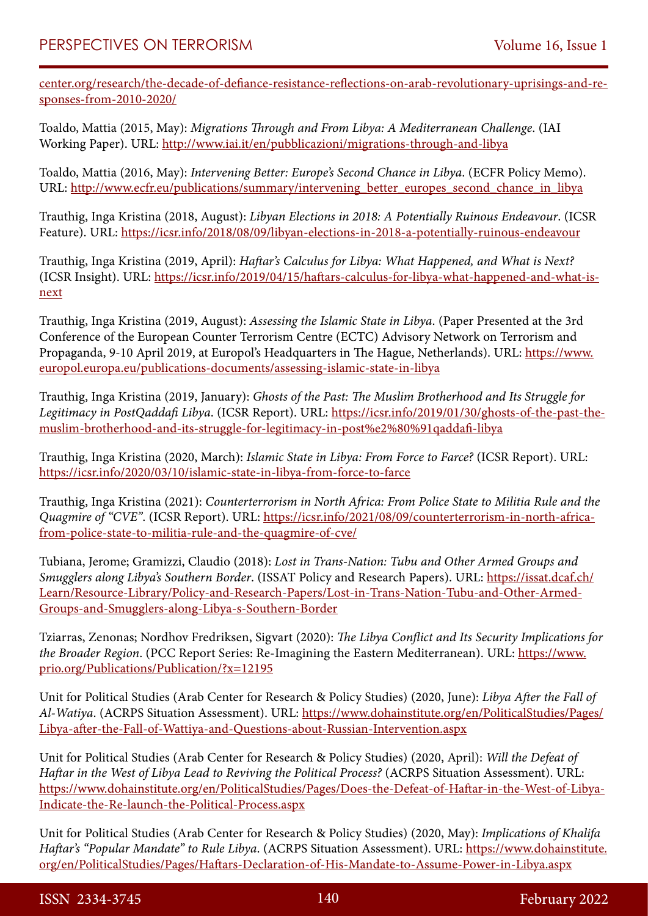center.org/research/the-decade-of-defiance-resistance-reflections-on-arab-revolutionary-uprisings-and-responses-from-2010-2020/

Toaldo, Mattia (2015, May): *Migrations Through and From Libya: A Mediterranean Challenge*. (IAI Working Paper). URL: http://www.iai.it/en/pubblicazioni/migrations-through-and-libya

Toaldo, Mattia (2016, May): *Intervening Better: Europe's Second Chance in Libya*. (ECFR Policy Memo). URL: http://www.ecfr.eu/publications/summary/intervening_better_europes_second_chance_in_libya

Trauthig, Inga Kristina (2018, August): *Libyan Elections in 2018: A Potentially Ruinous Endeavour*. (ICSR Feature). URL: https://icsr.info/2018/08/09/libyan-elections-in-2018-a-potentially-ruinous-endeavour

Trauthig, Inga Kristina (2019, April): *Haftar's Calculus for Libya: What Happened, and What is Next?* (ICSR Insight). URL: https://icsr.info/2019/04/15/haftars-calculus-for-libya-what-happened-and-what-is-next

Trauthig, Inga Kristina (2019, August): *Assessing the Islamic State in Libya*. (Paper Presented at the 3rd Conference of the European Counter Terrorism Centre (ECTC) Advisory Network on Terrorism and Propaganda, 9-10 April 2019, at Europol's Headquarters in The Hague, Netherlands). URL: https://www.europol.europa.eu/publications-documents/assessing-islamic-state-in-libya

Trauthig, Inga Kristina (2019, January): *Ghosts of the Past: The Muslim Brotherhood and Its Struggle for Legitimacy in PostQaddafi Libya*. (ICSR Report). URL: https://icsr.info/2019/01/30/ghosts-of-the-past-the-muslim-brotherhood-and-its-struggle-for-legitimacy-in-post%e2%80%91qaddafi-libya

Trauthig, Inga Kristina (2020, March): *Islamic State in Libya: From Force to Farce?* (ICSR Report). URL: https://icsr.info/2020/03/10/islamic-state-in-libya-from-force-to-farce

Trauthig, Inga Kristina (2021): *Counterterrorism in North Africa: From Police State to Militia Rule and the Quagmire of "CVE"*. (ICSR Report). URL: https://icsr.info/2021/08/09/counterterrorism-in-north-africa-from-police-state-to-militia-rule-and-the-quagmire-of-cve/

Tubiana, Jerome; Gramizzi, Claudio (2018): *Lost in Trans-Nation: Tubu and Other Armed Groups and Smugglers along Libya's Southern Border*. (ISSAT Policy and Research Papers). URL: https://issat.dcaf.ch/Learn/Resource-Library/Policy-and-Research-Papers/Lost-in-Trans-Nation-Tubu-and-Other-Armed-Groups-and-Smugglers-along-Libya-s-Southern-Border

Tziarras, Zenonas; Nordhov Fredriksen, Sigvart (2020): *The Libya Conflict and Its Security Implications for the Broader Region*. (PCC Report Series: Re-Imagining the Eastern Mediterranean). URL: https://www.prio.org/Publications/Publication/?x=12195

Unit for Political Studies (Arab Center for Research & Policy Studies) (2020, June): *Libya After the Fall of Al-Watiya*. (ACRPS Situation Assessment). URL: https://www.dohainstitute.org/en/PoliticalStudies/Pages/Libya-after-the-Fall-of-Wattiya-and-Questions-about-Russian-Intervention.aspx

Unit for Political Studies (Arab Center for Research & Policy Studies) (2020, April): *Will the Defeat of Haftar in the West of Libya Lead to Reviving the Political Process?* (ACRPS Situation Assessment). URL: https://www.dohainstitute.org/en/PoliticalStudies/Pages/Does-the-Defeat-of-Haftar-in-the-West-of-Libya-Indicate-the-Re-launch-the-Political-Process.aspx

Unit for Political Studies (Arab Center for Research & Policy Studies) (2020, May): *Implications of Khalifa Haftar's "Popular Mandate" to Rule Libya*. (ACRPS Situation Assessment). URL: https://www.dohainstitute.org/en/PoliticalStudies/Pages/Haftars-Declaration-of-His-Mandate-to-Assume-Power-in-Libya.aspx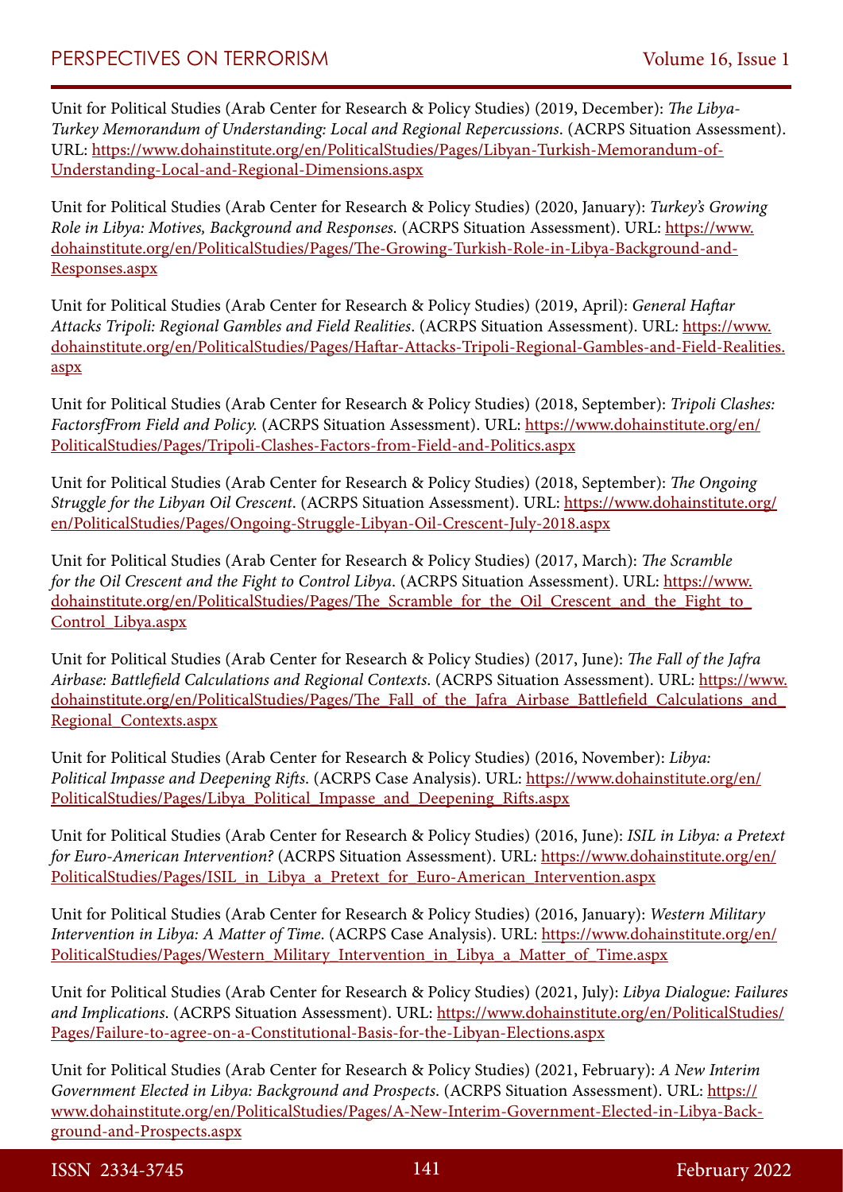Unit for Political Studies (Arab Center for Research & Policy Studies) (2019, December): *The Libya-Turkey Memorandum of Understanding: Local and Regional Repercussions*. (ACRPS Situation Assessment). URL: https://www.dohainstitute.org/en/PoliticalStudies/Pages/Libyan-Turkish-Memorandum-of-Understanding-Local-and-Regional-Dimensions.aspx

Unit for Political Studies (Arab Center for Research & Policy Studies) (2020, January): *Turkey's Growing Role in Libya: Motives, Background and Responses*. (ACRPS Situation Assessment). URL: https://www.dohainstitute.org/en/PoliticalStudies/Pages/The-Growing-Turkish-Role-in-Libya-Background-and-Responses.aspx

Unit for Political Studies (Arab Center for Research & Policy Studies) (2019, April): *General Haftar Attacks Tripoli: Regional Gambles and Field Realities*. (ACRPS Situation Assessment). URL: https://www.dohainstitute.org/en/PoliticalStudies/Pages/Haftar-Attacks-Tripoli-Regional-Gambles-and-Field-Realities.aspx

Unit for Political Studies (Arab Center for Research & Policy Studies) (2018, September): *Tripoli Clashes: FactorsfFrom Field and Policy*. (ACRPS Situation Assessment). URL: https://www.dohainstitute.org/en/PoliticalStudies/Pages/Tripoli-Clashes-Factors-from-Field-and-Politics.aspx

Unit for Political Studies (Arab Center for Research & Policy Studies) (2018, September): *The Ongoing Struggle for the Libyan Oil Crescent*. (ACRPS Situation Assessment). URL: https://www.dohainstitute.org/en/PoliticalStudies/Pages/Ongoing-Struggle-Libyan-Oil-Crescent-July-2018.aspx

Unit for Political Studies (Arab Center for Research & Policy Studies) (2017, March): *The Scramble for the Oil Crescent and the Fight to Control Libya*. (ACRPS Situation Assessment). URL: https://www.dohainstitute.org/en/PoliticalStudies/Pages/The_Scramble_for_the_Oil_Crescent_and_the_Fight_to_Control_Libya.aspx

Unit for Political Studies (Arab Center for Research & Policy Studies) (2017, June): *The Fall of the Jafra Airbase: Battlefield Calculations and Regional Contexts*. (ACRPS Situation Assessment). URL: https://www.dohainstitute.org/en/PoliticalStudies/Pages/The_Fall_of_the_Jafra_Airbase_Battlefield_Calculations_and_Regional_Contexts.aspx

Unit for Political Studies (Arab Center for Research & Policy Studies) (2016, November): *Libya: Political Impasse and Deepening Rifts*. (ACRPS Case Analysis). URL: https://www.dohainstitute.org/en/PoliticalStudies/Pages/Libya_Political_Impasse_and_Deepening_Rifts.aspx

Unit for Political Studies (Arab Center for Research & Policy Studies) (2016, June): *ISIL in Libya: a Pretext for Euro-American Intervention?* (ACRPS Situation Assessment). URL: https://www.dohainstitute.org/en/PoliticalStudies/Pages/ISIL_in_Libya_a_Pretext_for_Euro-American_Intervention.aspx

Unit for Political Studies (Arab Center for Research & Policy Studies) (2016, January): *Western Military Intervention in Libya: A Matter of Time*. (ACRPS Case Analysis). URL: https://www.dohainstitute.org/en/PoliticalStudies/Pages/Western_Military_Intervention_in_Libya_a_Matter_of_Time.aspx

Unit for Political Studies (Arab Center for Research & Policy Studies) (2021, July): *Libya Dialogue: Failures and Implications*. (ACRPS Situation Assessment). URL: https://www.dohainstitute.org/en/PoliticalStudies/Pages/Failure-to-agree-on-a-Constitutional-Basis-for-the-Libyan-Elections.aspx

Unit for Political Studies (Arab Center for Research & Policy Studies) (2021, February): *A New Interim Government Elected in Libya: Background and Prospects*. (ACRPS Situation Assessment). URL: https://www.dohainstitute.org/en/PoliticalStudies/Pages/A-New-Interim-Government-Elected-in-Libya-Background-and-Prospects.aspx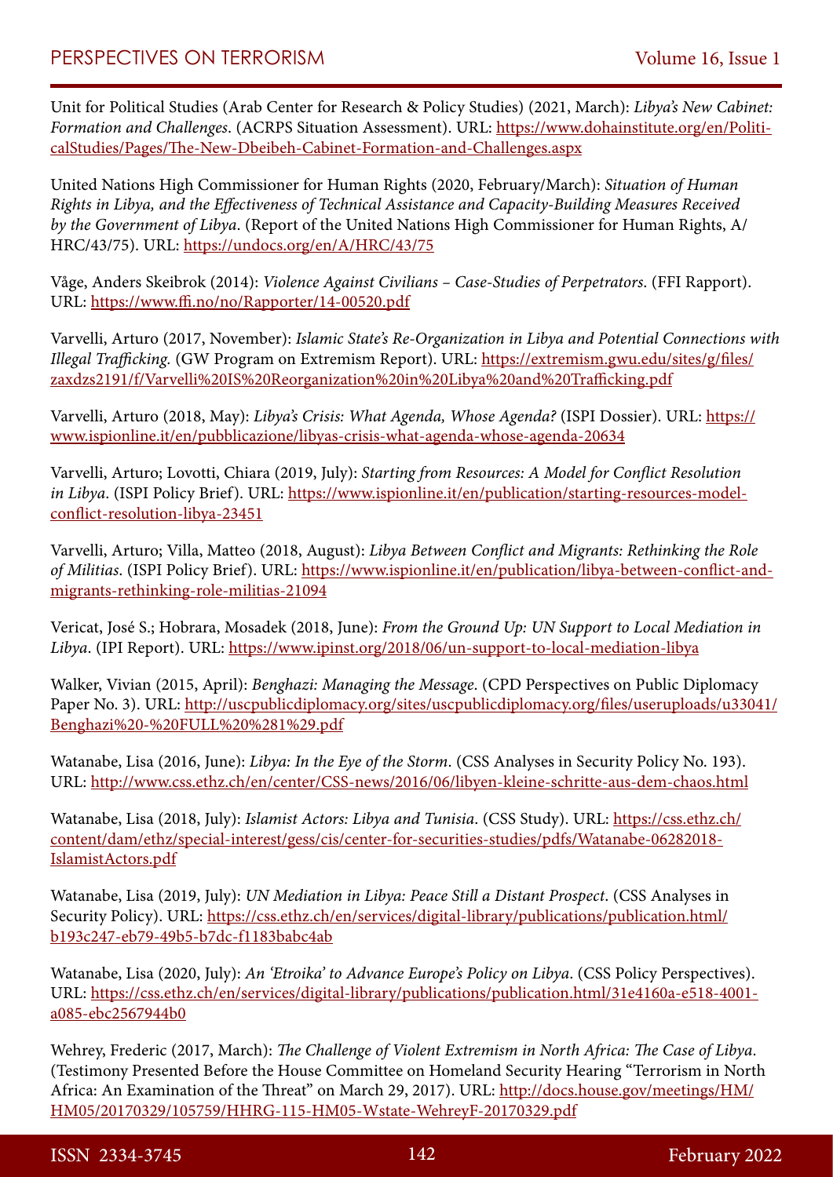Unit for Political Studies (Arab Center for Research & Policy Studies) (2021, March): *Libya's New Cabinet: Formation and Challenges*. (ACRPS Situation Assessment). URL: https://www.dohainstitute.org/en/PoliticalStudies/Pages/The-New-Dbeibeh-Cabinet-Formation-and-Challenges.aspx

United Nations High Commissioner for Human Rights (2020, February/March): *Situation of Human Rights in Libya, and the Effectiveness of Technical Assistance and Capacity-Building Measures Received by the Government of Libya*. (Report of the United Nations High Commissioner for Human Rights, A/HRC/43/75). URL: https://undocs.org/en/A/HRC/43/75

Våge, Anders Skeibrok (2014): *Violence Against Civilians – Case-Studies of Perpetrators*. (FFI Rapport). URL: https://www.ffi.no/no/Rapporter/14-00520.pdf

Varvelli, Arturo (2017, November): *Islamic State's Re-Organization in Libya and Potential Connections with Illegal Trafficking.* (GW Program on Extremism Report). URL: https://extremism.gwu.edu/sites/g/files/zaxdzs2191/f/Varvelli%20IS%20Reorganization%20in%20Libya%20and%20Trafficking.pdf

Varvelli, Arturo (2018, May): *Libya's Crisis: What Agenda, Whose Agenda?* (ISPI Dossier). URL: https://www.ispionline.it/en/pubblicazione/libyas-crisis-what-agenda-whose-agenda-20634

Varvelli, Arturo; Lovotti, Chiara (2019, July): *Starting from Resources: A Model for Conflict Resolution in Libya*. (ISPI Policy Brief). URL: https://www.ispionline.it/en/publication/starting-resources-model-conflict-resolution-libya-23451

Varvelli, Arturo; Villa, Matteo (2018, August): *Libya Between Conflict and Migrants: Rethinking the Role of Militias*. (ISPI Policy Brief). URL: https://www.ispionline.it/en/publication/libya-between-conflict-and-migrants-rethinking-role-militias-21094

Vericat, José S.; Hobrara, Mosadek (2018, June): *From the Ground Up: UN Support to Local Mediation in Libya*. (IPI Report). URL: https://www.ipinst.org/2018/06/un-support-to-local-mediation-libya

Walker, Vivian (2015, April): *Benghazi: Managing the Message*. (CPD Perspectives on Public Diplomacy Paper No. 3). URL: http://uscpublicdiplomacy.org/sites/uscpublicdiplomacy.org/files/useruploads/u33041/Benghazi%20-%20FULL%20%281%29.pdf

Watanabe, Lisa (2016, June): *Libya: In the Eye of the Storm*. (CSS Analyses in Security Policy No. 193). URL: http://www.css.ethz.ch/en/center/CSS-news/2016/06/libyen-kleine-schritte-aus-dem-chaos.html

Watanabe, Lisa (2018, July): *Islamist Actors: Libya and Tunisia*. (CSS Study). URL: https://css.ethz.ch/content/dam/ethz/special-interest/gess/cis/center-for-securities-studies/pdfs/Watanabe-06282018-IslamistActors.pdf

Watanabe, Lisa (2019, July): *UN Mediation in Libya: Peace Still a Distant Prospect*. (CSS Analyses in Security Policy). URL: https://css.ethz.ch/en/services/digital-library/publications/publication.html/b193c247-eb79-49b5-b7dc-f1183babc4ab

Watanabe, Lisa (2020, July): *An 'Etroika' to Advance Europe's Policy on Libya*. (CSS Policy Perspectives). URL: https://css.ethz.ch/en/services/digital-library/publications/publication.html/31e4160a-e518-4001-a085-ebc2567944b0

Wehrey, Frederic (2017, March): *The Challenge of Violent Extremism in North Africa: The Case of Libya*. (Testimony Presented Before the House Committee on Homeland Security Hearing "Terrorism in North Africa: An Examination of the Threat" on March 29, 2017). URL: http://docs.house.gov/meetings/HM/HM05/20170329/105759/HHRG-115-HM05-Wstate-WehreyF-20170329.pdf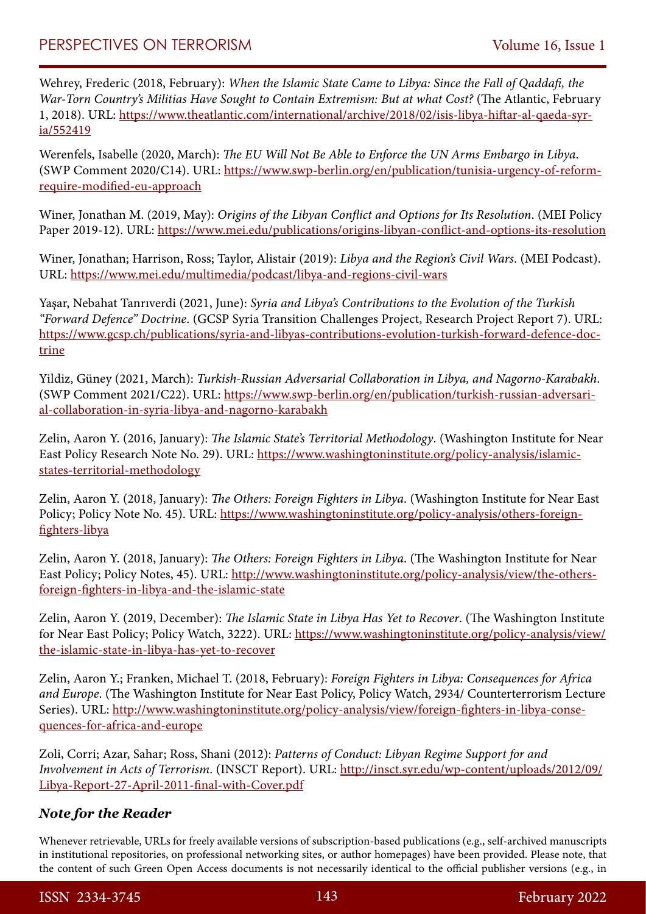Wehrey, Frederic (2018, February): *When the Islamic State Came to Libya: Since the Fall of Qaddafi, the War-Torn Country's Militias Have Sought to Contain Extremism: But at what Cost?* (The Atlantic, February 1, 2018). URL: https://www.theatlantic.com/international/archive/2018/02/isis-libya-hiftar-al-qaeda-syria/552419

Werenfels, Isabelle (2020, March): *The EU Will Not Be Able to Enforce the UN Arms Embargo in Libya*. (SWP Comment 2020/C14). URL: https://www.swp-berlin.org/en/publication/tunisia-urgency-of-reform-require-modified-eu-approach

Winer, Jonathan M. (2019, May): *Origins of the Libyan Conflict and Options for Its Resolution*. (MEI Policy Paper 2019-12). URL: https://www.mei.edu/publications/origins-libyan-conflict-and-options-its-resolution

Winer, Jonathan; Harrison, Ross; Taylor, Alistair (2019): *Libya and the Region's Civil Wars*. (MEI Podcast). URL: https://www.mei.edu/multimedia/podcast/libya-and-regions-civil-wars

Yaşar, Nebahat Tanrıverdi (2021, June): *Syria and Libya's Contributions to the Evolution of the Turkish "Forward Defence" Doctrine*. (GCSP Syria Transition Challenges Project, Research Project Report 7). URL: https://www.gcsp.ch/publications/syria-and-libyas-contributions-evolution-turkish-forward-defence-doctrine

Yildiz, Güney (2021, March): *Turkish-Russian Adversarial Collaboration in Libya, and Nagorno-Karabakh*. (SWP Comment 2021/C22). URL: https://www.swp-berlin.org/en/publication/turkish-russian-adversarial-collaboration-in-syria-libya-and-nagorno-karabakh

Zelin, Aaron Y. (2016, January): *The Islamic State's Territorial Methodology*. (Washington Institute for Near East Policy Research Note No. 29). URL: https://www.washingtoninstitute.org/policy-analysis/islamic-states-territorial-methodology

Zelin, Aaron Y. (2018, January): *The Others: Foreign Fighters in Libya*. (Washington Institute for Near East Policy; Policy Note No. 45). URL: https://www.washingtoninstitute.org/policy-analysis/others-foreign-fighters-libya

Zelin, Aaron Y. (2018, January): *The Others: Foreign Fighters in Libya*. (The Washington Institute for Near East Policy; Policy Notes, 45). URL: http://www.washingtoninstitute.org/policy-analysis/view/the-others-foreign-fighters-in-libya-and-the-islamic-state

Zelin, Aaron Y. (2019, December): *The Islamic State in Libya Has Yet to Recover*. (The Washington Institute for Near East Policy; Policy Watch, 3222). URL: https://www.washingtoninstitute.org/policy-analysis/view/the-islamic-state-in-libya-has-yet-to-recover

Zelin, Aaron Y.; Franken, Michael T. (2018, February): *Foreign Fighters in Libya: Consequences for Africa and Europe*. (The Washington Institute for Near East Policy, Policy Watch, 2934/ Counterterrorism Lecture Series). URL: http://www.washingtoninstitute.org/policy-analysis/view/foreign-fighters-in-libya-consequences-for-africa-and-europe

Zoli, Corri; Azar, Sahar; Ross, Shani (2012): *Patterns of Conduct: Libyan Regime Support for and Involvement in Acts of Terrorism*. (INSCT Report). URL: http://insct.syr.edu/wp-content/uploads/2012/09/Libya-Report-27-April-2011-final-with-Cover.pdf

### *Note for the Reader*

Whenever retrievable, URLs for freely available versions of subscription-based publications (e.g., self-archived manuscripts in institutional repositories, on professional networking sites, or author homepages) have been provided. Please note, that the content of such Green Open Access documents is not necessarily identical to the official publisher versions (e.g., in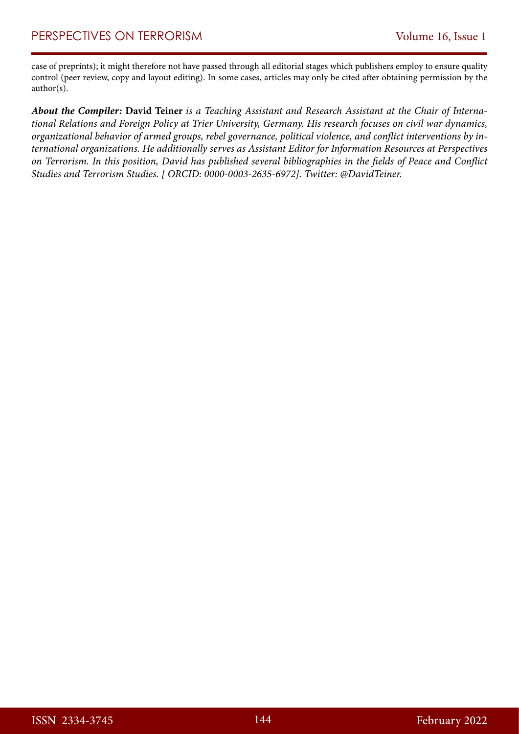case of preprints); it might therefore not have passed through all editorial stages which publishers employ to ensure quality control (peer review, copy and layout editing). In some cases, articles may only be cited after obtaining permission by the author(s).

***About the Compiler:*** **David Teiner** *is a Teaching Assistant and Research Assistant at the Chair of International Relations and Foreign Policy at Trier University, Germany. His research focuses on civil war dynamics, organizational behavior of armed groups, rebel governance, political violence, and conflict interventions by international organizations. He additionally serves as Assistant Editor for Information Resources at Perspectives on Terrorism. In this position, David has published several bibliographies in the fields of Peace and Conflict Studies and Terrorism Studies. [ ORCID: 0000-0003-2635-6972]. Twitter: @DavidTeiner.*